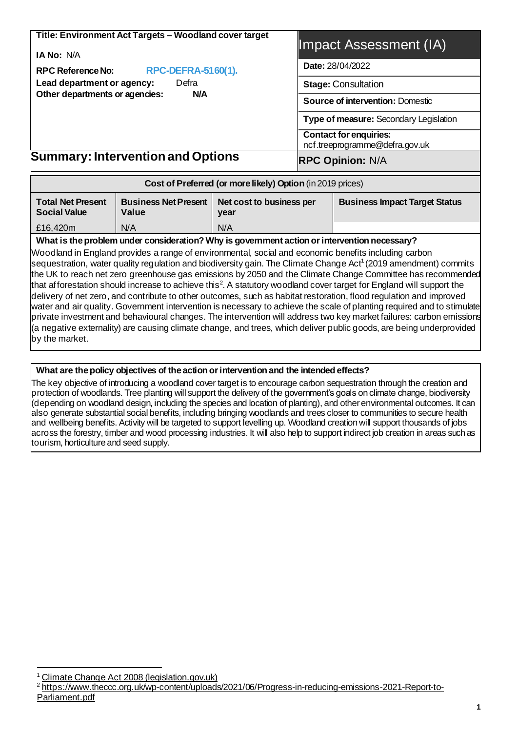| **Title: Environment Act Targets – Woodland cover target** | **Impact Assessment (IA)** |
|---|---|
| **IA No:** N/A | **Date:** 28/04/2022 |
| **RPC Reference No:** RPC-DEFRA-5160(1). | **Stage:** Consultation |
| **Lead department or agency:** Defra | **Source of intervention:** Domestic |
| **Other departments or agencies:** N/A | **Type of measure:** Secondary Legislation |
| | **Contact for enquiries:** ncf.treeprogramme@defra.gov.uk |

## Summary: Intervention and Options

**RPC Opinion:** N/A

| **Cost of Preferred (or more likely) Option** (in 2019 prices) | | | |
|---|---|---|---|
| **Total Net Present Social Value** | **Business Net Present Value** | **Net cost to business per year** | **Business Impact Target Status** |
| £16,420m | N/A | N/A | |

**What is the problem under consideration? Why is government action or intervention necessary?**

Woodland in England provides a range of environmental, social and economic benefits including carbon sequestration, water quality regulation and biodiversity gain. The Climate Change Act[1] (2019 amendment) commits the UK to reach net zero greenhouse gas emissions by 2050 and the Climate Change Committee has recommended that afforestation should increase to achieve this[2]. A statutory woodland cover target for England will support the delivery of net zero, and contribute to other outcomes, such as habitat restoration, flood regulation and improved water and air quality. Government intervention is necessary to achieve the scale of planting required and to stimulate private investment and behavioural changes. The intervention will address two key market failures: carbon emissions (a negative externality) are causing climate change, and trees, which deliver public goods, are being underprovided by the market.

**What are the policy objectives of the action or intervention and the intended effects?**

The key objective of introducing a woodland cover target is to encourage carbon sequestration through the creation and protection of woodlands. Tree planting will support the delivery of the government's goals on climate change, biodiversity (depending on woodland design, including the species and location of planting), and other environmental outcomes. It can also generate substantial social benefits, including bringing woodlands and trees closer to communities to secure health and wellbeing benefits. Activity will be targeted to support levelling up. Woodland creation will support thousands of jobs across the forestry, timber and wood processing industries. It will also help to support indirect job creation in areas such as tourism, horticulture and seed supply.

[1] Climate Change Act 2008 (legislation.gov.uk)

[2] https://www.theccc.org.uk/wp-content/uploads/2021/06/Progress-in-reducing-emissions-2021-Report-to-Parliament.pdf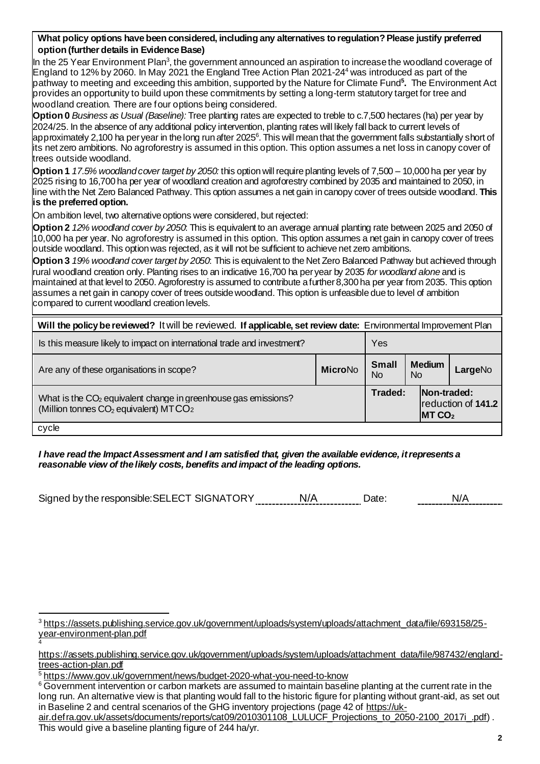**What policy options have been considered, including any alternatives to regulation? Please justify preferred option (further details in Evidence Base)**

In the 25 Year Environment Plan[3], the government announced an aspiration to increase the woodland coverage of England to 12% by 2060. In May 2021 the England Tree Action Plan 2021-24[4] was introduced as part of the pathway to meeting and exceeding this ambition, supported by the Nature for Climate Fund[5]. The Environment Act provides an opportunity to build upon these commitments by setting a long-term statutory target for tree and woodland creation. There are four options being considered.

**Option 0** *Business as Usual (Baseline):* Tree planting rates are expected to treble to c.7,500 hectares (ha) per year by 2024/25. In the absence of any additional policy intervention, planting rates will likely fall back to current levels of approximately 2,100 ha per year in the long run after 2025[6]. This will mean that the government falls substantially short of its net zero ambitions. No agroforestry is assumed in this option. This option assumes a net loss in canopy cover of trees outside woodland.

**Option 1** *17.5% woodland cover target by 2050:* this option will require planting levels of 7,500 – 10,000 ha per year by 2025 rising to 16,700 ha per year of woodland creation and agroforestry combined by 2035 and maintained to 2050, in line with the Net Zero Balanced Pathway. This option assumes a net gain in canopy cover of trees outside woodland. **This is the preferred option.**

On ambition level, two alternative options were considered, but rejected:

**Option 2** *12% woodland cover by 2050*: This is equivalent to an average annual planting rate between 2025 and 2050 of 10,000 ha per year. No agroforestry is assumed in this option. This option assumes a net gain in canopy cover of trees outside woodland. This option was rejected, as it will not be sufficient to achieve net zero ambitions.

**Option 3** *19% woodland cover target by 2050*: This is equivalent to the Net Zero Balanced Pathway but achieved through rural woodland creation only. Planting rises to an indicative 16,700 ha per year by 2035 *for woodland alone* and is maintained at that level to 2050. Agroforestry is assumed to contribute a further 8,300 ha per year from 2035. This option assumes a net gain in canopy cover of trees outside woodland. This option is unfeasible due to level of ambition compared to current woodland creation levels.

**Will the policy be reviewed?** It will be reviewed. **If applicable, set review date:** Environmental Improvement Plan cycle

| Is this measure likely to impact on international trade and investment? | | Yes | | |
|---|---|---|---|---|
| Are any of these organisations in scope? | **Micro** No | **Small** No | **Medium** No | **Large** No |
| What is the $CO_2$ equivalent change in greenhouse gas emissions? (Million tonnes $CO_2$ equivalent) MT$CO_2$ | | **Traded:** | **Non-traded:** reduction of **141.2 MT $CO_2$** | |

***I have read the Impact Assessment and I am satisfied that, given the available evidence, it represents a reasonable view of the likely costs, benefits and impact of the leading options.***

Signed by the responsible: SELECT SIGNATORY N/A Date: N/A

---

[3] https://assets.publishing.service.gov.uk/government/uploads/system/uploads/attachment_data/file/693158/25-year-environment-plan.pdf

[4] https://assets.publishing.service.gov.uk/government/uploads/system/uploads/attachment_data/file/987432/england-trees-action-plan.pdf

[5] https://www.gov.uk/government/news/budget-2020-what-you-need-to-know

[6] Government intervention or carbon markets are assumed to maintain baseline planting at the current rate in the long run. An alternative view is that planting would fall to the historic figure for planting without grant-aid, as set out in Baseline 2 and central scenarios of the GHG inventory projections (page 42 of https://uk-air.defra.gov.uk/assets/documents/reports/cat09/2010301108_LULUCF_Projections_to_2050-2100_2017i_.pdf). This would give a baseline planting figure of 244 ha/yr.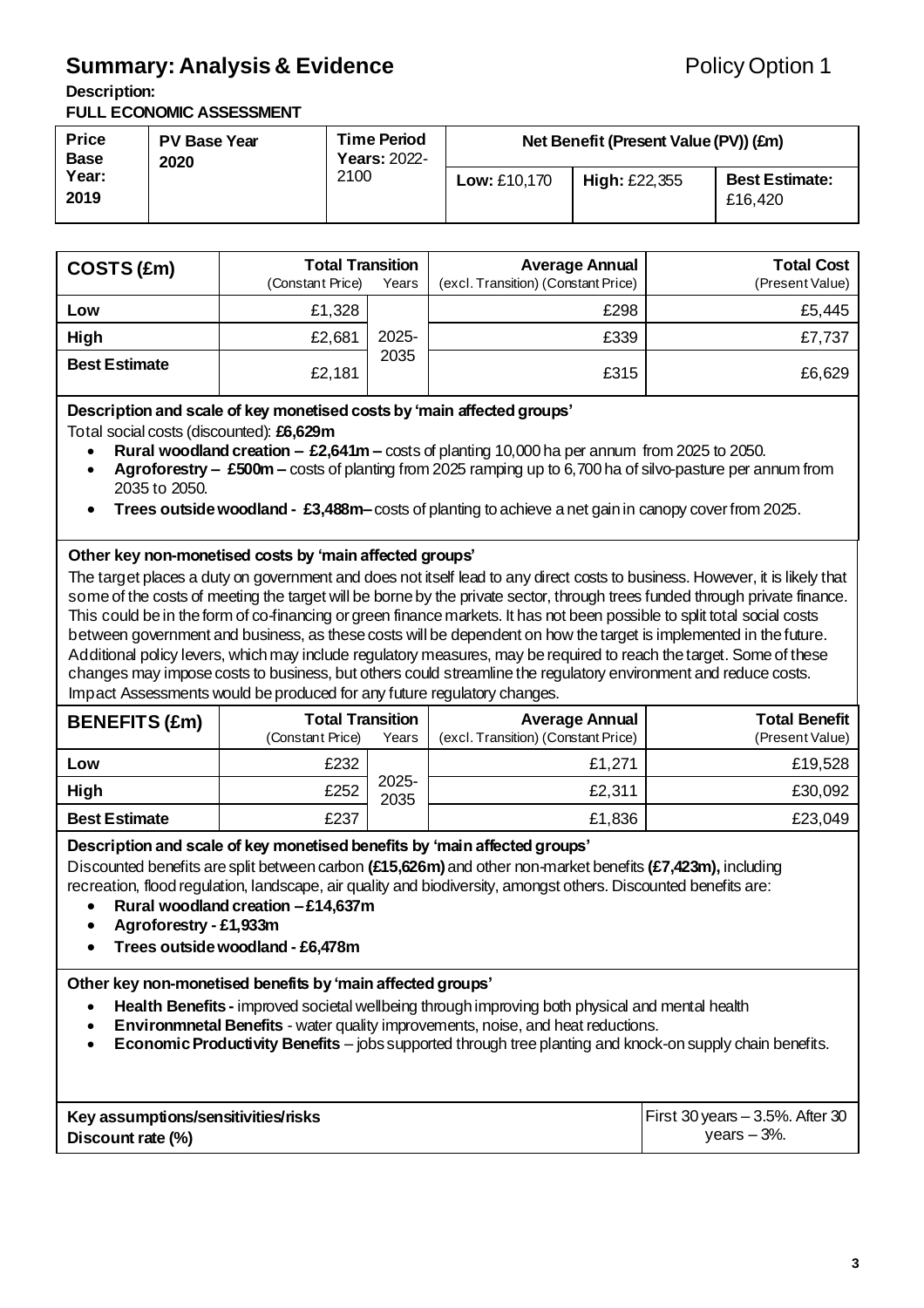# Summary: Analysis & Evidence

Policy Option 1

**Description:**

**FULL ECONOMIC ASSESSMENT**

| Price Base Year: 2019 | PV Base Year 2020 | Time Period Years: 2022-2100 | Net Benefit (Present Value (PV)) (£m) | | |
|---|---|---|---|---|---|
| | | | Low: £10,170 | High: £22,355 | Best Estimate: £16,420 |

| COSTS (£m) | Total Transition (Constant Price) | Years | Average Annual (excl. Transition) (Constant Price) | Total Cost (Present Value) |
|---|---|---|---|---|
| Low | £1,328 | 2025-2035 | £298 | £5,445 |
| High | £2,681 | | £339 | £7,737 |
| Best Estimate | £2,181 | | £315 | £6,629 |

**Description and scale of key monetised costs by 'main affected groups'**

Total social costs (discounted): **£6,629m**

- **Rural woodland creation – £2,641m –** costs of planting 10,000 ha per annum from 2025 to 2050.
- **Agroforestry – £500m –** costs of planting from 2025 ramping up to 6,700 ha of silvo-pasture per annum from 2035 to 2050.
- **Trees outside woodland - £3,488m–** costs of planting to achieve a net gain in canopy cover from 2025.

**Other key non-monetised costs by 'main affected groups'**

The target places a duty on government and does not itself lead to any direct costs to business. However, it is likely that some of the costs of meeting the target will be borne by the private sector, through trees funded through private finance. This could be in the form of co-financing or green finance markets. It has not been possible to split total social costs between government and business, as these costs will be dependent on how the target is implemented in the future. Additional policy levers, which may include regulatory measures, may be required to reach the target. Some of these changes may impose costs to business, but others could streamline the regulatory environment and reduce costs. Impact Assessments would be produced for any future regulatory changes.

| BENEFITS (£m) | Total Transition (Constant Price) | Years | Average Annual (excl. Transition) (Constant Price) | Total Benefit (Present Value) |
|---|---|---|---|---|
| Low | £232 | 2025-2035 | £1,271 | £19,528 |
| High | £252 | | £2,311 | £30,092 |
| Best Estimate | £237 | | £1,836 | £23,049 |

**Description and scale of key monetised benefits by 'main affected groups'**

Discounted benefits are split between carbon **(£15,626m)** and other non-market benefits **(£7,423m),** including recreation, flood regulation, landscape, air quality and biodiversity, amongst others. Discounted benefits are:

- **Rural woodland creation – £14,637m**
- **Agroforestry - £1,933m**
- **Trees outside woodland - £6,478m**

**Other key non-monetised benefits by 'main affected groups'**

- **Health Benefits -** improved societal wellbeing through improving both physical and mental health
- **Environmnetal Benefits** - water quality improvements, noise, and heat reductions.
- **Economic Productivity Benefits** – jobs supported through tree planting and knock-on supply chain benefits.

| Key assumptions/sensitivities/risks Discount rate (%) | First 30 years – 3.5%. After 30 years – 3%. |
|---|---|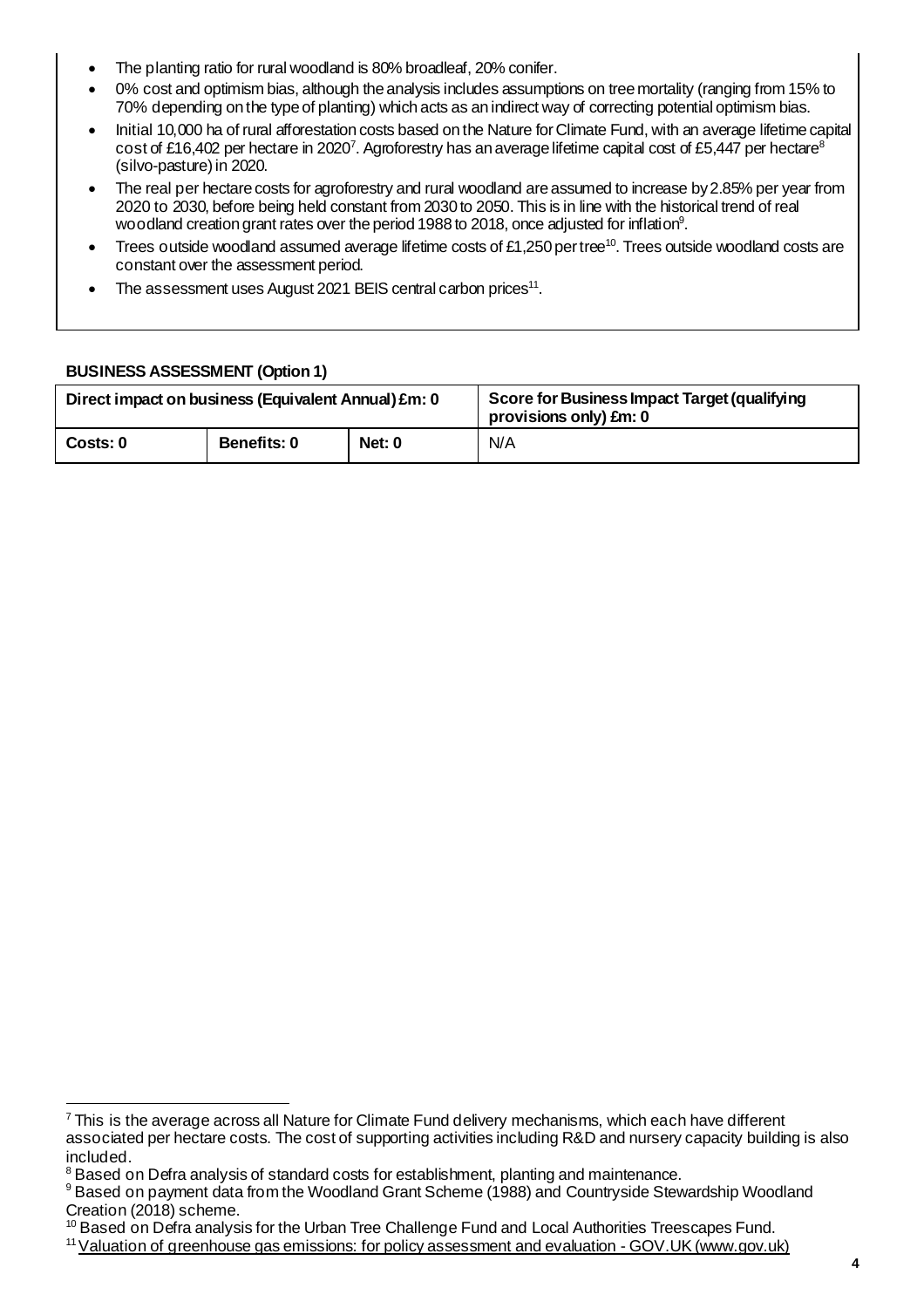- The planting ratio for rural woodland is 80% broadleaf, 20% conifer.
- 0% cost and optimism bias, although the analysis includes assumptions on tree mortality (ranging from 15% to 70% depending on the type of planting) which acts as an indirect way of correcting potential optimism bias.
- Initial 10,000 ha of rural afforestation costs based on the Nature for Climate Fund, with an average lifetime capital cost of £16,402 per hectare in 2020[7]. Agroforestry has an average lifetime capital cost of £5,447 per hectare[8] (silvo-pasture) in 2020.
- The real per hectare costs for agroforestry and rural woodland are assumed to increase by 2.85% per year from 2020 to 2030, before being held constant from 2030 to 2050. This is in line with the historical trend of real woodland creation grant rates over the period 1988 to 2018, once adjusted for inflation[9].
- Trees outside woodland assumed average lifetime costs of £1,250 per tree[10]. Trees outside woodland costs are constant over the assessment period.
- The assessment uses August 2021 BEIS central carbon prices[11].

**BUSINESS ASSESSMENT (Option 1)**

| Direct impact on business (Equivalent Annual) £m: 0 | | | Score for Business Impact Target (qualifying provisions only) £m: 0 |
|---|---|---|---|
| Costs: 0 | Benefits: 0 | Net: 0 | N/A |

[7] This is the average across all Nature for Climate Fund delivery mechanisms, which each have different associated per hectare costs. The cost of supporting activities including R&D and nursery capacity building is also included.

[8] Based on Defra analysis of standard costs for establishment, planting and maintenance.

[9] Based on payment data from the Woodland Grant Scheme (1988) and Countryside Stewardship Woodland Creation (2018) scheme.

[10] Based on Defra analysis for the Urban Tree Challenge Fund and Local Authorities Treescapes Fund.

[11] Valuation of greenhouse gas emissions: for policy assessment and evaluation - GOV.UK (www.gov.uk)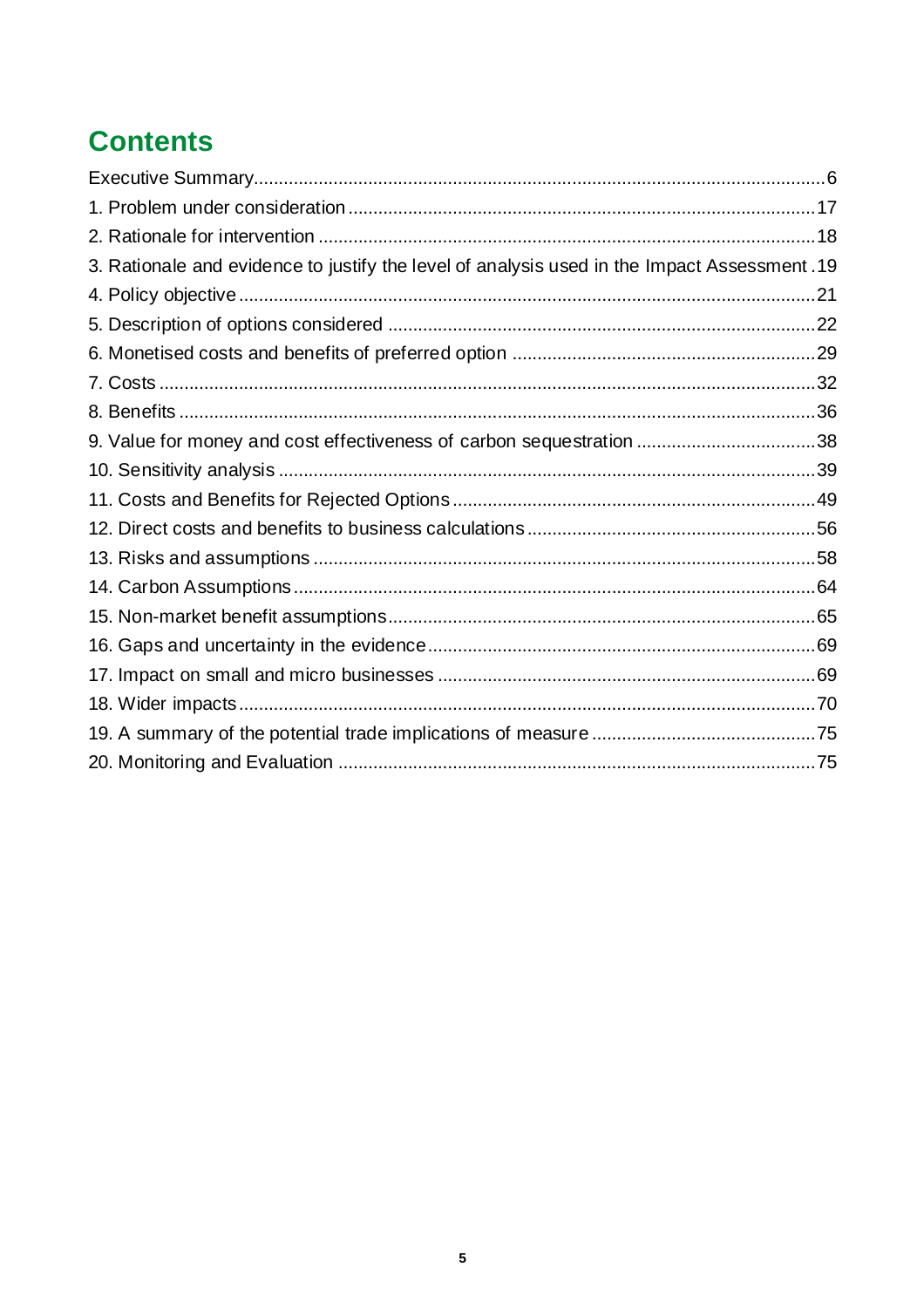# Contents

Executive Summary....................................................................................................6
1. Problem under consideration.............................................................................17
2. Rationale for intervention ..................................................................................18
3. Rationale and evidence to justify the level of analysis used in the Impact Assessment .19
4. Policy objective..................................................................................................21
5. Description of options considered .....................................................................22
6. Monetised costs and benefits of preferred option ..............................................29
7. Costs ..................................................................................................................32
8. Benefits ..............................................................................................................36
9. Value for money and cost effectiveness of carbon sequestration .......................38
10. Sensitivity analysis ..........................................................................................39
11. Costs and Benefits for Rejected Options ..........................................................49
12. Direct costs and benefits to business calculations ............................................56
13. Risks and assumptions ....................................................................................58
14. Carbon Assumptions .......................................................................................64
15. Non-market benefit assumptions......................................................................65
16. Gaps and uncertainty in the evidence...............................................................69
17. Impact on small and micro businesses .............................................................69
18. Wider impacts ..................................................................................................70
19. A summary of the potential trade implications of measure ...............................75
20. Monitoring and Evaluation ...............................................................................75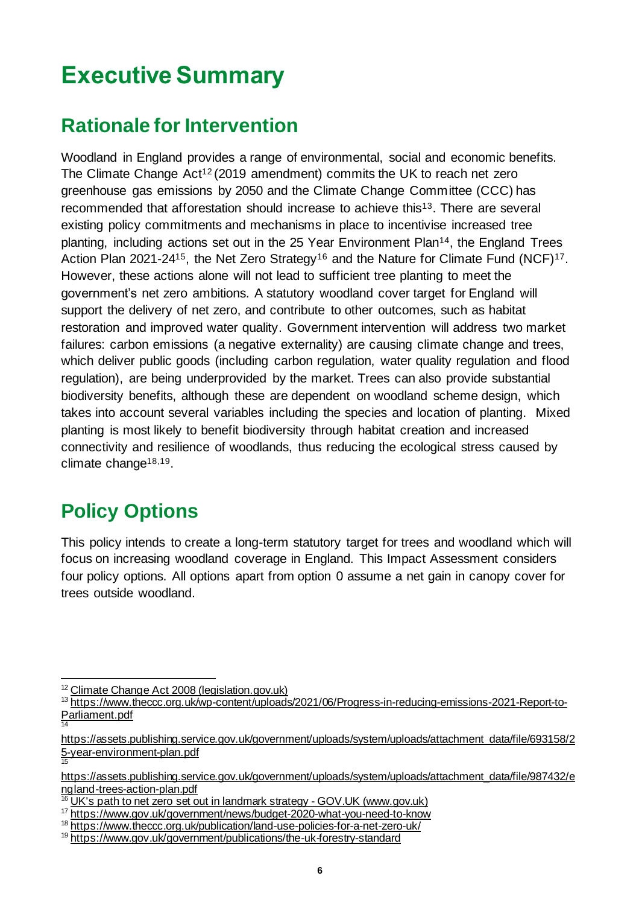# Executive Summary

## Rationale for Intervention

Woodland in England provides a range of environmental, social and economic benefits. The Climate Change Act[12] (2019 amendment) commits the UK to reach net zero greenhouse gas emissions by 2050 and the Climate Change Committee (CCC) has recommended that afforestation should increase to achieve this[13]. There are several existing policy commitments and mechanisms in place to incentivise increased tree planting, including actions set out in the 25 Year Environment Plan[14], the England Trees Action Plan 2021-24[15], the Net Zero Strategy[16] and the Nature for Climate Fund (NCF)[17]. However, these actions alone will not lead to sufficient tree planting to meet the government's net zero ambitions. A statutory woodland cover target for England will support the delivery of net zero, and contribute to other outcomes, such as habitat restoration and improved water quality. Government intervention will address two market failures: carbon emissions (a negative externality) are causing climate change and trees, which deliver public goods (including carbon regulation, water quality regulation and flood regulation), are being underprovided by the market. Trees can also provide substantial biodiversity benefits, although these are dependent on woodland scheme design, which takes into account several variables including the species and location of planting. Mixed planting is most likely to benefit biodiversity through habitat creation and increased connectivity and resilience of woodlands, thus reducing the ecological stress caused by climate change[18,19].

## Policy Options

This policy intends to create a long-term statutory target for trees and woodland which will focus on increasing woodland coverage in England. This Impact Assessment considers four policy options. All options apart from option 0 assume a net gain in canopy cover for trees outside woodland.

---

[12] Climate Change Act 2008 (legislation.gov.uk)

[13] https://www.theccc.org.uk/wp-content/uploads/2021/06/Progress-in-reducing-emissions-2021-Report-to-Parliament.pdf

[14] https://assets.publishing.service.gov.uk/government/uploads/system/uploads/attachment_data/file/693158/25-year-environment-plan.pdf

[15] https://assets.publishing.service.gov.uk/government/uploads/system/uploads/attachment_data/file/987432/england-trees-action-plan.pdf

[16] UK's path to net zero set out in landmark strategy - GOV.UK (www.gov.uk)

[17] https://www.gov.uk/government/news/budget-2020-what-you-need-to-know

[18] https://www.theccc.org.uk/publication/land-use-policies-for-a-net-zero-uk/

[19] https://www.gov.uk/government/publications/the-uk-forestry-standard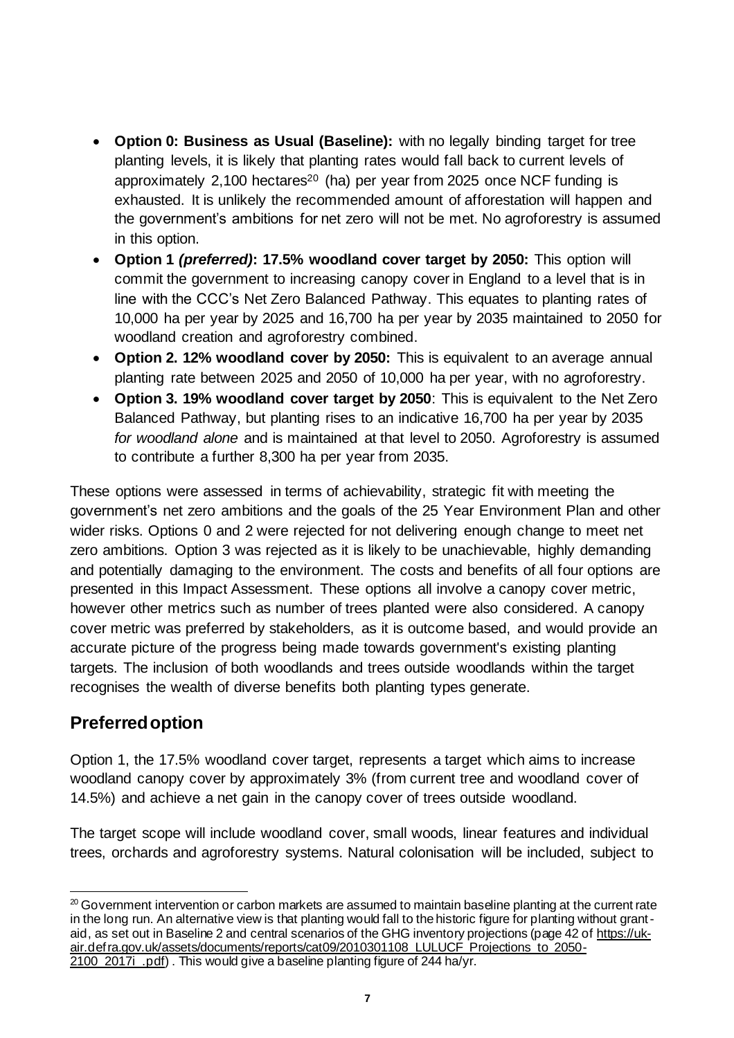- **Option 0: Business as Usual (Baseline):** with no legally binding target for tree planting levels, it is likely that planting rates would fall back to current levels of approximately 2,100 hectares[20] (ha) per year from 2025 once NCF funding is exhausted. It is unlikely the recommended amount of afforestation will happen and the government's ambitions for net zero will not be met. No agroforestry is assumed in this option.
- **Option 1 *(preferred)*: 17.5% woodland cover target by 2050:** This option will commit the government to increasing canopy cover in England to a level that is in line with the CCC's Net Zero Balanced Pathway. This equates to planting rates of 10,000 ha per year by 2025 and 16,700 ha per year by 2035 maintained to 2050 for woodland creation and agroforestry combined.
- **Option 2. 12% woodland cover by 2050:** This is equivalent to an average annual planting rate between 2025 and 2050 of 10,000 ha per year, with no agroforestry.
- **Option 3. 19% woodland cover target by 2050**: This is equivalent to the Net Zero Balanced Pathway, but planting rises to an indicative 16,700 ha per year by 2035 *for woodland alone* and is maintained at that level to 2050. Agroforestry is assumed to contribute a further 8,300 ha per year from 2035.

These options were assessed in terms of achievability, strategic fit with meeting the government's net zero ambitions and the goals of the 25 Year Environment Plan and other wider risks. Options 0 and 2 were rejected for not delivering enough change to meet net zero ambitions. Option 3 was rejected as it is likely to be unachievable, highly demanding and potentially damaging to the environment. The costs and benefits of all four options are presented in this Impact Assessment. These options all involve a canopy cover metric, however other metrics such as number of trees planted were also considered. A canopy cover metric was preferred by stakeholders, as it is outcome based, and would provide an accurate picture of the progress being made towards government's existing planting targets. The inclusion of both woodlands and trees outside woodlands within the target recognises the wealth of diverse benefits both planting types generate.

## Preferred option

Option 1, the 17.5% woodland cover target, represents a target which aims to increase woodland canopy cover by approximately 3% (from current tree and woodland cover of 14.5%) and achieve a net gain in the canopy cover of trees outside woodland.

The target scope will include woodland cover, small woods, linear features and individual trees, orchards and agroforestry systems. Natural colonisation will be included, subject to

[20] Government intervention or carbon markets are assumed to maintain baseline planting at the current rate in the long run. An alternative view is that planting would fall to the historic figure for planting without grant-aid, as set out in Baseline 2 and central scenarios of the GHG inventory projections (page 42 of https://uk-air.defra.gov.uk/assets/documents/reports/cat09/2010301108_LULUCF_Projections_to_2050-2100_2017i_.pdf) . This would give a baseline planting figure of 244 ha/yr.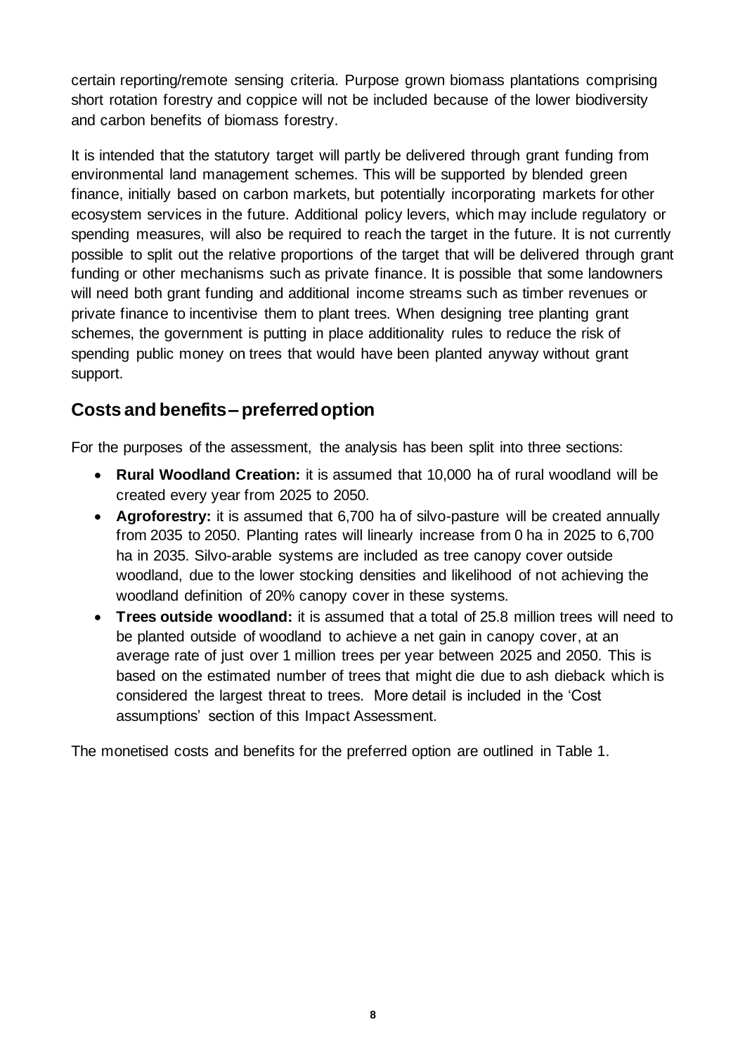certain reporting/remote sensing criteria. Purpose grown biomass plantations comprising short rotation forestry and coppice will not be included because of the lower biodiversity and carbon benefits of biomass forestry.

It is intended that the statutory target will partly be delivered through grant funding from environmental land management schemes. This will be supported by blended green finance, initially based on carbon markets, but potentially incorporating markets for other ecosystem services in the future. Additional policy levers, which may include regulatory or spending measures, will also be required to reach the target in the future. It is not currently possible to split out the relative proportions of the target that will be delivered through grant funding or other mechanisms such as private finance. It is possible that some landowners will need both grant funding and additional income streams such as timber revenues or private finance to incentivise them to plant trees. When designing tree planting grant schemes, the government is putting in place additionality rules to reduce the risk of spending public money on trees that would have been planted anyway without grant support.

## Costs and benefits – preferred option

For the purposes of the assessment, the analysis has been split into three sections:

- **Rural Woodland Creation:** it is assumed that 10,000 ha of rural woodland will be created every year from 2025 to 2050.
- **Agroforestry:** it is assumed that 6,700 ha of silvo-pasture will be created annually from 2035 to 2050. Planting rates will linearly increase from 0 ha in 2025 to 6,700 ha in 2035. Silvo-arable systems are included as tree canopy cover outside woodland, due to the lower stocking densities and likelihood of not achieving the woodland definition of 20% canopy cover in these systems.
- **Trees outside woodland:** it is assumed that a total of 25.8 million trees will need to be planted outside of woodland to achieve a net gain in canopy cover, at an average rate of just over 1 million trees per year between 2025 and 2050. This is based on the estimated number of trees that might die due to ash dieback which is considered the largest threat to trees. More detail is included in the 'Cost assumptions' section of this Impact Assessment.

The monetised costs and benefits for the preferred option are outlined in Table 1.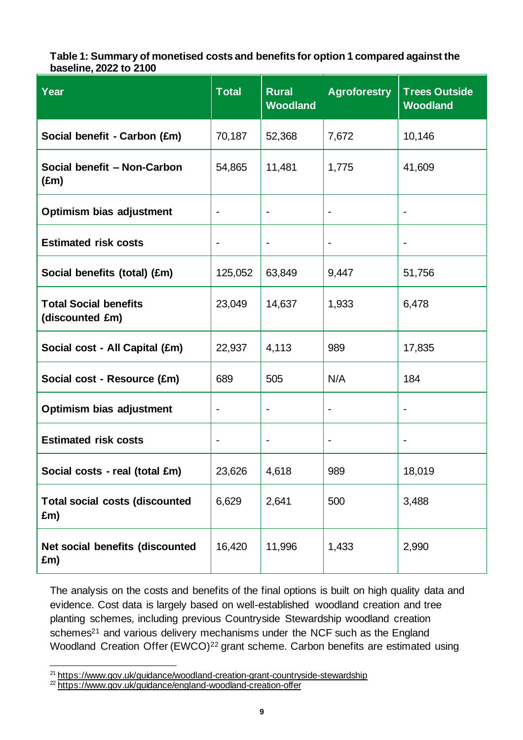**Table 1: Summary of monetised costs and benefits for option 1 compared against the baseline, 2022 to 2100**

| Year | Total | Rural Woodland | Agroforestry | Trees Outside Woodland |
|---|---|---|---|---|
| **Social benefit - Carbon (£m)** | 70,187 | 52,368 | 7,672 | 10,146 |
| **Social benefit – Non-Carbon (£m)** | 54,865 | 11,481 | 1,775 | 41,609 |
| **Optimism bias adjustment** | - | - | - | - |
| **Estimated risk costs** | - | - | - | - |
| **Social benefits (total) (£m)** | 125,052 | 63,849 | 9,447 | 51,756 |
| **Total Social benefits (discounted £m)** | 23,049 | 14,637 | 1,933 | 6,478 |
| **Social cost - All Capital (£m)** | 22,937 | 4,113 | 989 | 17,835 |
| **Social cost - Resource (£m)** | 689 | 505 | N/A | 184 |
| **Optimism bias adjustment** | - | - | - | - |
| **Estimated risk costs** | - | - | - | - |
| **Social costs - real (total £m)** | 23,626 | 4,618 | 989 | 18,019 |
| **Total social costs (discounted £m)** | 6,629 | 2,641 | 500 | 3,488 |
| **Net social benefits (discounted £m)** | 16,420 | 11,996 | 1,433 | 2,990 |

The analysis on the costs and benefits of the final options is built on high quality data and evidence. Cost data is largely based on well-established woodland creation and tree planting schemes, including previous Countryside Stewardship woodland creation schemes[21] and various delivery mechanisms under the NCF such as the England Woodland Creation Offer (EWCO)[22] grant scheme. Carbon benefits are estimated using

[21] https://www.gov.uk/guidance/woodland-creation-grant-countryside-stewardship
[22] https://www.gov.uk/guidance/england-woodland-creation-offer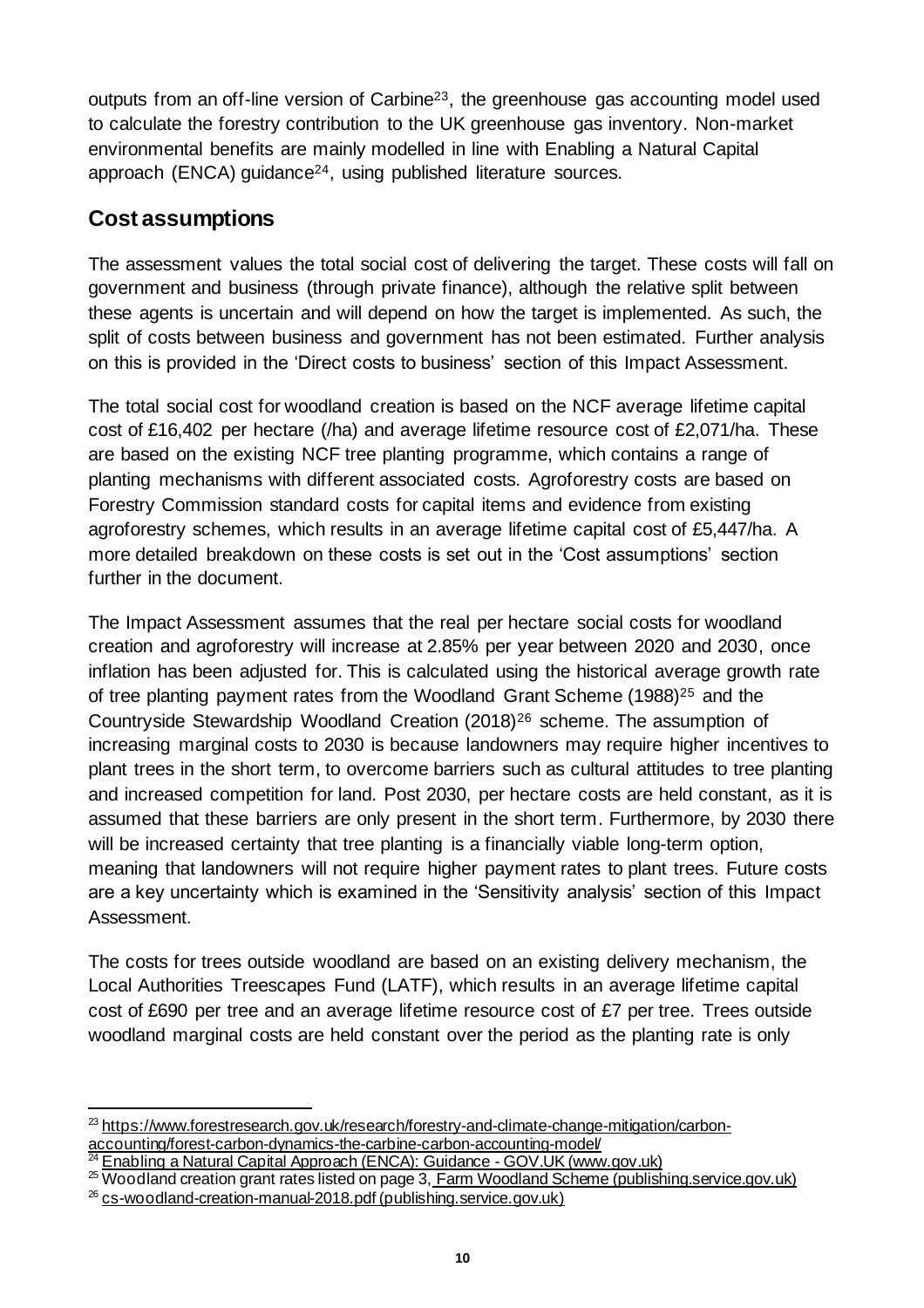outputs from an off-line version of Carbine[23], the greenhouse gas accounting model used to calculate the forestry contribution to the UK greenhouse gas inventory. Non-market environmental benefits are mainly modelled in line with Enabling a Natural Capital approach (ENCA) guidance[24], using published literature sources.

## Cost assumptions

The assessment values the total social cost of delivering the target. These costs will fall on government and business (through private finance), although the relative split between these agents is uncertain and will depend on how the target is implemented. As such, the split of costs between business and government has not been estimated. Further analysis on this is provided in the 'Direct costs to business' section of this Impact Assessment.

The total social cost for woodland creation is based on the NCF average lifetime capital cost of £16,402 per hectare (/ha) and average lifetime resource cost of £2,071/ha. These are based on the existing NCF tree planting programme, which contains a range of planting mechanisms with different associated costs. Agroforestry costs are based on Forestry Commission standard costs for capital items and evidence from existing agroforestry schemes, which results in an average lifetime capital cost of £5,447/ha. A more detailed breakdown on these costs is set out in the 'Cost assumptions' section further in the document.

The Impact Assessment assumes that the real per hectare social costs for woodland creation and agroforestry will increase at 2.85% per year between 2020 and 2030, once inflation has been adjusted for. This is calculated using the historical average growth rate of tree planting payment rates from the Woodland Grant Scheme (1988)[25] and the Countryside Stewardship Woodland Creation (2018)[26] scheme. The assumption of increasing marginal costs to 2030 is because landowners may require higher incentives to plant trees in the short term, to overcome barriers such as cultural attitudes to tree planting and increased competition for land. Post 2030, per hectare costs are held constant, as it is assumed that these barriers are only present in the short term. Furthermore, by 2030 there will be increased certainty that tree planting is a financially viable long-term option, meaning that landowners will not require higher payment rates to plant trees. Future costs are a key uncertainty which is examined in the 'Sensitivity analysis' section of this Impact Assessment.

The costs for trees outside woodland are based on an existing delivery mechanism, the Local Authorities Treescapes Fund (LATF), which results in an average lifetime capital cost of £690 per tree and an average lifetime resource cost of £7 per tree. Trees outside woodland marginal costs are held constant over the period as the planting rate is only

---

[23] https://www.forestresearch.gov.uk/research/forestry-and-climate-change-mitigation/carbon-accounting/forest-carbon-dynamics-the-carbine-carbon-accounting-model/

[24] Enabling a Natural Capital Approach (ENCA): Guidance - GOV.UK (www.gov.uk)

[25] Woodland creation grant rates listed on page 3, Farm Woodland Scheme (publishing.service.gov.uk)

[26] cs-woodland-creation-manual-2018.pdf (publishing.service.gov.uk)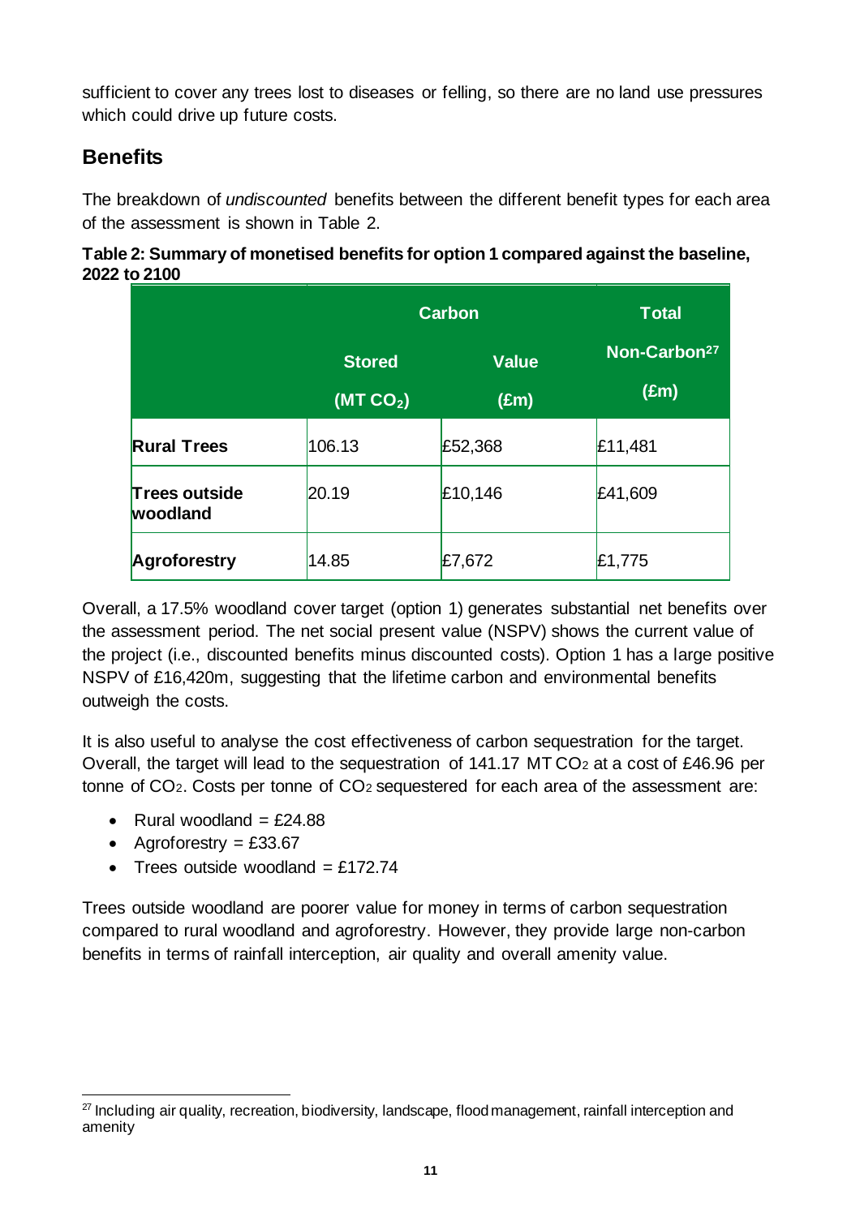sufficient to cover any trees lost to diseases or felling, so there are no land use pressures which could drive up future costs.

## Benefits

The breakdown of *undiscounted* benefits between the different benefit types for each area of the assessment is shown in Table 2.

**Table 2: Summary of monetised benefits for option 1 compared against the baseline, 2022 to 2100**

| | Carbon | | Total |
|---|---|---|---|
| | Stored ($MT\ CO_2$) | Value (£m) | Non-Carbon[27] (£m) |
| **Rural Trees** | 106.13 | £52,368 | £11,481 |
| **Trees outside woodland** | 20.19 | £10,146 | £41,609 |
| **Agroforestry** | 14.85 | £7,672 | £1,775 |

Overall, a 17.5% woodland cover target (option 1) generates substantial net benefits over the assessment period. The net social present value (NSPV) shows the current value of the project (i.e., discounted benefits minus discounted costs). Option 1 has a large positive NSPV of £16,420m, suggesting that the lifetime carbon and environmental benefits outweigh the costs.

It is also useful to analyse the cost effectiveness of carbon sequestration for the target. Overall, the target will lead to the sequestration of 141.17 MT $CO_2$ at a cost of £46.96 per tonne of $CO_2$. Costs per tonne of $CO_2$ sequestered for each area of the assessment are:

- Rural woodland = £24.88
- Agroforestry = £33.67
- Trees outside woodland = £172.74

Trees outside woodland are poorer value for money in terms of carbon sequestration compared to rural woodland and agroforestry. However, they provide large non-carbon benefits in terms of rainfall interception, air quality and overall amenity value.

[27] Including air quality, recreation, biodiversity, landscape, flood management, rainfall interception and amenity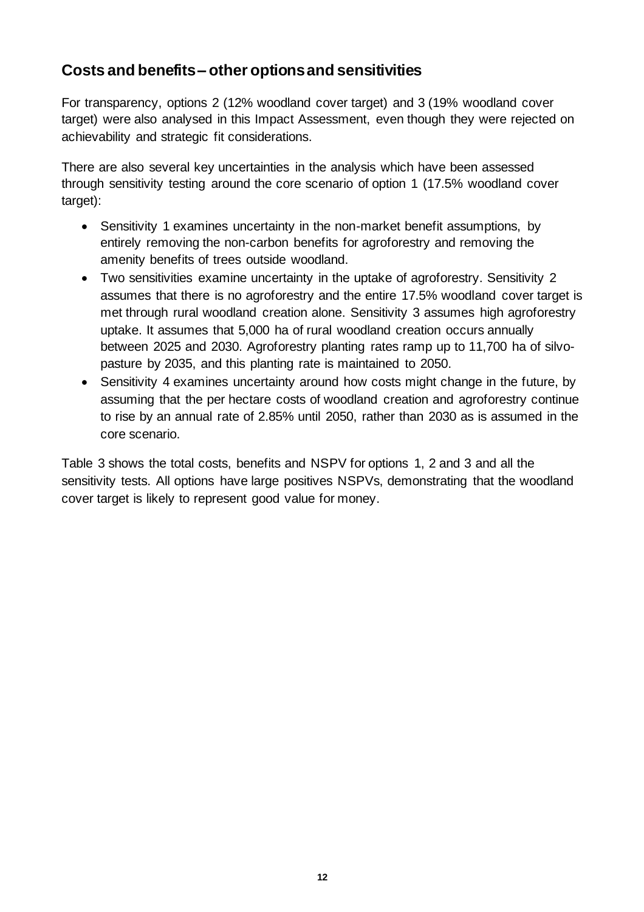## Costs and benefits – other options and sensitivities

For transparency, options 2 (12% woodland cover target) and 3 (19% woodland cover target) were also analysed in this Impact Assessment, even though they were rejected on achievability and strategic fit considerations.

There are also several key uncertainties in the analysis which have been assessed through sensitivity testing around the core scenario of option 1 (17.5% woodland cover target):

- Sensitivity 1 examines uncertainty in the non-market benefit assumptions, by entirely removing the non-carbon benefits for agroforestry and removing the amenity benefits of trees outside woodland.
- Two sensitivities examine uncertainty in the uptake of agroforestry. Sensitivity 2 assumes that there is no agroforestry and the entire 17.5% woodland cover target is met through rural woodland creation alone. Sensitivity 3 assumes high agroforestry uptake. It assumes that 5,000 ha of rural woodland creation occurs annually between 2025 and 2030. Agroforestry planting rates ramp up to 11,700 ha of silvo-pasture by 2035, and this planting rate is maintained to 2050.
- Sensitivity 4 examines uncertainty around how costs might change in the future, by assuming that the per hectare costs of woodland creation and agroforestry continue to rise by an annual rate of 2.85% until 2050, rather than 2030 as is assumed in the core scenario.

Table 3 shows the total costs, benefits and NSPV for options 1, 2 and 3 and all the sensitivity tests. All options have large positives NSPVs, demonstrating that the woodland cover target is likely to represent good value for money.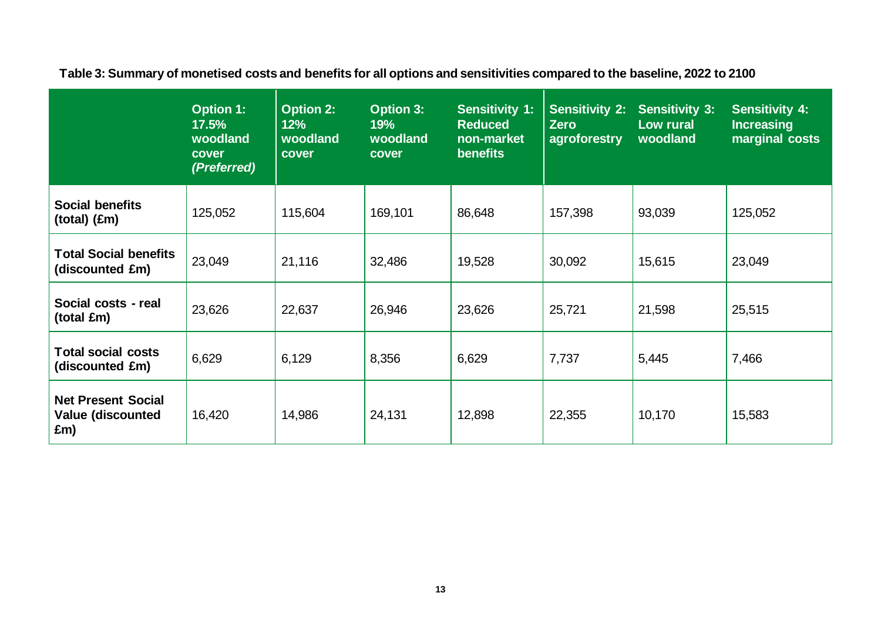**Table 3: Summary of monetised costs and benefits for all options and sensitivities compared to the baseline, 2022 to 2100**

| | **Option 1: 17.5% woodland cover *(Preferred)*** | **Option 2: 12% woodland cover** | **Option 3: 19% woodland cover** | **Sensitivity 1: Reduced non-market benefits** | **Sensitivity 2: Zero agroforestry** | **Sensitivity 3: Low rural woodland** | **Sensitivity 4: Increasing marginal costs** |
|---|---|---|---|---|---|---|---|
| **Social benefits (total) (£m)** | 125,052 | 115,604 | 169,101 | 86,648 | 157,398 | 93,039 | 125,052 |
| **Total Social benefits (discounted £m)** | 23,049 | 21,116 | 32,486 | 19,528 | 30,092 | 15,615 | 23,049 |
| **Social costs - real (total £m)** | 23,626 | 22,637 | 26,946 | 23,626 | 25,721 | 21,598 | 25,515 |
| **Total social costs (discounted £m)** | 6,629 | 6,129 | 8,356 | 6,629 | 7,737 | 5,445 | 7,466 |
| **Net Present Social Value (discounted £m)** | 16,420 | 14,986 | 24,131 | 12,898 | 22,355 | 10,170 | 15,583 |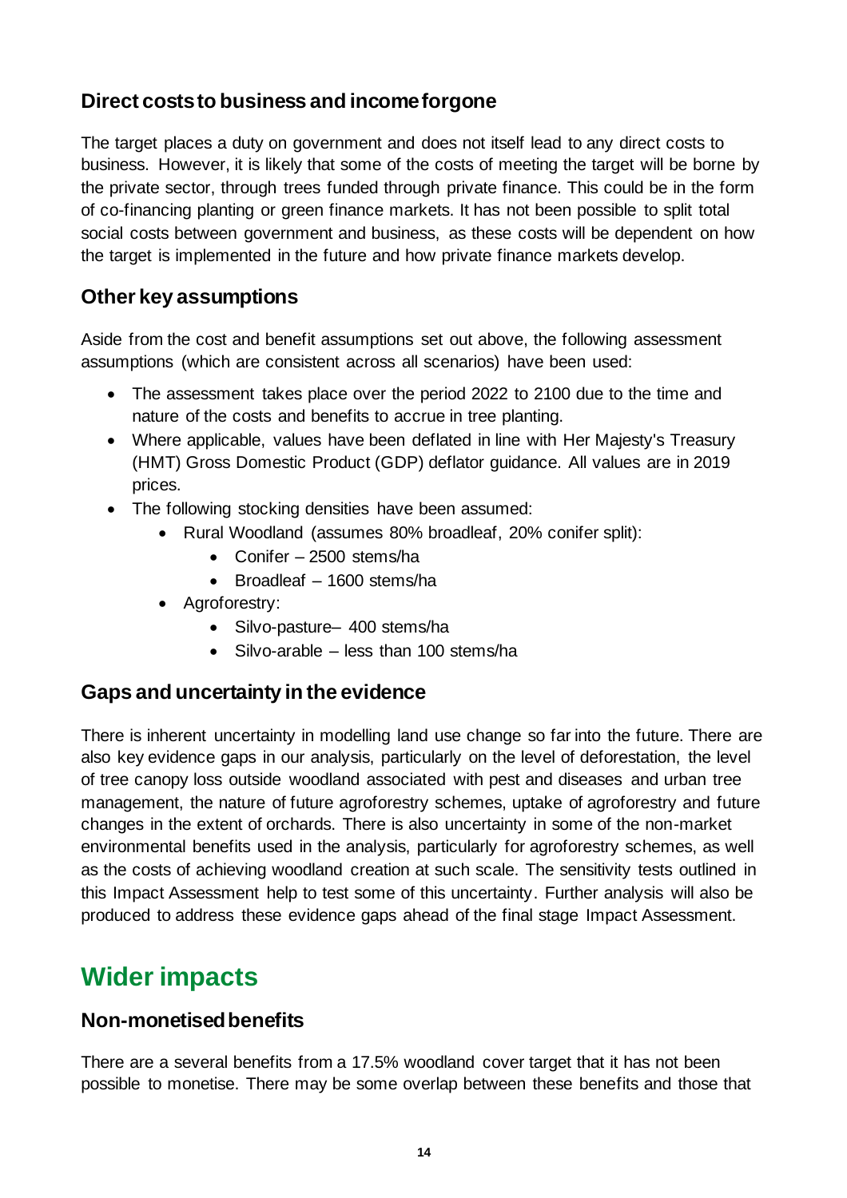### Direct costs to business and income forgone

The target places a duty on government and does not itself lead to any direct costs to business. However, it is likely that some of the costs of meeting the target will be borne by the private sector, through trees funded through private finance. This could be in the form of co-financing planting or green finance markets. It has not been possible to split total social costs between government and business, as these costs will be dependent on how the target is implemented in the future and how private finance markets develop.

### Other key assumptions

Aside from the cost and benefit assumptions set out above, the following assessment assumptions (which are consistent across all scenarios) have been used:

- The assessment takes place over the period 2022 to 2100 due to the time and nature of the costs and benefits to accrue in tree planting.
- Where applicable, values have been deflated in line with Her Majesty's Treasury (HMT) Gross Domestic Product (GDP) deflator guidance. All values are in 2019 prices.
- The following stocking densities have been assumed:
    - Rural Woodland (assumes 80% broadleaf, 20% conifer split):
        - Conifer – 2500 stems/ha
        - Broadleaf – 1600 stems/ha
    - Agroforestry:
        - Silvo-pasture– 400 stems/ha
        - Silvo-arable – less than 100 stems/ha

### Gaps and uncertainty in the evidence

There is inherent uncertainty in modelling land use change so far into the future. There are also key evidence gaps in our analysis, particularly on the level of deforestation, the level of tree canopy loss outside woodland associated with pest and diseases and urban tree management, the nature of future agroforestry schemes, uptake of agroforestry and future changes in the extent of orchards. There is also uncertainty in some of the non-market environmental benefits used in the analysis, particularly for agroforestry schemes, as well as the costs of achieving woodland creation at such scale. The sensitivity tests outlined in this Impact Assessment help to test some of this uncertainty. Further analysis will also be produced to address these evidence gaps ahead of the final stage Impact Assessment.

## Wider impacts

### Non-monetised benefits

There are a several benefits from a 17.5% woodland cover target that it has not been possible to monetise. There may be some overlap between these benefits and those that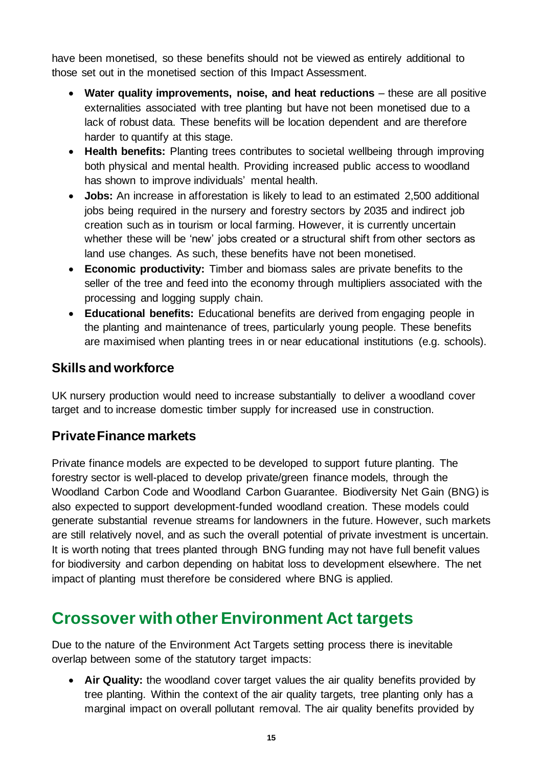have been monetised, so these benefits should not be viewed as entirely additional to those set out in the monetised section of this Impact Assessment.

- **Water quality improvements, noise, and heat reductions** – these are all positive externalities associated with tree planting but have not been monetised due to a lack of robust data. These benefits will be location dependent and are therefore harder to quantify at this stage.
- **Health benefits:** Planting trees contributes to societal wellbeing through improving both physical and mental health. Providing increased public access to woodland has shown to improve individuals' mental health.
- **Jobs:** An increase in afforestation is likely to lead to an estimated 2,500 additional jobs being required in the nursery and forestry sectors by 2035 and indirect job creation such as in tourism or local farming. However, it is currently uncertain whether these will be 'new' jobs created or a structural shift from other sectors as land use changes. As such, these benefits have not been monetised.
- **Economic productivity:** Timber and biomass sales are private benefits to the seller of the tree and feed into the economy through multipliers associated with the processing and logging supply chain.
- **Educational benefits:** Educational benefits are derived from engaging people in the planting and maintenance of trees, particularly young people. These benefits are maximised when planting trees in or near educational institutions (e.g. schools).

### Skills and workforce

UK nursery production would need to increase substantially to deliver a woodland cover target and to increase domestic timber supply for increased use in construction.

### Private Finance markets

Private finance models are expected to be developed to support future planting. The forestry sector is well-placed to develop private/green finance models, through the Woodland Carbon Code and Woodland Carbon Guarantee. Biodiversity Net Gain (BNG) is also expected to support development-funded woodland creation. These models could generate substantial revenue streams for landowners in the future. However, such markets are still relatively novel, and as such the overall potential of private investment is uncertain. It is worth noting that trees planted through BNG funding may not have full benefit values for biodiversity and carbon depending on habitat loss to development elsewhere. The net impact of planting must therefore be considered where BNG is applied.

## Crossover with other Environment Act targets

Due to the nature of the Environment Act Targets setting process there is inevitable overlap between some of the statutory target impacts:

- **Air Quality:** the woodland cover target values the air quality benefits provided by tree planting. Within the context of the air quality targets, tree planting only has a marginal impact on overall pollutant removal. The air quality benefits provided by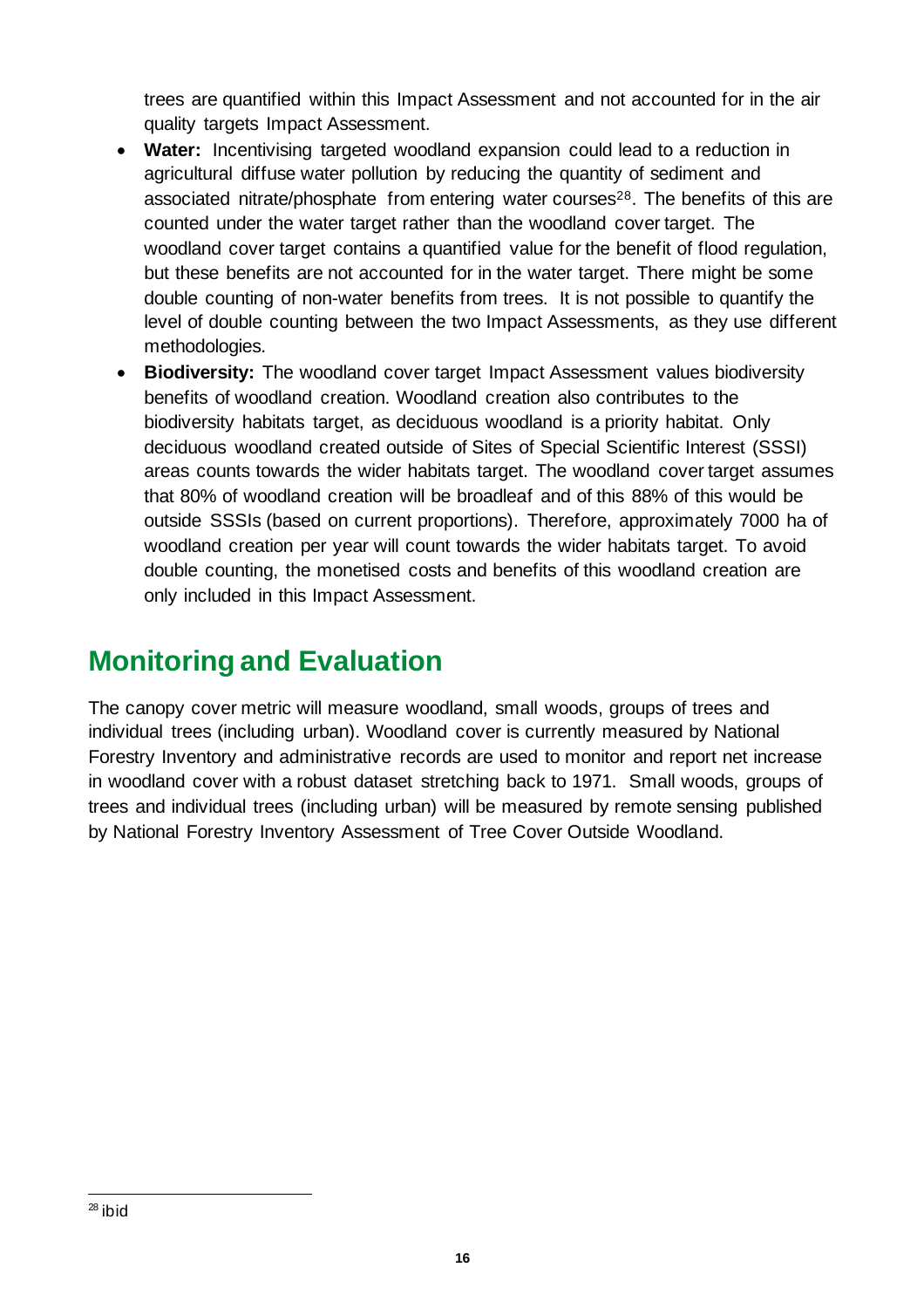trees are quantified within this Impact Assessment and not accounted for in the air quality targets Impact Assessment.

- **Water:** Incentivising targeted woodland expansion could lead to a reduction in agricultural diffuse water pollution by reducing the quantity of sediment and associated nitrate/phosphate from entering water courses[28]. The benefits of this are counted under the water target rather than the woodland cover target. The woodland cover target contains a quantified value for the benefit of flood regulation, but these benefits are not accounted for in the water target. There might be some double counting of non-water benefits from trees. It is not possible to quantify the level of double counting between the two Impact Assessments, as they use different methodologies.
- **Biodiversity:** The woodland cover target Impact Assessment values biodiversity benefits of woodland creation. Woodland creation also contributes to the biodiversity habitats target, as deciduous woodland is a priority habitat. Only deciduous woodland created outside of Sites of Special Scientific Interest (SSSI) areas counts towards the wider habitats target. The woodland cover target assumes that 80% of woodland creation will be broadleaf and of this 88% of this would be outside SSSIs (based on current proportions). Therefore, approximately 7000 ha of woodland creation per year will count towards the wider habitats target. To avoid double counting, the monetised costs and benefits of this woodland creation are only included in this Impact Assessment.

## Monitoring and Evaluation

The canopy cover metric will measure woodland, small woods, groups of trees and individual trees (including urban). Woodland cover is currently measured by National Forestry Inventory and administrative records are used to monitor and report net increase in woodland cover with a robust dataset stretching back to 1971. Small woods, groups of trees and individual trees (including urban) will be measured by remote sensing published by National Forestry Inventory Assessment of Tree Cover Outside Woodland.

[28] ibid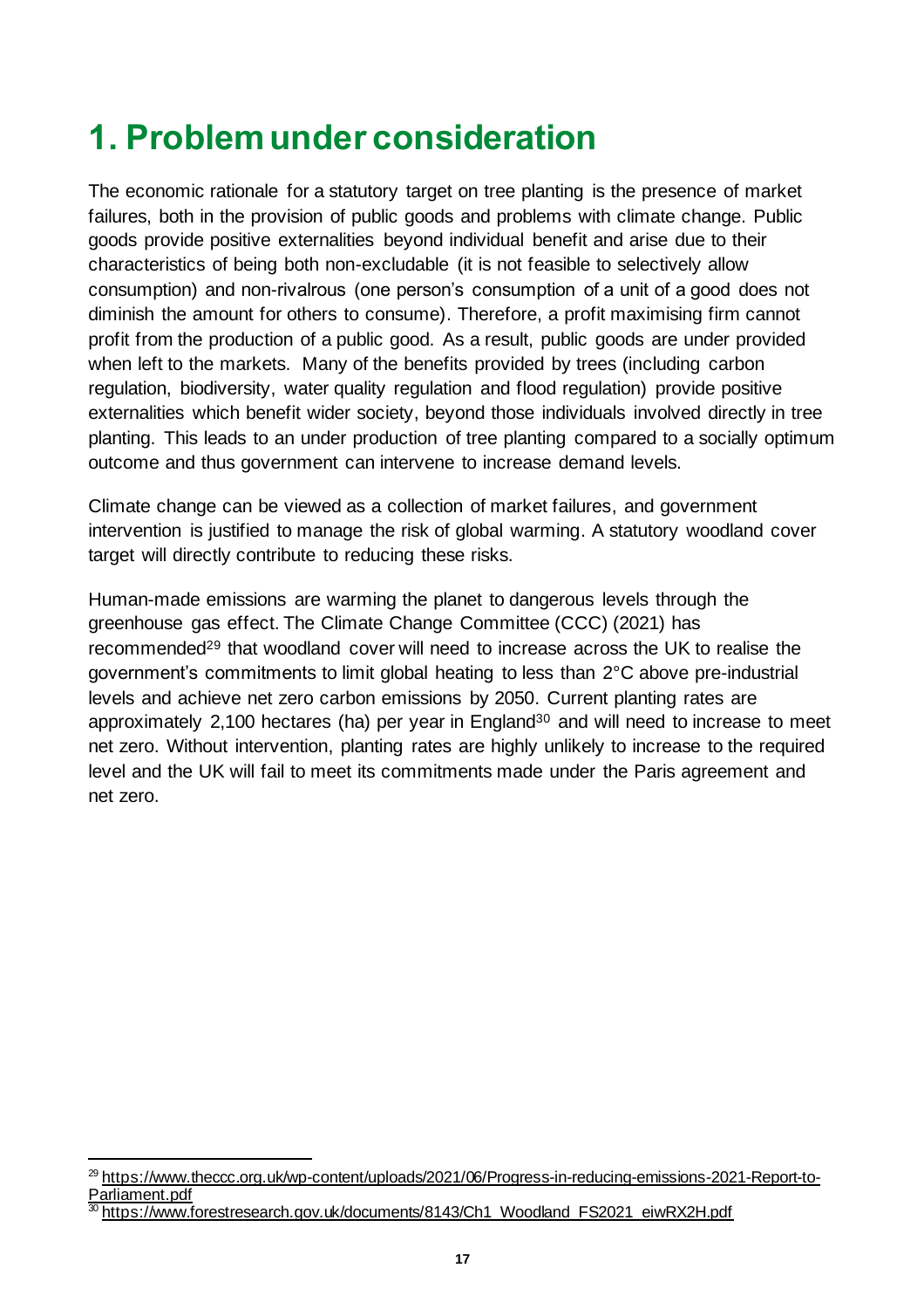# 1. Problem under consideration

The economic rationale for a statutory target on tree planting is the presence of market failures, both in the provision of public goods and problems with climate change. Public goods provide positive externalities beyond individual benefit and arise due to their characteristics of being both non-excludable (it is not feasible to selectively allow consumption) and non-rivalrous (one person's consumption of a unit of a good does not diminish the amount for others to consume). Therefore, a profit maximising firm cannot profit from the production of a public good. As a result, public goods are under provided when left to the markets. Many of the benefits provided by trees (including carbon regulation, biodiversity, water quality regulation and flood regulation) provide positive externalities which benefit wider society, beyond those individuals involved directly in tree planting. This leads to an under production of tree planting compared to a socially optimum outcome and thus government can intervene to increase demand levels.

Climate change can be viewed as a collection of market failures, and government intervention is justified to manage the risk of global warming. A statutory woodland cover target will directly contribute to reducing these risks.

Human-made emissions are warming the planet to dangerous levels through the greenhouse gas effect. The Climate Change Committee (CCC) (2021) has recommended[29] that woodland cover will need to increase across the UK to realise the government's commitments to limit global heating to less than 2°C above pre-industrial levels and achieve net zero carbon emissions by 2050. Current planting rates are approximately 2,100 hectares (ha) per year in England[30] and will need to increase to meet net zero. Without intervention, planting rates are highly unlikely to increase to the required level and the UK will fail to meet its commitments made under the Paris agreement and net zero.

---

[29] https://www.theccc.org.uk/wp-content/uploads/2021/06/Progress-in-reducing-emissions-2021-Report-to-Parliament.pdf

[30] https://www.forestresearch.gov.uk/documents/8143/Ch1_Woodland_FS2021_eiwRX2H.pdf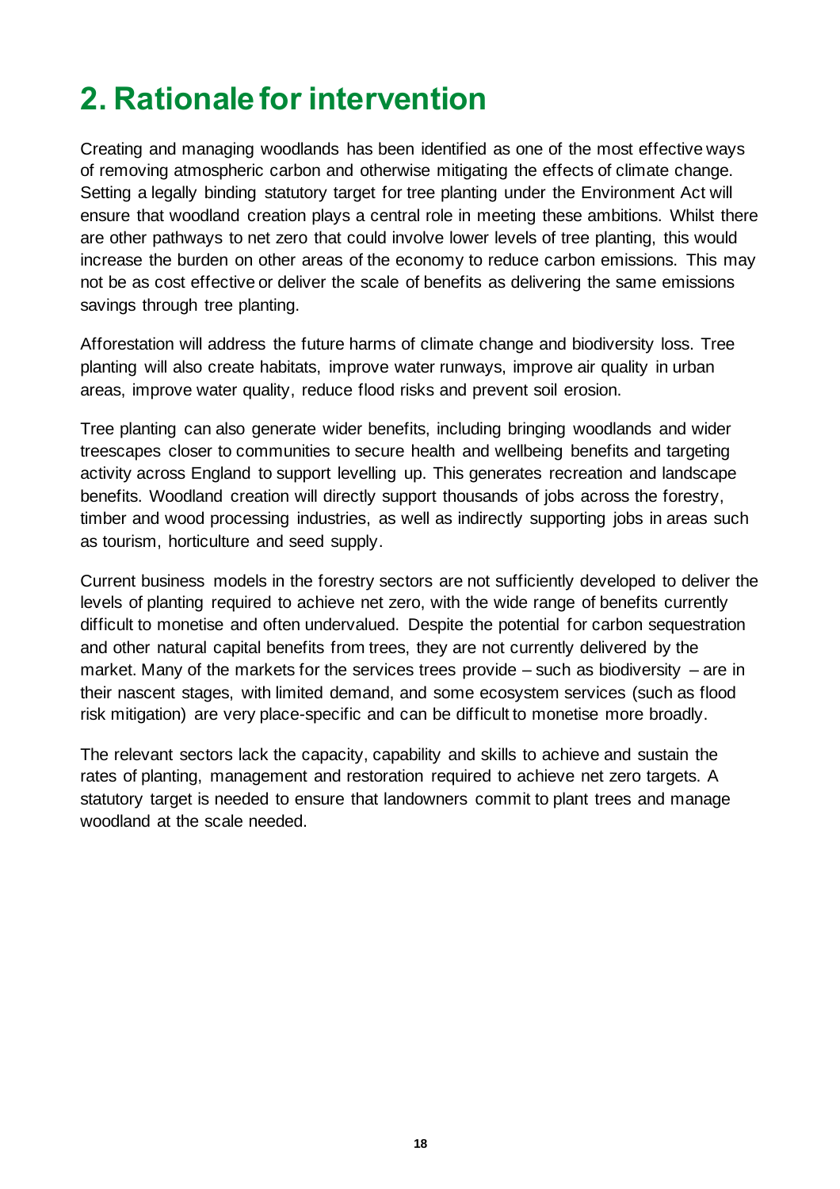# 2. Rationale for intervention

Creating and managing woodlands has been identified as one of the most effective ways of removing atmospheric carbon and otherwise mitigating the effects of climate change. Setting a legally binding statutory target for tree planting under the Environment Act will ensure that woodland creation plays a central role in meeting these ambitions. Whilst there are other pathways to net zero that could involve lower levels of tree planting, this would increase the burden on other areas of the economy to reduce carbon emissions. This may not be as cost effective or deliver the scale of benefits as delivering the same emissions savings through tree planting.

Afforestation will address the future harms of climate change and biodiversity loss. Tree planting will also create habitats, improve water runways, improve air quality in urban areas, improve water quality, reduce flood risks and prevent soil erosion.

Tree planting can also generate wider benefits, including bringing woodlands and wider treescapes closer to communities to secure health and wellbeing benefits and targeting activity across England to support levelling up. This generates recreation and landscape benefits. Woodland creation will directly support thousands of jobs across the forestry, timber and wood processing industries, as well as indirectly supporting jobs in areas such as tourism, horticulture and seed supply.

Current business models in the forestry sectors are not sufficiently developed to deliver the levels of planting required to achieve net zero, with the wide range of benefits currently difficult to monetise and often undervalued. Despite the potential for carbon sequestration and other natural capital benefits from trees, they are not currently delivered by the market. Many of the markets for the services trees provide – such as biodiversity – are in their nascent stages, with limited demand, and some ecosystem services (such as flood risk mitigation) are very place-specific and can be difficult to monetise more broadly.

The relevant sectors lack the capacity, capability and skills to achieve and sustain the rates of planting, management and restoration required to achieve net zero targets. A statutory target is needed to ensure that landowners commit to plant trees and manage woodland at the scale needed.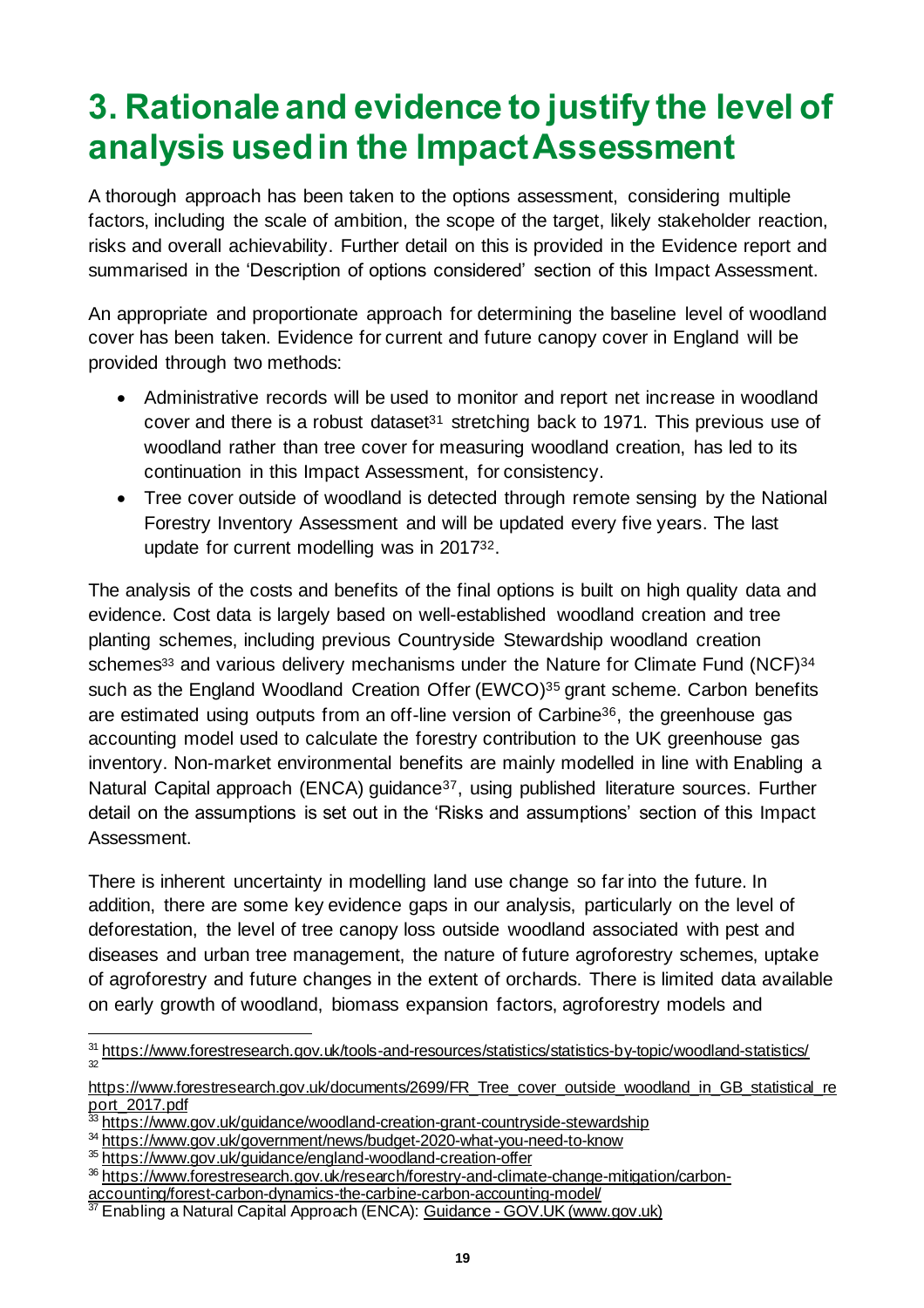# 3. Rationale and evidence to justify the level of analysis used in the Impact Assessment

A thorough approach has been taken to the options assessment, considering multiple factors, including the scale of ambition, the scope of the target, likely stakeholder reaction, risks and overall achievability. Further detail on this is provided in the Evidence report and summarised in the 'Description of options considered' section of this Impact Assessment.

An appropriate and proportionate approach for determining the baseline level of woodland cover has been taken. Evidence for current and future canopy cover in England will be provided through two methods:

- Administrative records will be used to monitor and report net increase in woodland cover and there is a robust dataset[31] stretching back to 1971. This previous use of woodland rather than tree cover for measuring woodland creation, has led to its continuation in this Impact Assessment, for consistency.
- Tree cover outside of woodland is detected through remote sensing by the National Forestry Inventory Assessment and will be updated every five years. The last update for current modelling was in 2017[32].

The analysis of the costs and benefits of the final options is built on high quality data and evidence. Cost data is largely based on well-established woodland creation and tree planting schemes, including previous Countryside Stewardship woodland creation schemes[33] and various delivery mechanisms under the Nature for Climate Fund (NCF)[34] such as the England Woodland Creation Offer (EWCO)[35] grant scheme. Carbon benefits are estimated using outputs from an off-line version of Carbine[36], the greenhouse gas accounting model used to calculate the forestry contribution to the UK greenhouse gas inventory. Non-market environmental benefits are mainly modelled in line with Enabling a Natural Capital approach (ENCA) guidance[37], using published literature sources. Further detail on the assumptions is set out in the 'Risks and assumptions' section of this Impact Assessment.

There is inherent uncertainty in modelling land use change so far into the future. In addition, there are some key evidence gaps in our analysis, particularly on the level of deforestation, the level of tree canopy loss outside woodland associated with pest and diseases and urban tree management, the nature of future agroforestry schemes, uptake of agroforestry and future changes in the extent of orchards. There is limited data available on early growth of woodland, biomass expansion factors, agroforestry models and

---

[31] https://www.forestresearch.gov.uk/tools-and-resources/statistics/statistics-by-topic/woodland-statistics/

[32] https://www.forestresearch.gov.uk/documents/2699/FR_Tree_cover_outside_woodland_in_GB_statistical_report_2017.pdf

[33] https://www.gov.uk/guidance/woodland-creation-grant-countryside-stewardship

[34] https://www.gov.uk/government/news/budget-2020-what-you-need-to-know

[35] https://www.gov.uk/guidance/england-woodland-creation-offer

[36] https://www.forestresearch.gov.uk/research/forestry-and-climate-change-mitigation/carbon-accounting/forest-carbon-dynamics-the-carbine-carbon-accounting-model/

[37] Enabling a Natural Capital Approach (ENCA): Guidance - GOV.UK (www.gov.uk)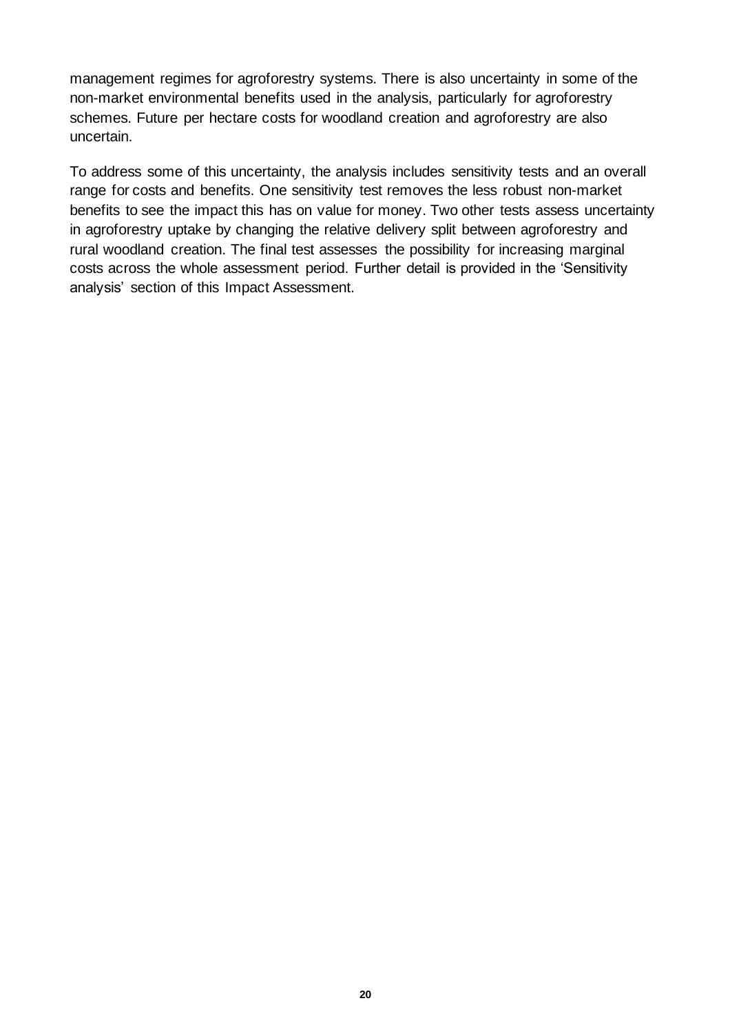management regimes for agroforestry systems. There is also uncertainty in some of the non-market environmental benefits used in the analysis, particularly for agroforestry schemes. Future per hectare costs for woodland creation and agroforestry are also uncertain.

To address some of this uncertainty, the analysis includes sensitivity tests and an overall range for costs and benefits. One sensitivity test removes the less robust non-market benefits to see the impact this has on value for money. Two other tests assess uncertainty in agroforestry uptake by changing the relative delivery split between agroforestry and rural woodland creation. The final test assesses the possibility for increasing marginal costs across the whole assessment period. Further detail is provided in the 'Sensitivity analysis' section of this Impact Assessment.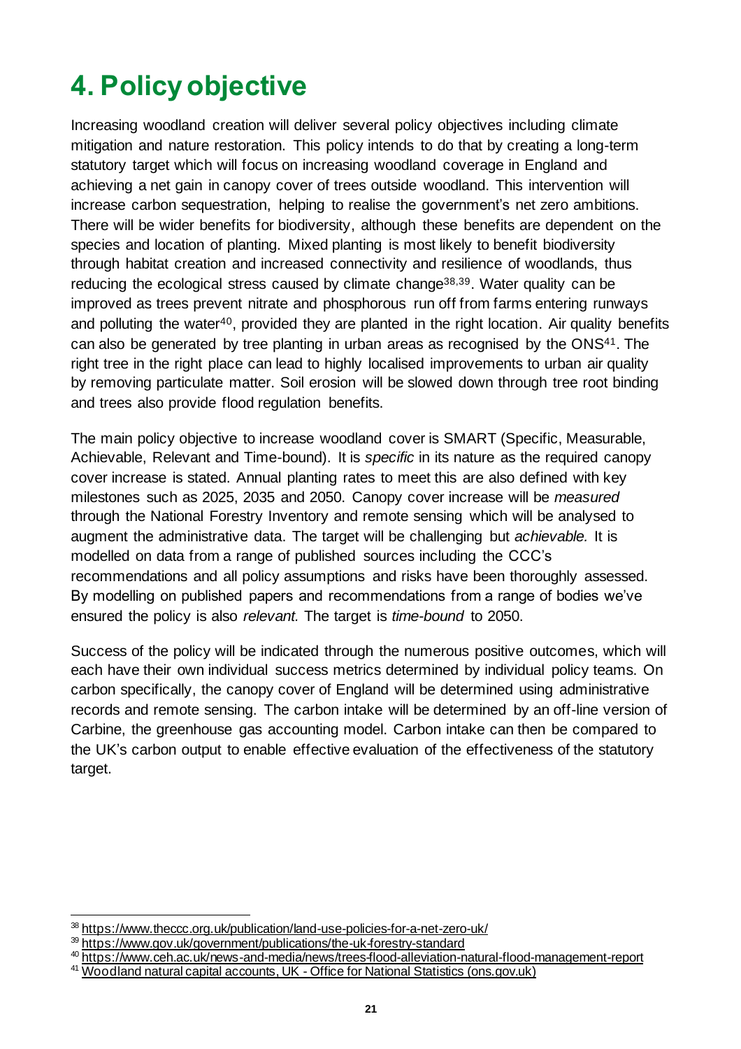# 4. Policy objective

Increasing woodland creation will deliver several policy objectives including climate mitigation and nature restoration. This policy intends to do that by creating a long-term statutory target which will focus on increasing woodland coverage in England and achieving a net gain in canopy cover of trees outside woodland. This intervention will increase carbon sequestration, helping to realise the government's net zero ambitions. There will be wider benefits for biodiversity, although these benefits are dependent on the species and location of planting. Mixed planting is most likely to benefit biodiversity through habitat creation and increased connectivity and resilience of woodlands, thus reducing the ecological stress caused by climate change[38,39]. Water quality can be improved as trees prevent nitrate and phosphorous run off from farms entering runways and polluting the water[40], provided they are planted in the right location. Air quality benefits can also be generated by tree planting in urban areas as recognised by the ONS[41]. The right tree in the right place can lead to highly localised improvements to urban air quality by removing particulate matter. Soil erosion will be slowed down through tree root binding and trees also provide flood regulation benefits.

The main policy objective to increase woodland cover is SMART (Specific, Measurable, Achievable, Relevant and Time-bound). It is *specific* in its nature as the required canopy cover increase is stated. Annual planting rates to meet this are also defined with key milestones such as 2025, 2035 and 2050. Canopy cover increase will be *measured* through the National Forestry Inventory and remote sensing which will be analysed to augment the administrative data. The target will be challenging but *achievable.* It is modelled on data from a range of published sources including the CCC's recommendations and all policy assumptions and risks have been thoroughly assessed. By modelling on published papers and recommendations from a range of bodies we've ensured the policy is also *relevant.* The target is *time-bound* to 2050.

Success of the policy will be indicated through the numerous positive outcomes, which will each have their own individual success metrics determined by individual policy teams. On carbon specifically, the canopy cover of England will be determined using administrative records and remote sensing. The carbon intake will be determined by an off-line version of Carbine, the greenhouse gas accounting model. Carbon intake can then be compared to the UK's carbon output to enable effective evaluation of the effectiveness of the statutory target.

---

[38] https://www.theccc.org.uk/publication/land-use-policies-for-a-net-zero-uk/

[39] https://www.gov.uk/government/publications/the-uk-forestry-standard

[40] https://www.ceh.ac.uk/news-and-media/news/trees-flood-alleviation-natural-flood-management-report

[41] Woodland natural capital accounts, UK - Office for National Statistics (ons.gov.uk)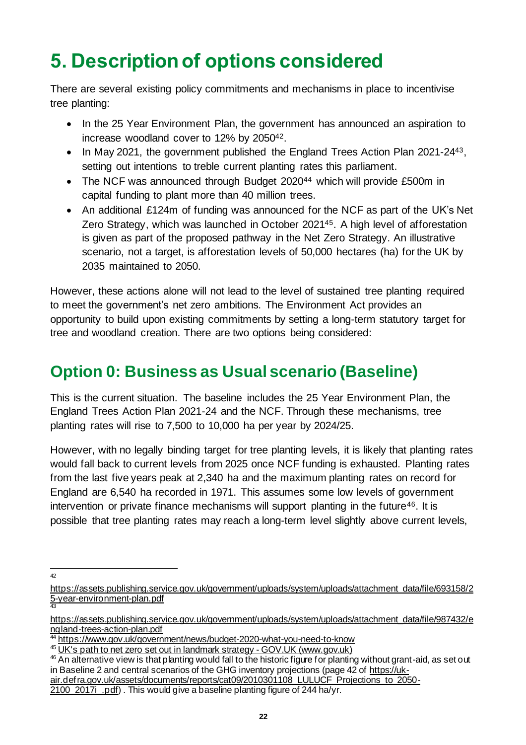# 5. Description of options considered

There are several existing policy commitments and mechanisms in place to incentivise tree planting:

- In the 25 Year Environment Plan, the government has announced an aspiration to increase woodland cover to 12% by 2050[42].
- In May 2021, the government published the England Trees Action Plan 2021-24[43], setting out intentions to treble current planting rates this parliament.
- The NCF was announced through Budget 2020[44] which will provide £500m in capital funding to plant more than 40 million trees.
- An additional £124m of funding was announced for the NCF as part of the UK's Net Zero Strategy, which was launched in October 2021[45]. A high level of afforestation is given as part of the proposed pathway in the Net Zero Strategy. An illustrative scenario, not a target, is afforestation levels of 50,000 hectares (ha) for the UK by 2035 maintained to 2050.

However, these actions alone will not lead to the level of sustained tree planting required to meet the government's net zero ambitions. The Environment Act provides an opportunity to build upon existing commitments by setting a long-term statutory target for tree and woodland creation. There are two options being considered:

## Option 0: Business as Usual scenario (Baseline)

This is the current situation. The baseline includes the 25 Year Environment Plan, the England Trees Action Plan 2021-24 and the NCF. Through these mechanisms, tree planting rates will rise to 7,500 to 10,000 ha per year by 2024/25.

However, with no legally binding target for tree planting levels, it is likely that planting rates would fall back to current levels from 2025 once NCF funding is exhausted. Planting rates from the last five years peak at 2,340 ha and the maximum planting rates on record for England are 6,540 ha recorded in 1971. This assumes some low levels of government intervention or private finance mechanisms will support planting in the future[46]. It is possible that tree planting rates may reach a long-term level slightly above current levels,

---

[42] https://assets.publishing.service.gov.uk/government/uploads/system/uploads/attachment_data/file/693158/25-year-environment-plan.pdf

[43] https://assets.publishing.service.gov.uk/government/uploads/system/uploads/attachment_data/file/987432/england-trees-action-plan.pdf

[44] https://www.gov.uk/government/news/budget-2020-what-you-need-to-know

[45] UK's path to net zero set out in landmark strategy - GOV.UK (www.gov.uk)

[46] An alternative view is that planting would fall to the historic figure for planting without grant-aid, as set out in Baseline 2 and central scenarios of the GHG inventory projections (page 42 of https://uk-air.defra.gov.uk/assets/documents/reports/cat09/2010301108_LULUCF_Projections_to_2050-2100_2017i_.pdf). This would give a baseline planting figure of 244 ha/yr.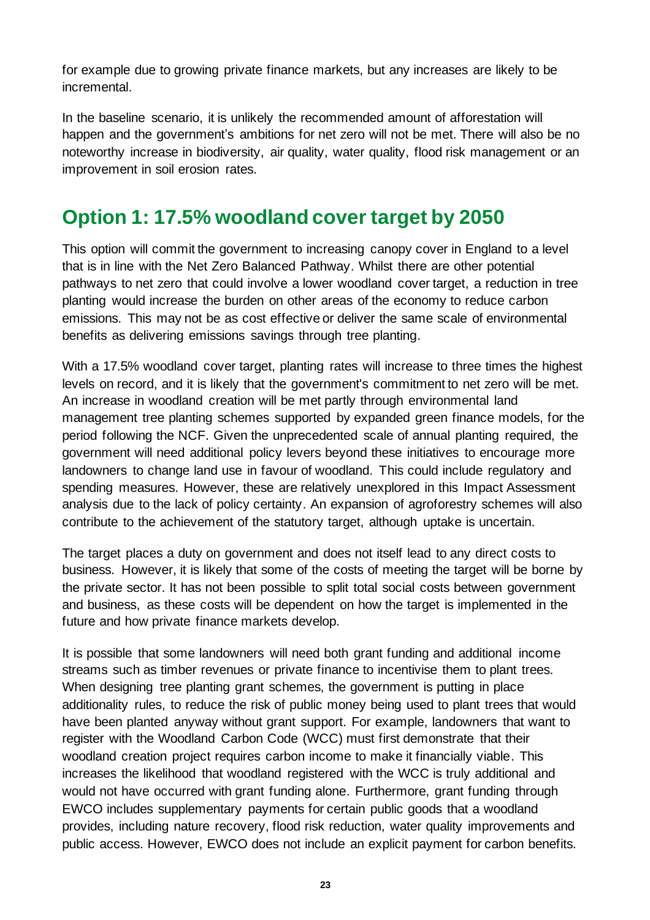for example due to growing private finance markets, but any increases are likely to be incremental.

In the baseline scenario, it is unlikely the recommended amount of afforestation will happen and the government's ambitions for net zero will not be met. There will also be no noteworthy increase in biodiversity, air quality, water quality, flood risk management or an improvement in soil erosion rates.

## Option 1: 17.5% woodland cover target by 2050

This option will commit the government to increasing canopy cover in England to a level that is in line with the Net Zero Balanced Pathway. Whilst there are other potential pathways to net zero that could involve a lower woodland cover target, a reduction in tree planting would increase the burden on other areas of the economy to reduce carbon emissions. This may not be as cost effective or deliver the same scale of environmental benefits as delivering emissions savings through tree planting.

With a 17.5% woodland cover target, planting rates will increase to three times the highest levels on record, and it is likely that the government's commitment to net zero will be met. An increase in woodland creation will be met partly through environmental land management tree planting schemes supported by expanded green finance models, for the period following the NCF. Given the unprecedented scale of annual planting required, the government will need additional policy levers beyond these initiatives to encourage more landowners to change land use in favour of woodland. This could include regulatory and spending measures. However, these are relatively unexplored in this Impact Assessment analysis due to the lack of policy certainty. An expansion of agroforestry schemes will also contribute to the achievement of the statutory target, although uptake is uncertain.

The target places a duty on government and does not itself lead to any direct costs to business. However, it is likely that some of the costs of meeting the target will be borne by the private sector. It has not been possible to split total social costs between government and business, as these costs will be dependent on how the target is implemented in the future and how private finance markets develop.

It is possible that some landowners will need both grant funding and additional income streams such as timber revenues or private finance to incentivise them to plant trees. When designing tree planting grant schemes, the government is putting in place additionality rules, to reduce the risk of public money being used to plant trees that would have been planted anyway without grant support. For example, landowners that want to register with the Woodland Carbon Code (WCC) must first demonstrate that their woodland creation project requires carbon income to make it financially viable. This increases the likelihood that woodland registered with the WCC is truly additional and would not have occurred with grant funding alone. Furthermore, grant funding through EWCO includes supplementary payments for certain public goods that a woodland provides, including nature recovery, flood risk reduction, water quality improvements and public access. However, EWCO does not include an explicit payment for carbon benefits.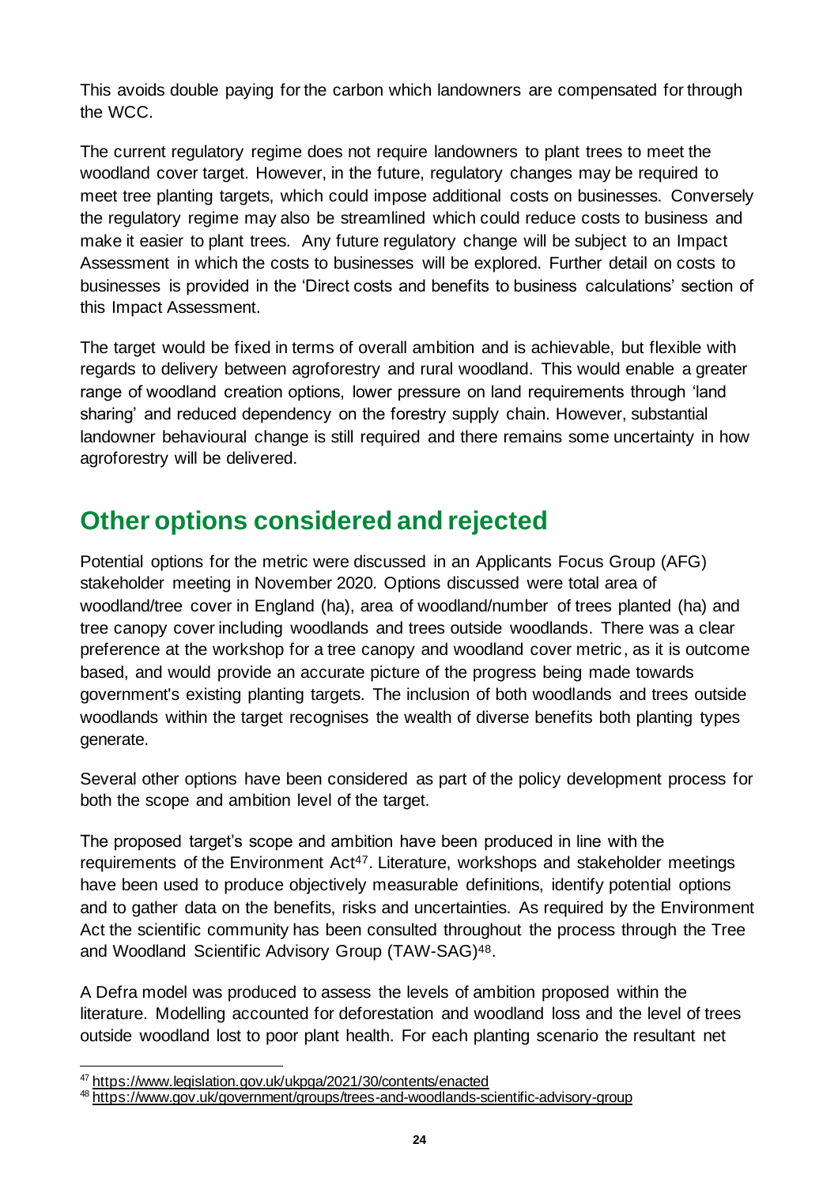This avoids double paying for the carbon which landowners are compensated for through the WCC.

The current regulatory regime does not require landowners to plant trees to meet the woodland cover target. However, in the future, regulatory changes may be required to meet tree planting targets, which could impose additional costs on businesses. Conversely the regulatory regime may also be streamlined which could reduce costs to business and make it easier to plant trees. Any future regulatory change will be subject to an Impact Assessment in which the costs to businesses will be explored. Further detail on costs to businesses is provided in the 'Direct costs and benefits to business calculations' section of this Impact Assessment.

The target would be fixed in terms of overall ambition and is achievable, but flexible with regards to delivery between agroforestry and rural woodland. This would enable a greater range of woodland creation options, lower pressure on land requirements through 'land sharing' and reduced dependency on the forestry supply chain. However, substantial landowner behavioural change is still required and there remains some uncertainty in how agroforestry will be delivered.

## Other options considered and rejected

Potential options for the metric were discussed in an Applicants Focus Group (AFG) stakeholder meeting in November 2020. Options discussed were total area of woodland/tree cover in England (ha), area of woodland/number of trees planted (ha) and tree canopy cover including woodlands and trees outside woodlands. There was a clear preference at the workshop for a tree canopy and woodland cover metric, as it is outcome based, and would provide an accurate picture of the progress being made towards government's existing planting targets. The inclusion of both woodlands and trees outside woodlands within the target recognises the wealth of diverse benefits both planting types generate.

Several other options have been considered as part of the policy development process for both the scope and ambition level of the target.

The proposed target's scope and ambition have been produced in line with the requirements of the Environment Act[47]. Literature, workshops and stakeholder meetings have been used to produce objectively measurable definitions, identify potential options and to gather data on the benefits, risks and uncertainties. As required by the Environment Act the scientific community has been consulted throughout the process through the Tree and Woodland Scientific Advisory Group (TAW-SAG)[48].

A Defra model was produced to assess the levels of ambition proposed within the literature. Modelling accounted for deforestation and woodland loss and the level of trees outside woodland lost to poor plant health. For each planting scenario the resultant net

[47] https://www.legislation.gov.uk/ukpga/2021/30/contents/enacted

[48] https://www.gov.uk/government/groups/trees-and-woodlands-scientific-advisory-group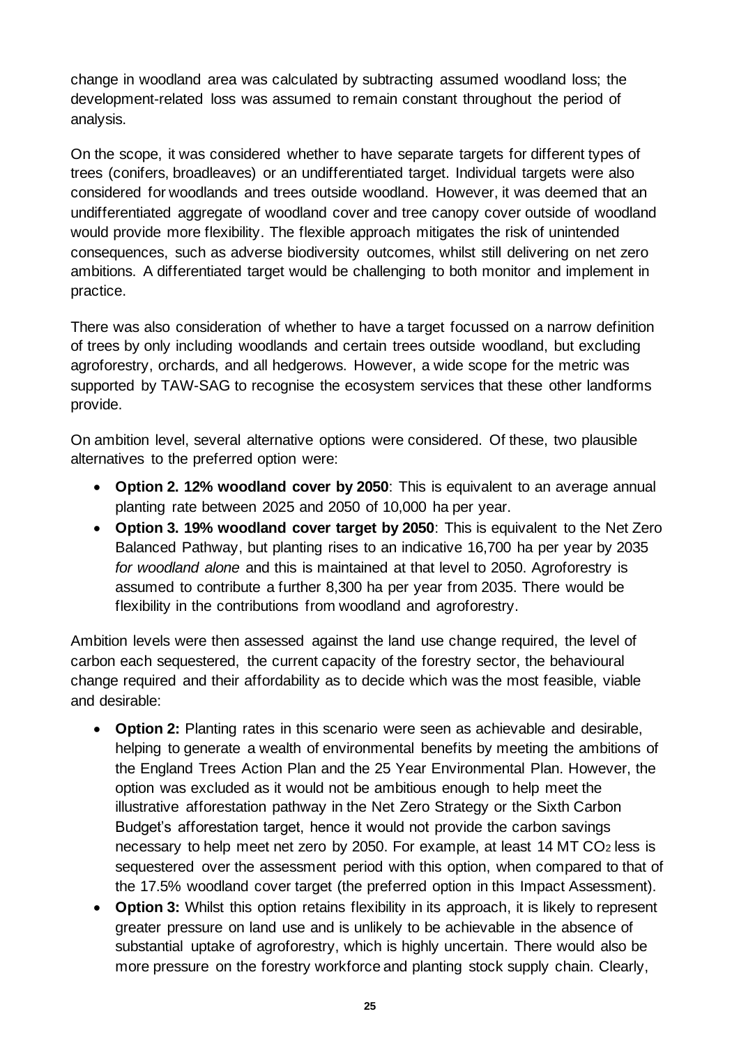change in woodland area was calculated by subtracting assumed woodland loss; the development-related loss was assumed to remain constant throughout the period of analysis.

On the scope, it was considered whether to have separate targets for different types of trees (conifers, broadleaves) or an undifferentiated target. Individual targets were also considered for woodlands and trees outside woodland. However, it was deemed that an undifferentiated aggregate of woodland cover and tree canopy cover outside of woodland would provide more flexibility. The flexible approach mitigates the risk of unintended consequences, such as adverse biodiversity outcomes, whilst still delivering on net zero ambitions. A differentiated target would be challenging to both monitor and implement in practice.

There was also consideration of whether to have a target focussed on a narrow definition of trees by only including woodlands and certain trees outside woodland, but excluding agroforestry, orchards, and all hedgerows. However, a wide scope for the metric was supported by TAW-SAG to recognise the ecosystem services that these other landforms provide.

On ambition level, several alternative options were considered. Of these, two plausible alternatives to the preferred option were:

- **Option 2. 12% woodland cover by 2050**: This is equivalent to an average annual planting rate between 2025 and 2050 of 10,000 ha per year.
- **Option 3. 19% woodland cover target by 2050**: This is equivalent to the Net Zero Balanced Pathway, but planting rises to an indicative 16,700 ha per year by 2035 *for woodland alone* and this is maintained at that level to 2050. Agroforestry is assumed to contribute a further 8,300 ha per year from 2035. There would be flexibility in the contributions from woodland and agroforestry.

Ambition levels were then assessed against the land use change required, the level of carbon each sequestered, the current capacity of the forestry sector, the behavioural change required and their affordability as to decide which was the most feasible, viable and desirable:

- **Option 2:** Planting rates in this scenario were seen as achievable and desirable, helping to generate a wealth of environmental benefits by meeting the ambitions of the England Trees Action Plan and the 25 Year Environmental Plan. However, the option was excluded as it would not be ambitious enough to help meet the illustrative afforestation pathway in the Net Zero Strategy or the Sixth Carbon Budget's afforestation target, hence it would not provide the carbon savings necessary to help meet net zero by 2050. For example, at least 14 MT $CO_2$ less is sequestered over the assessment period with this option, when compared to that of the 17.5% woodland cover target (the preferred option in this Impact Assessment).
- **Option 3:** Whilst this option retains flexibility in its approach, it is likely to represent greater pressure on land use and is unlikely to be achievable in the absence of substantial uptake of agroforestry, which is highly uncertain. There would also be more pressure on the forestry workforce and planting stock supply chain. Clearly,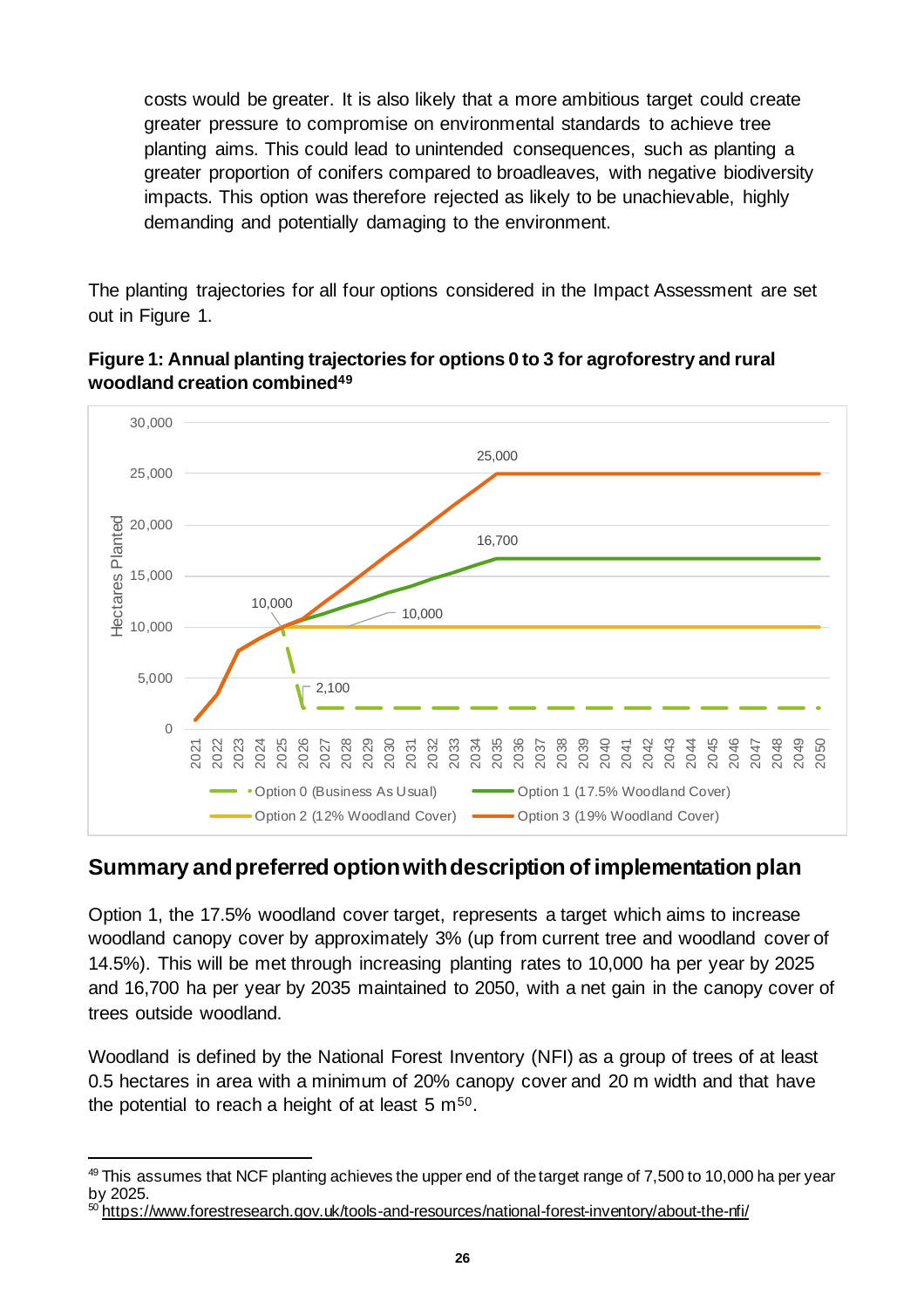costs would be greater. It is also likely that a more ambitious target could create greater pressure to compromise on environmental standards to achieve tree planting aims. This could lead to unintended consequences, such as planting a greater proportion of conifers compared to broadleaves, with negative biodiversity impacts. This option was therefore rejected as likely to be unachievable, highly demanding and potentially damaging to the environment.

The planting trajectories for all four options considered in the Impact Assessment are set out in Figure 1.

**Figure 1: Annual planting trajectories for options 0 to 3 for agroforestry and rural woodland creation combined[49]**

## Summary and preferred option with description of implementation plan

Option 1, the 17.5% woodland cover target, represents a target which aims to increase woodland canopy cover by approximately 3% (up from current tree and woodland cover of 14.5%). This will be met through increasing planting rates to 10,000 ha per year by 2025 and 16,700 ha per year by 2035 maintained to 2050, with a net gain in the canopy cover of trees outside woodland.

Woodland is defined by the National Forest Inventory (NFI) as a group of trees of at least 0.5 hectares in area with a minimum of 20% canopy cover and 20 m width and that have the potential to reach a height of at least 5 m[50].

---

[49] This assumes that NCF planting achieves the upper end of the target range of 7,500 to 10,000 ha per year by 2025.

[50] https://www.forestresearch.gov.uk/tools-and-resources/national-forest-inventory/about-the-nfi/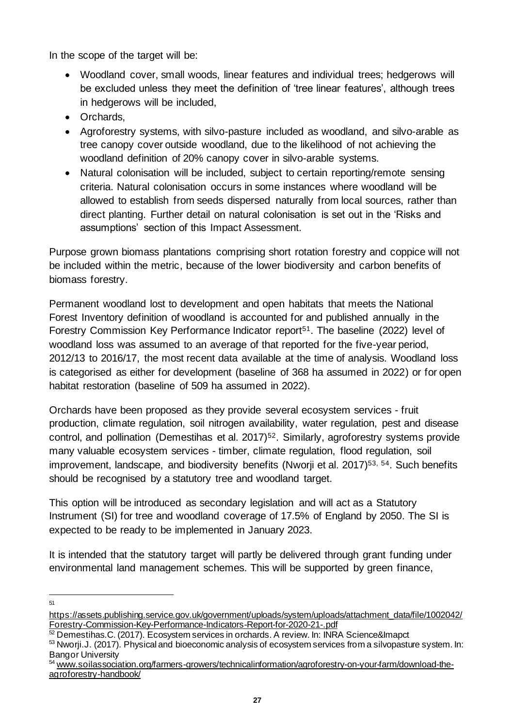In the scope of the target will be:

- Woodland cover, small woods, linear features and individual trees; hedgerows will be excluded unless they meet the definition of 'tree linear features', although trees in hedgerows will be included,
- Orchards,
- Agroforestry systems, with silvo-pasture included as woodland, and silvo-arable as tree canopy cover outside woodland, due to the likelihood of not achieving the woodland definition of 20% canopy cover in silvo-arable systems.
- Natural colonisation will be included, subject to certain reporting/remote sensing criteria. Natural colonisation occurs in some instances where woodland will be allowed to establish from seeds dispersed naturally from local sources, rather than direct planting. Further detail on natural colonisation is set out in the 'Risks and assumptions' section of this Impact Assessment.

Purpose grown biomass plantations comprising short rotation forestry and coppice will not be included within the metric, because of the lower biodiversity and carbon benefits of biomass forestry.

Permanent woodland lost to development and open habitats that meets the National Forest Inventory definition of woodland is accounted for and published annually in the Forestry Commission Key Performance Indicator report[51]. The baseline (2022) level of woodland loss was assumed to an average of that reported for the five-year period, 2012/13 to 2016/17, the most recent data available at the time of analysis. Woodland loss is categorised as either for development (baseline of 368 ha assumed in 2022) or for open habitat restoration (baseline of 509 ha assumed in 2022).

Orchards have been proposed as they provide several ecosystem services - fruit production, climate regulation, soil nitrogen availability, water regulation, pest and disease control, and pollination (Demestihas et al. 2017)[52]. Similarly, agroforestry systems provide many valuable ecosystem services - timber, climate regulation, flood regulation, soil improvement, landscape, and biodiversity benefits (Nworji et al. 2017)[53, 54]. Such benefits should be recognised by a statutory tree and woodland target.

This option will be introduced as secondary legislation and will act as a Statutory Instrument (SI) for tree and woodland coverage of 17.5% of England by 2050. The SI is expected to be ready to be implemented in January 2023.

It is intended that the statutory target will partly be delivered through grant funding under environmental land management schemes. This will be supported by green finance,

---

[51] https://assets.publishing.service.gov.uk/government/uploads/system/uploads/attachment_data/file/1002042/Forestry-Commission-Key-Performance-Indicators-Report-for-2020-21-.pdf

[52] Demestihas.C. (2017). Ecosystem services in orchards. A review. In: INRA Science&Imapct

[53] Nworji.J. (2017). Physical and bioeconomic analysis of ecosystem services from a silvopasture system. In: Bangor University

[54] www.soilassociation.org/farmers-growers/technicalinformation/agroforestry-on-your-farm/download-the-agroforestry-handbook/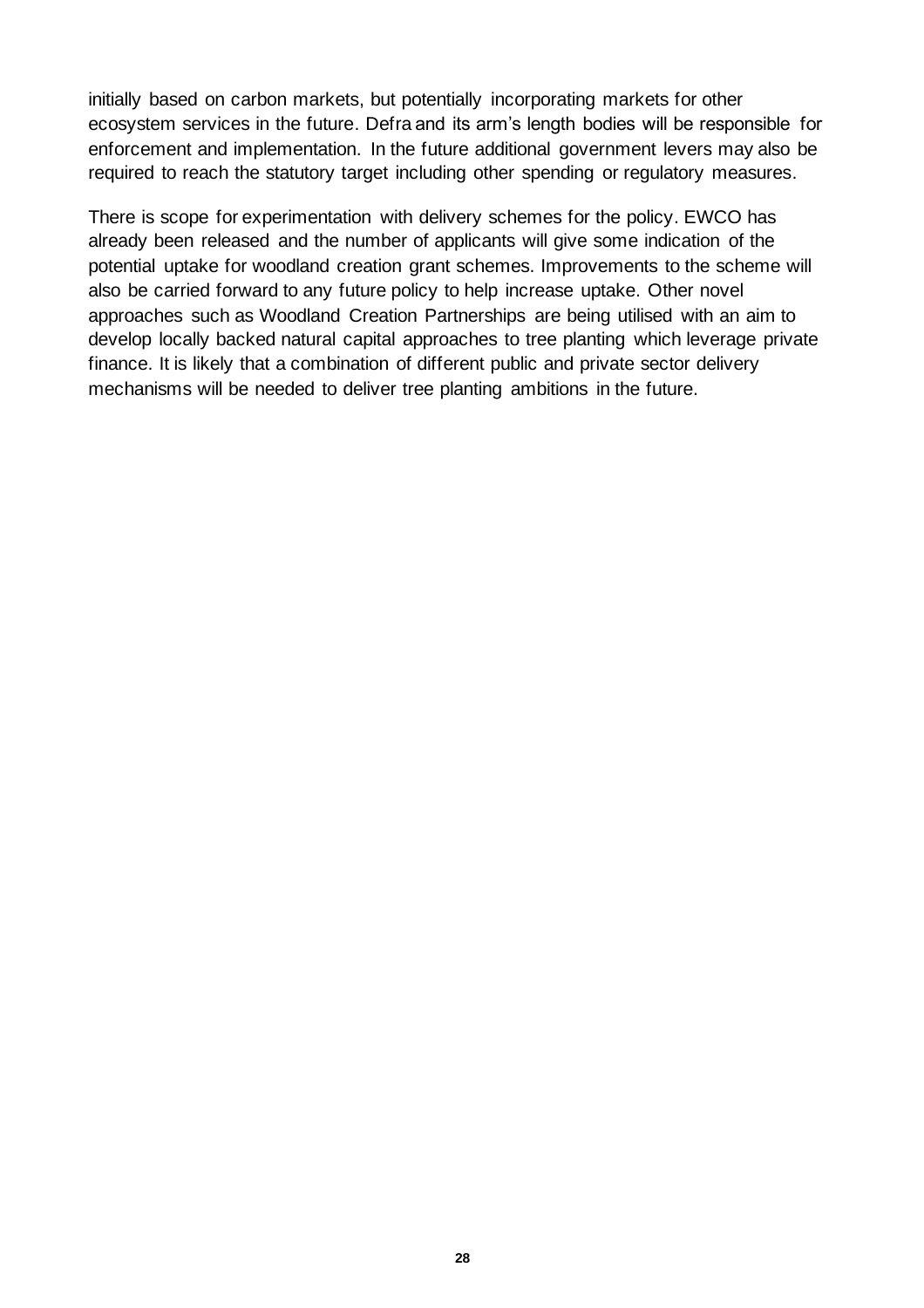initially based on carbon markets, but potentially incorporating markets for other ecosystem services in the future. Defra and its arm's length bodies will be responsible for enforcement and implementation. In the future additional government levers may also be required to reach the statutory target including other spending or regulatory measures.

There is scope for experimentation with delivery schemes for the policy. EWCO has already been released and the number of applicants will give some indication of the potential uptake for woodland creation grant schemes. Improvements to the scheme will also be carried forward to any future policy to help increase uptake. Other novel approaches such as Woodland Creation Partnerships are being utilised with an aim to develop locally backed natural capital approaches to tree planting which leverage private finance. It is likely that a combination of different public and private sector delivery mechanisms will be needed to deliver tree planting ambitions in the future.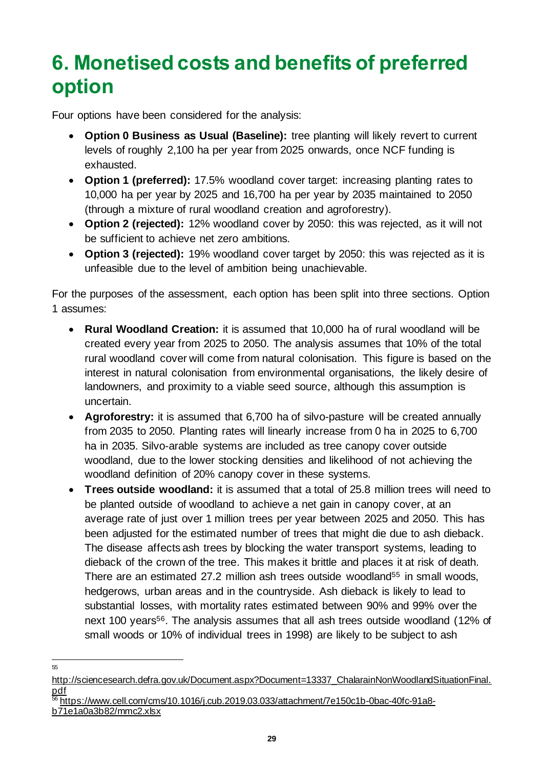# 6. Monetised costs and benefits of preferred option

Four options have been considered for the analysis:

- **Option 0 Business as Usual (Baseline):** tree planting will likely revert to current levels of roughly 2,100 ha per year from 2025 onwards, once NCF funding is exhausted.
- **Option 1 (preferred):** 17.5% woodland cover target: increasing planting rates to 10,000 ha per year by 2025 and 16,700 ha per year by 2035 maintained to 2050 (through a mixture of rural woodland creation and agroforestry).
- **Option 2 (rejected):** 12% woodland cover by 2050: this was rejected, as it will not be sufficient to achieve net zero ambitions.
- **Option 3 (rejected):** 19% woodland cover target by 2050: this was rejected as it is unfeasible due to the level of ambition being unachievable.

For the purposes of the assessment, each option has been split into three sections. Option 1 assumes:

- **Rural Woodland Creation:** it is assumed that 10,000 ha of rural woodland will be created every year from 2025 to 2050. The analysis assumes that 10% of the total rural woodland cover will come from natural colonisation. This figure is based on the interest in natural colonisation from environmental organisations, the likely desire of landowners, and proximity to a viable seed source, although this assumption is uncertain.
- **Agroforestry:** it is assumed that 6,700 ha of silvo-pasture will be created annually from 2035 to 2050. Planting rates will linearly increase from 0 ha in 2025 to 6,700 ha in 2035. Silvo-arable systems are included as tree canopy cover outside woodland, due to the lower stocking densities and likelihood of not achieving the woodland definition of 20% canopy cover in these systems.
- **Trees outside woodland:** it is assumed that a total of 25.8 million trees will need to be planted outside of woodland to achieve a net gain in canopy cover, at an average rate of just over 1 million trees per year between 2025 and 2050. This has been adjusted for the estimated number of trees that might die due to ash dieback. The disease affects ash trees by blocking the water transport systems, leading to dieback of the crown of the tree. This makes it brittle and places it at risk of death. There are an estimated 27.2 million ash trees outside woodland[55] in small woods, hedgerows, urban areas and in the countryside. Ash dieback is likely to lead to substantial losses, with mortality rates estimated between 90% and 99% over the next 100 years[56]. The analysis assumes that all ash trees outside woodland (12% of small woods or 10% of individual trees in 1998) are likely to be subject to ash

[55] http://sciencesearch.defra.gov.uk/Document.aspx?Document=13337_ChalarainNonWoodlandSituationFinal.pdf

[56] https://www.cell.com/cms/10.1016/j.cub.2019.03.033/attachment/7e150c1b-0bac-40fc-91a8-b71e1a0a3b82/mmc2.xlsx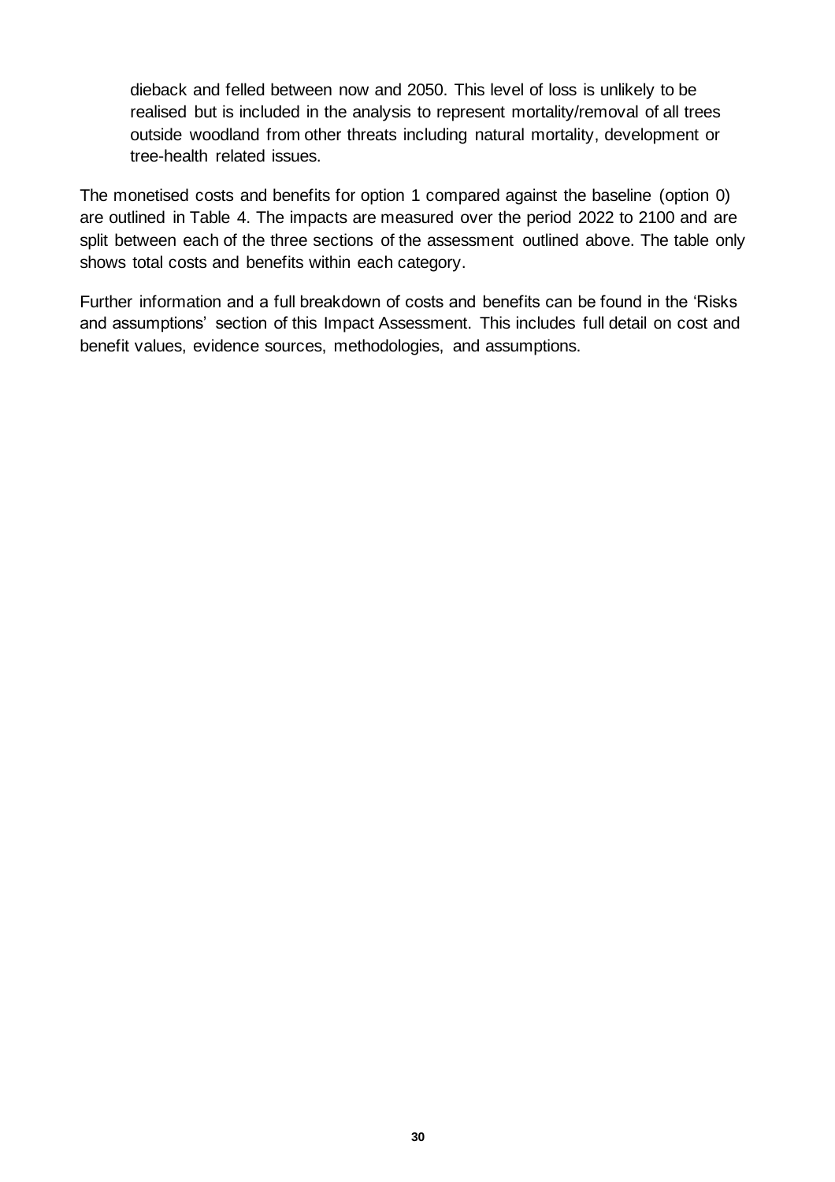dieback and felled between now and 2050. This level of loss is unlikely to be realised but is included in the analysis to represent mortality/removal of all trees outside woodland from other threats including natural mortality, development or tree-health related issues.

The monetised costs and benefits for option 1 compared against the baseline (option 0) are outlined in Table 4. The impacts are measured over the period 2022 to 2100 and are split between each of the three sections of the assessment outlined above. The table only shows total costs and benefits within each category.

Further information and a full breakdown of costs and benefits can be found in the 'Risks and assumptions' section of this Impact Assessment. This includes full detail on cost and benefit values, evidence sources, methodologies, and assumptions.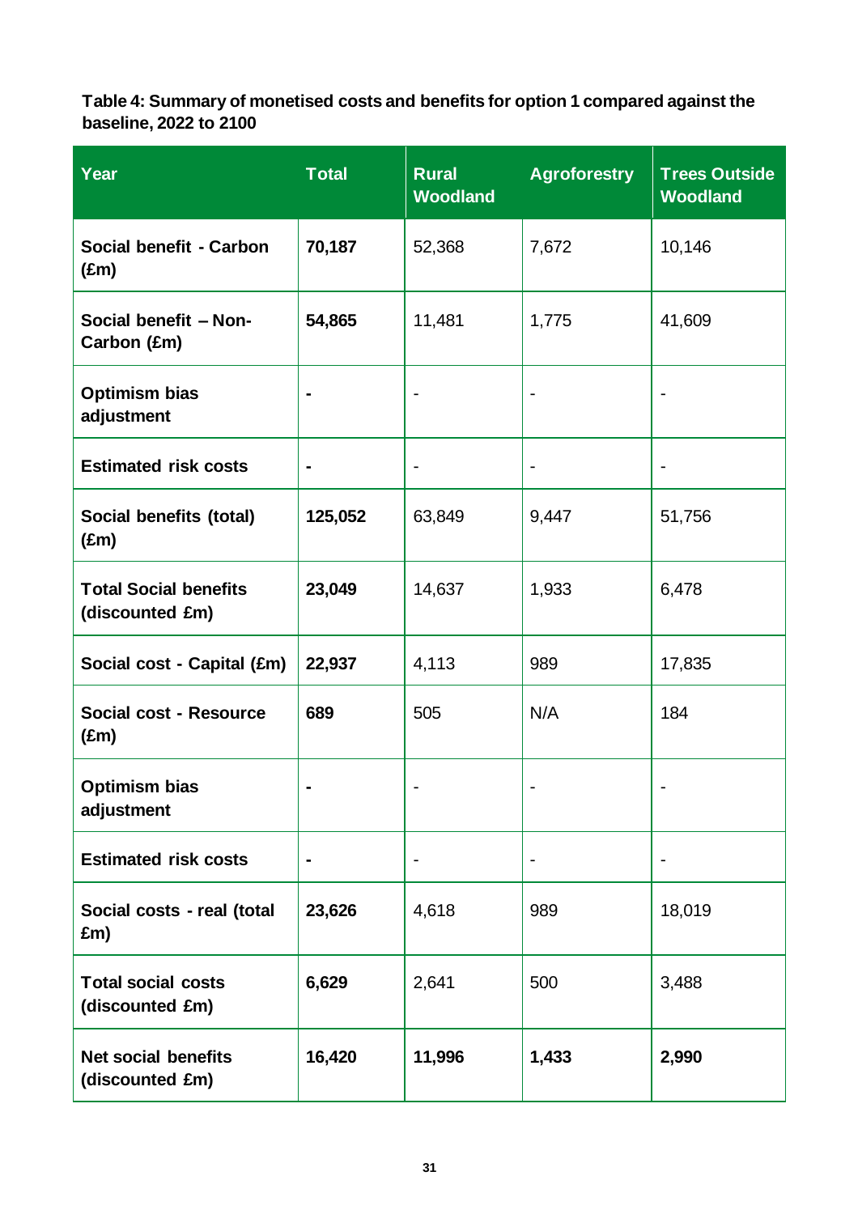**Table 4: Summary of monetised costs and benefits for option 1 compared against the baseline, 2022 to 2100**

| Year | Total | Rural Woodland | Agroforestry | Trees Outside Woodland |
|---|---|---|---|---|
| **Social benefit - Carbon (£m)** | **70,187** | 52,368 | 7,672 | 10,146 |
| **Social benefit – Non-Carbon (£m)** | **54,865** | 11,481 | 1,775 | 41,609 |
| **Optimism bias adjustment** | **-** | - | - | - |
| **Estimated risk costs** | **-** | - | - | - |
| **Social benefits (total) (£m)** | **125,052** | 63,849 | 9,447 | 51,756 |
| **Total Social benefits (discounted £m)** | **23,049** | 14,637 | 1,933 | 6,478 |
| **Social cost - Capital (£m)** | **22,937** | 4,113 | 989 | 17,835 |
| **Social cost - Resource (£m)** | **689** | 505 | N/A | 184 |
| **Optimism bias adjustment** | **-** | - | - | - |
| **Estimated risk costs** | **-** | - | - | - |
| **Social costs - real (total £m)** | **23,626** | 4,618 | 989 | 18,019 |
| **Total social costs (discounted £m)** | **6,629** | 2,641 | 500 | 3,488 |
| **Net social benefits (discounted £m)** | **16,420** | **11,996** | **1,433** | **2,990** |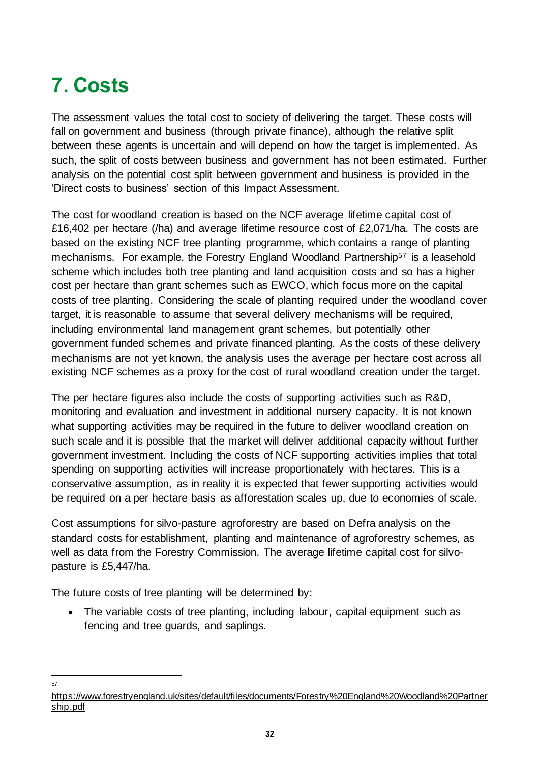# 7. Costs

The assessment values the total cost to society of delivering the target. These costs will fall on government and business (through private finance), although the relative split between these agents is uncertain and will depend on how the target is implemented. As such, the split of costs between business and government has not been estimated. Further analysis on the potential cost split between government and business is provided in the 'Direct costs to business' section of this Impact Assessment.

The cost for woodland creation is based on the NCF average lifetime capital cost of £16,402 per hectare (/ha) and average lifetime resource cost of £2,071/ha. The costs are based on the existing NCF tree planting programme, which contains a range of planting mechanisms. For example, the Forestry England Woodland Partnership[57] is a leasehold scheme which includes both tree planting and land acquisition costs and so has a higher cost per hectare than grant schemes such as EWCO, which focus more on the capital costs of tree planting. Considering the scale of planting required under the woodland cover target, it is reasonable to assume that several delivery mechanisms will be required, including environmental land management grant schemes, but potentially other government funded schemes and private financed planting. As the costs of these delivery mechanisms are not yet known, the analysis uses the average per hectare cost across all existing NCF schemes as a proxy for the cost of rural woodland creation under the target.

The per hectare figures also include the costs of supporting activities such as R&D, monitoring and evaluation and investment in additional nursery capacity. It is not known what supporting activities may be required in the future to deliver woodland creation on such scale and it is possible that the market will deliver additional capacity without further government investment. Including the costs of NCF supporting activities implies that total spending on supporting activities will increase proportionately with hectares. This is a conservative assumption, as in reality it is expected that fewer supporting activities would be required on a per hectare basis as afforestation scales up, due to economies of scale.

Cost assumptions for silvo-pasture agroforestry are based on Defra analysis on the standard costs for establishment, planting and maintenance of agroforestry schemes, as well as data from the Forestry Commission. The average lifetime capital cost for silvo-pasture is £5,447/ha.

The future costs of tree planting will be determined by:

- The variable costs of tree planting, including labour, capital equipment such as fencing and tree guards, and saplings.

---

[57] https://www.forestryengland.uk/sites/default/files/documents/Forestry%20England%20Woodland%20Partnership.pdf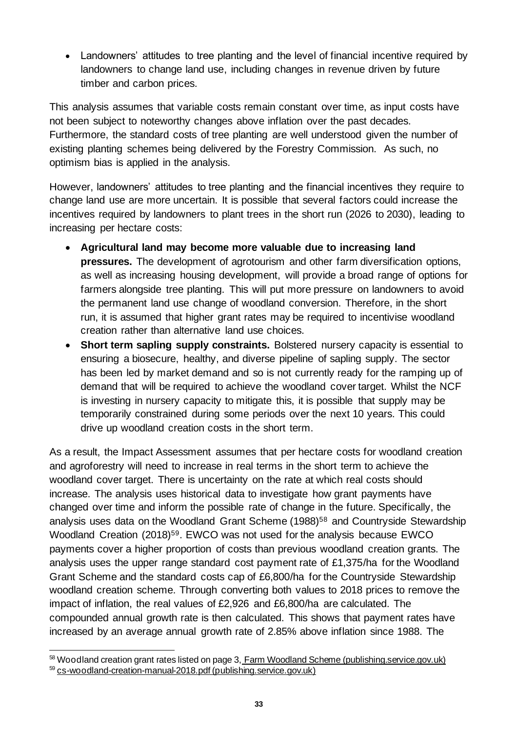- Landowners' attitudes to tree planting and the level of financial incentive required by landowners to change land use, including changes in revenue driven by future timber and carbon prices.

This analysis assumes that variable costs remain constant over time, as input costs have not been subject to noteworthy changes above inflation over the past decades. Furthermore, the standard costs of tree planting are well understood given the number of existing planting schemes being delivered by the Forestry Commission. As such, no optimism bias is applied in the analysis.

However, landowners' attitudes to tree planting and the financial incentives they require to change land use are more uncertain. It is possible that several factors could increase the incentives required by landowners to plant trees in the short run (2026 to 2030), leading to increasing per hectare costs:

- **Agricultural land may become more valuable due to increasing land pressures.** The development of agrotourism and other farm diversification options, as well as increasing housing development, will provide a broad range of options for farmers alongside tree planting. This will put more pressure on landowners to avoid the permanent land use change of woodland conversion. Therefore, in the short run, it is assumed that higher grant rates may be required to incentivise woodland creation rather than alternative land use choices.
- **Short term sapling supply constraints.** Bolstered nursery capacity is essential to ensuring a biosecure, healthy, and diverse pipeline of sapling supply. The sector has been led by market demand and so is not currently ready for the ramping up of demand that will be required to achieve the woodland cover target. Whilst the NCF is investing in nursery capacity to mitigate this, it is possible that supply may be temporarily constrained during some periods over the next 10 years. This could drive up woodland creation costs in the short term.

As a result, the Impact Assessment assumes that per hectare costs for woodland creation and agroforestry will need to increase in real terms in the short term to achieve the woodland cover target. There is uncertainty on the rate at which real costs should increase. The analysis uses historical data to investigate how grant payments have changed over time and inform the possible rate of change in the future. Specifically, the analysis uses data on the Woodland Grant Scheme (1988)[58] and Countryside Stewardship Woodland Creation (2018)[59]. EWCO was not used for the analysis because EWCO payments cover a higher proportion of costs than previous woodland creation grants. The analysis uses the upper range standard cost payment rate of £1,375/ha for the Woodland Grant Scheme and the standard costs cap of £6,800/ha for the Countryside Stewardship woodland creation scheme. Through converting both values to 2018 prices to remove the impact of inflation, the real values of £2,926 and £6,800/ha are calculated. The compounded annual growth rate is then calculated. This shows that payment rates have increased by an average annual growth rate of 2.85% above inflation since 1988. The

[58] Woodland creation grant rates listed on page 3, Farm Woodland Scheme (publishing.service.gov.uk)

[59] cs-woodland-creation-manual-2018.pdf (publishing.service.gov.uk)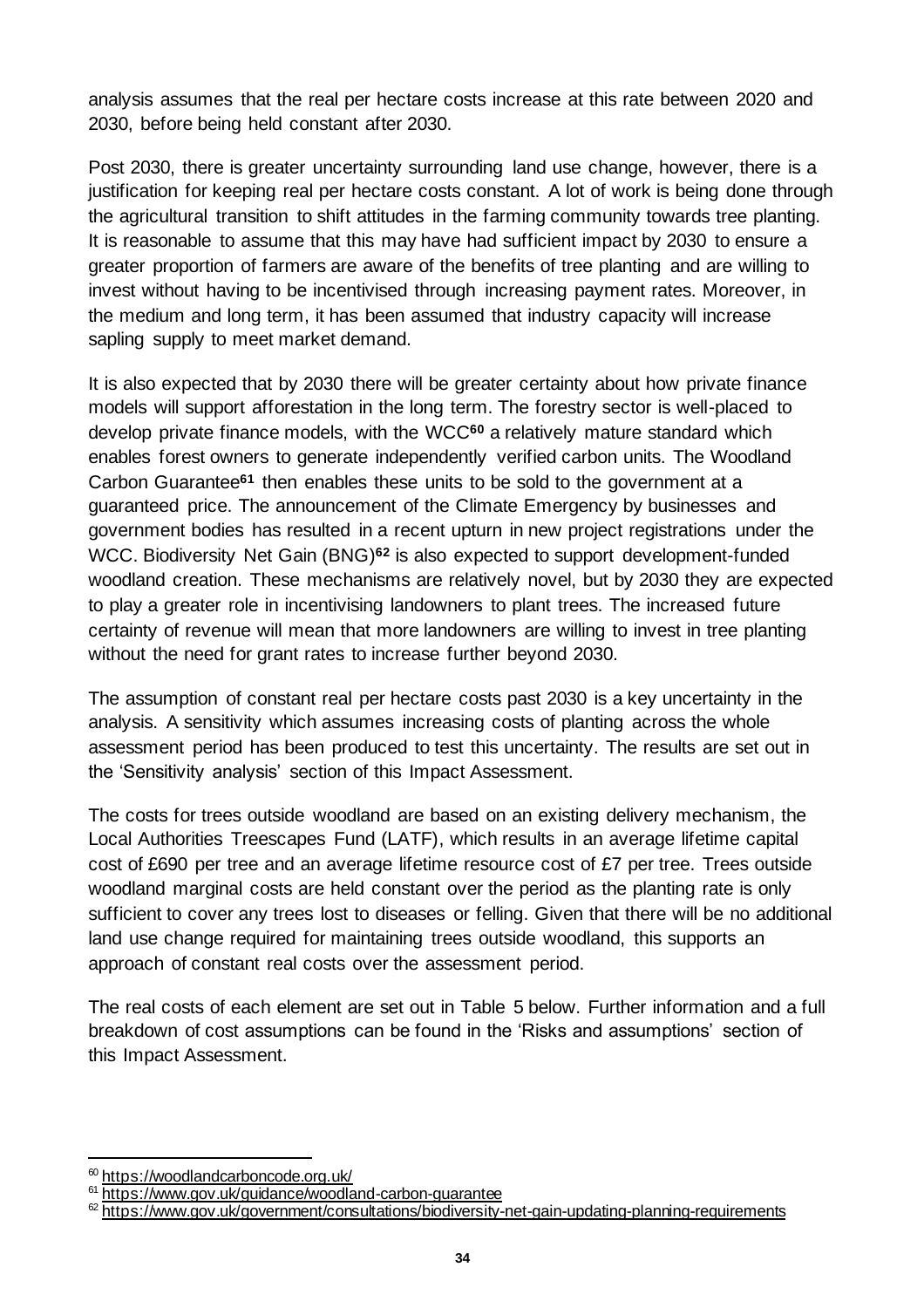analysis assumes that the real per hectare costs increase at this rate between 2020 and 2030, before being held constant after 2030.

Post 2030, there is greater uncertainty surrounding land use change, however, there is a justification for keeping real per hectare costs constant. A lot of work is being done through the agricultural transition to shift attitudes in the farming community towards tree planting. It is reasonable to assume that this may have had sufficient impact by 2030 to ensure a greater proportion of farmers are aware of the benefits of tree planting and are willing to invest without having to be incentivised through increasing payment rates. Moreover, in the medium and long term, it has been assumed that industry capacity will increase sapling supply to meet market demand.

It is also expected that by 2030 there will be greater certainty about how private finance models will support afforestation in the long term. The forestry sector is well-placed to develop private finance models, with the WCC[60] a relatively mature standard which enables forest owners to generate independently verified carbon units. The Woodland Carbon Guarantee[61] then enables these units to be sold to the government at a guaranteed price. The announcement of the Climate Emergency by businesses and government bodies has resulted in a recent upturn in new project registrations under the WCC. Biodiversity Net Gain (BNG)[62] is also expected to support development-funded woodland creation. These mechanisms are relatively novel, but by 2030 they are expected to play a greater role in incentivising landowners to plant trees. The increased future certainty of revenue will mean that more landowners are willing to invest in tree planting without the need for grant rates to increase further beyond 2030.

The assumption of constant real per hectare costs past 2030 is a key uncertainty in the analysis. A sensitivity which assumes increasing costs of planting across the whole assessment period has been produced to test this uncertainty. The results are set out in the 'Sensitivity analysis' section of this Impact Assessment.

The costs for trees outside woodland are based on an existing delivery mechanism, the Local Authorities Treescapes Fund (LATF), which results in an average lifetime capital cost of £690 per tree and an average lifetime resource cost of £7 per tree. Trees outside woodland marginal costs are held constant over the period as the planting rate is only sufficient to cover any trees lost to diseases or felling. Given that there will be no additional land use change required for maintaining trees outside woodland, this supports an approach of constant real costs over the assessment period.

The real costs of each element are set out in Table 5 below. Further information and a full breakdown of cost assumptions can be found in the 'Risks and assumptions' section of this Impact Assessment.

[60] https://woodlandcarboncode.org.uk/
[61] https://www.gov.uk/guidance/woodland-carbon-guarantee
[62] https://www.gov.uk/government/consultations/biodiversity-net-gain-updating-planning-requirements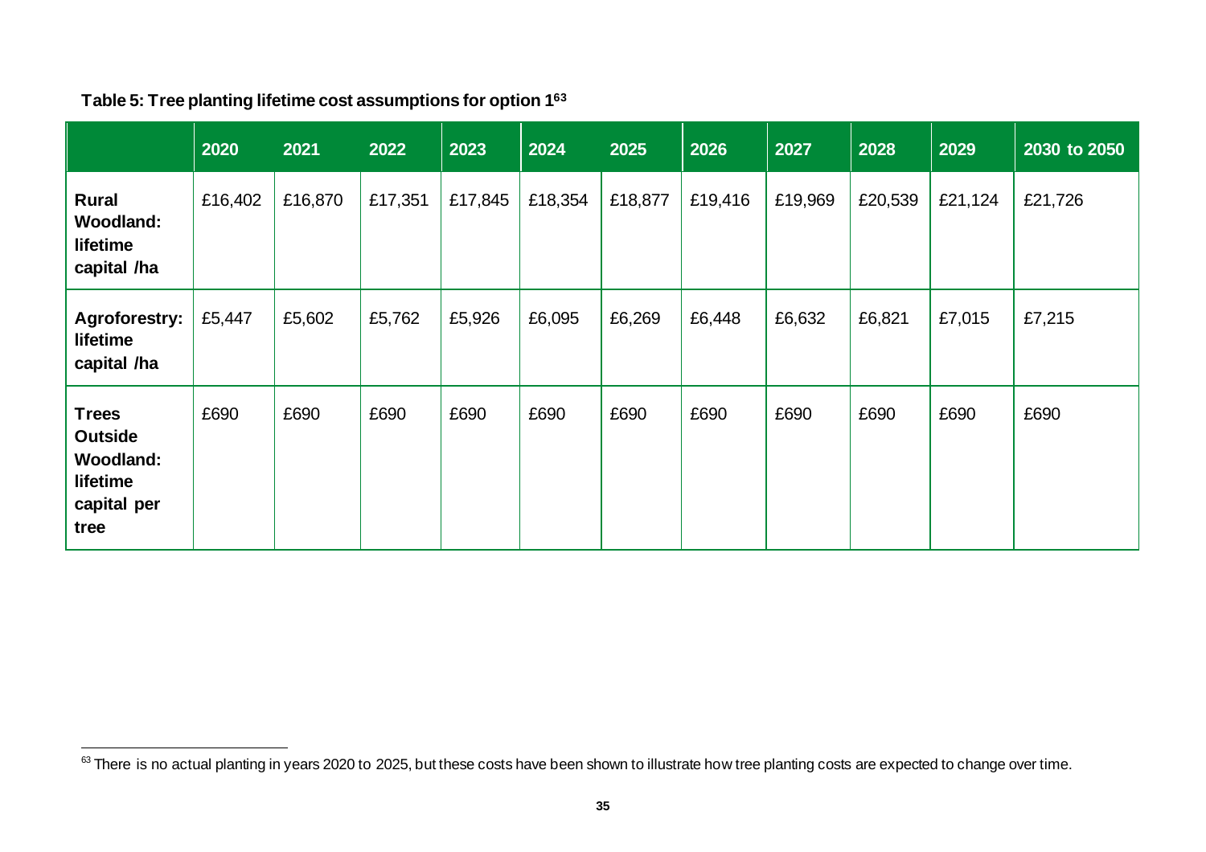**Table 5: Tree planting lifetime cost assumptions for option 1[63]**

| | 2020 | 2021 | 2022 | 2023 | 2024 | 2025 | 2026 | 2027 | 2028 | 2029 | 2030 to 2050 |
|---|---|---|---|---|---|---|---|---|---|---|---|
| **Rural Woodland: lifetime capital /ha** | £16,402 | £16,870 | £17,351 | £17,845 | £18,354 | £18,877 | £19,416 | £19,969 | £20,539 | £21,124 | £21,726 |
| **Agroforestry: lifetime capital /ha** | £5,447 | £5,602 | £5,762 | £5,926 | £6,095 | £6,269 | £6,448 | £6,632 | £6,821 | £7,015 | £7,215 |
| **Trees Outside Woodland: lifetime capital per tree** | £690 | £690 | £690 | £690 | £690 | £690 | £690 | £690 | £690 | £690 | £690 |

[63] There is no actual planting in years 2020 to 2025, but these costs have been shown to illustrate how tree planting costs are expected to change over time.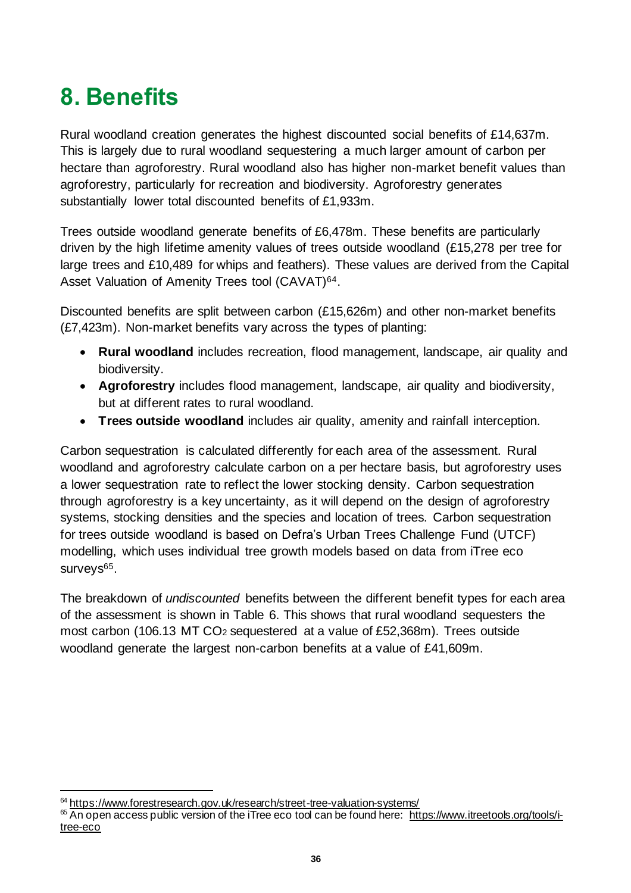# 8. Benefits

Rural woodland creation generates the highest discounted social benefits of £14,637m. This is largely due to rural woodland sequestering a much larger amount of carbon per hectare than agroforestry. Rural woodland also has higher non-market benefit values than agroforestry, particularly for recreation and biodiversity. Agroforestry generates substantially lower total discounted benefits of £1,933m.

Trees outside woodland generate benefits of £6,478m. These benefits are particularly driven by the high lifetime amenity values of trees outside woodland (£15,278 per tree for large trees and £10,489 for whips and feathers). These values are derived from the Capital Asset Valuation of Amenity Trees tool (CAVAT)[64].

Discounted benefits are split between carbon (£15,626m) and other non-market benefits (£7,423m). Non-market benefits vary across the types of planting:

- **Rural woodland** includes recreation, flood management, landscape, air quality and biodiversity.
- **Agroforestry** includes flood management, landscape, air quality and biodiversity, but at different rates to rural woodland.
- **Trees outside woodland** includes air quality, amenity and rainfall interception.

Carbon sequestration is calculated differently for each area of the assessment. Rural woodland and agroforestry calculate carbon on a per hectare basis, but agroforestry uses a lower sequestration rate to reflect the lower stocking density. Carbon sequestration through agroforestry is a key uncertainty, as it will depend on the design of agroforestry systems, stocking densities and the species and location of trees. Carbon sequestration for trees outside woodland is based on Defra's Urban Trees Challenge Fund (UTCF) modelling, which uses individual tree growth models based on data from iTree eco surveys[65].

The breakdown of *undiscounted* benefits between the different benefit types for each area of the assessment is shown in Table 6. This shows that rural woodland sequesters the most carbon (106.13 MT $CO_2$ sequestered at a value of £52,368m). Trees outside woodland generate the largest non-carbon benefits at a value of £41,609m.

[64] https://www.forestresearch.gov.uk/research/street-tree-valuation-systems/

[65] An open access public version of the iTree eco tool can be found here: https://www.itreetools.org/tools/i-tree-eco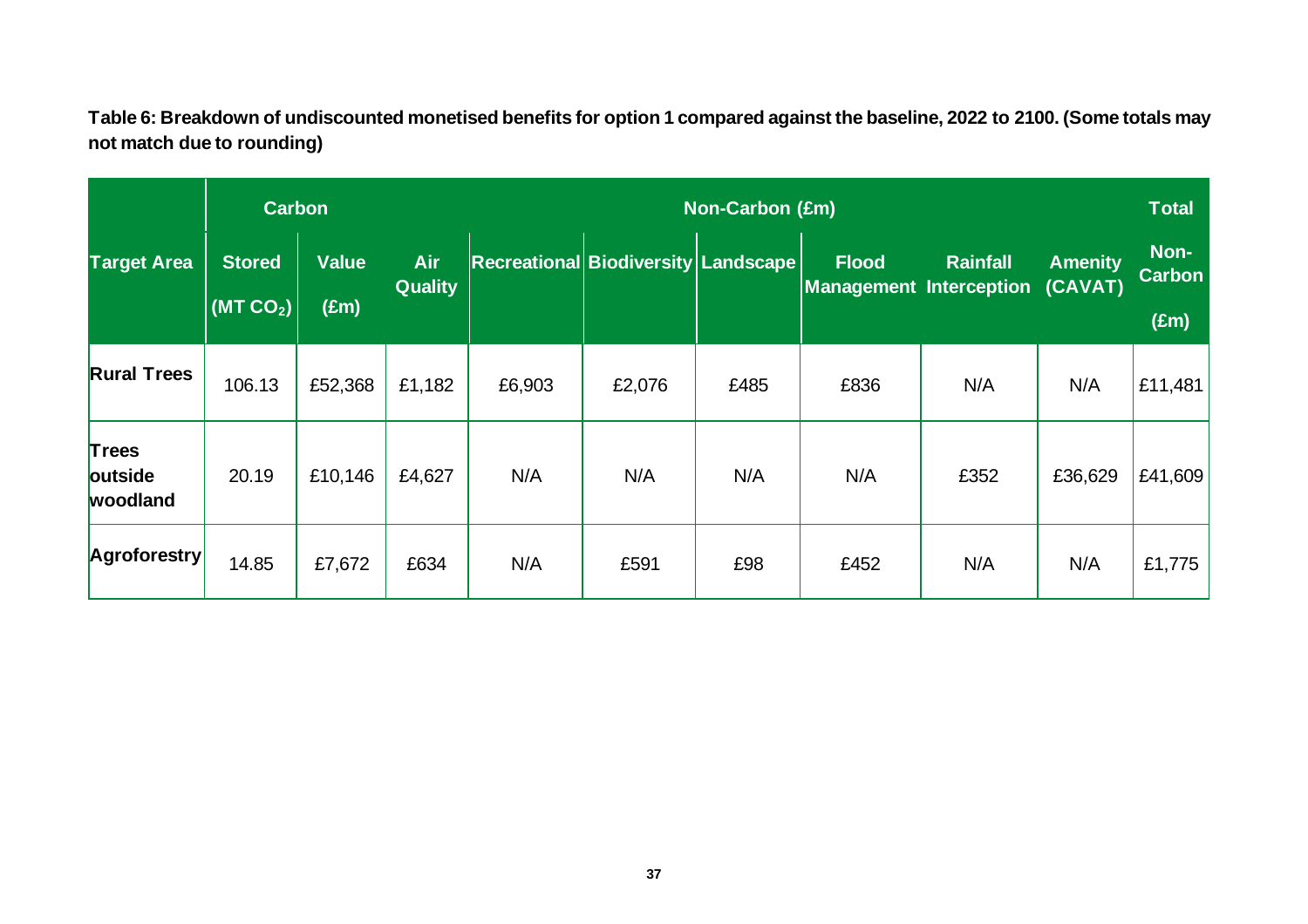**Table 6: Breakdown of undiscounted monetised benefits for option 1 compared against the baseline, 2022 to 2100. (Some totals may not match due to rounding)**

| | Carbon | | Non-Carbon (£m) | | | | | | | Total |
|---|---|---|---|---|---|---|---|---|---|---|
| Target Area | Stored ($MT\ CO_2$) | Value (£m) | Air Quality | Recreational | Biodiversity | Landscape | Flood Management | Rainfall Interception | Amenity (CAVAT) | Non-Carbon (£m) |
| Rural Trees | 106.13 | £52,368 | £1,182 | £6,903 | £2,076 | £485 | £836 | N/A | N/A | £11,481 |
| Trees outside woodland | 20.19 | £10,146 | £4,627 | N/A | N/A | N/A | N/A | £352 | £36,629 | £41,609 |
| Agroforestry | 14.85 | £7,672 | £634 | N/A | £591 | £98 | £452 | N/A | N/A | £1,775 |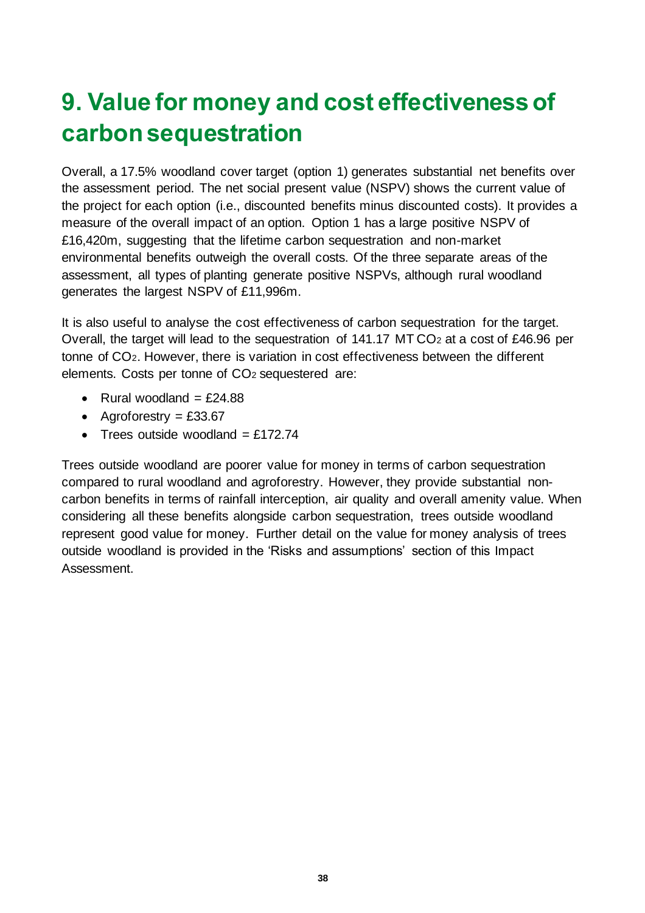# 9. Value for money and cost effectiveness of carbon sequestration

Overall, a 17.5% woodland cover target (option 1) generates substantial net benefits over the assessment period. The net social present value (NSPV) shows the current value of the project for each option (i.e., discounted benefits minus discounted costs). It provides a measure of the overall impact of an option. Option 1 has a large positive NSPV of £16,420m, suggesting that the lifetime carbon sequestration and non-market environmental benefits outweigh the overall costs. Of the three separate areas of the assessment, all types of planting generate positive NSPVs, although rural woodland generates the largest NSPV of £11,996m.

It is also useful to analyse the cost effectiveness of carbon sequestration for the target. Overall, the target will lead to the sequestration of 141.17 MT $CO_2$ at a cost of £46.96 per tonne of $CO_2$. However, there is variation in cost effectiveness between the different elements. Costs per tonne of $CO_2$ sequestered are:

- Rural woodland = £24.88
- Agroforestry = £33.67
- Trees outside woodland = £172.74

Trees outside woodland are poorer value for money in terms of carbon sequestration compared to rural woodland and agroforestry. However, they provide substantial non-carbon benefits in terms of rainfall interception, air quality and overall amenity value. When considering all these benefits alongside carbon sequestration, trees outside woodland represent good value for money. Further detail on the value for money analysis of trees outside woodland is provided in the 'Risks and assumptions' section of this Impact Assessment.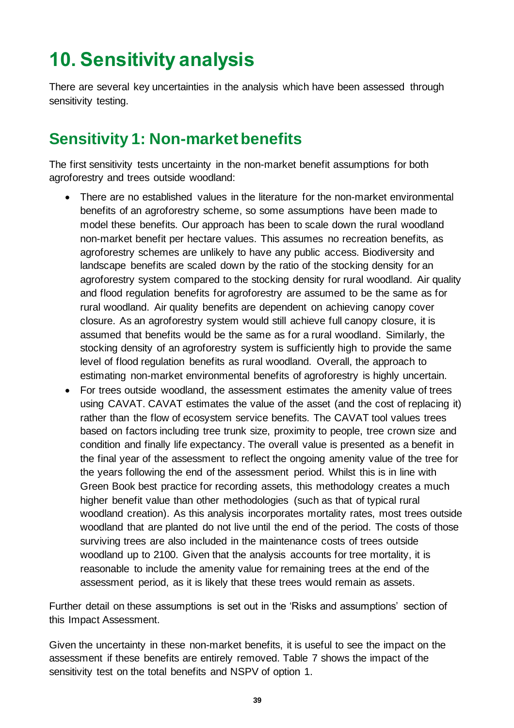# 10. Sensitivity analysis

There are several key uncertainties in the analysis which have been assessed through sensitivity testing.

## Sensitivity 1: Non-market benefits

The first sensitivity tests uncertainty in the non-market benefit assumptions for both agroforestry and trees outside woodland:

- There are no established values in the literature for the non-market environmental benefits of an agroforestry scheme, so some assumptions have been made to model these benefits. Our approach has been to scale down the rural woodland non-market benefit per hectare values. This assumes no recreation benefits, as agroforestry schemes are unlikely to have any public access. Biodiversity and landscape benefits are scaled down by the ratio of the stocking density for an agroforestry system compared to the stocking density for rural woodland. Air quality and flood regulation benefits for agroforestry are assumed to be the same as for rural woodland. Air quality benefits are dependent on achieving canopy cover closure. As an agroforestry system would still achieve full canopy closure, it is assumed that benefits would be the same as for a rural woodland. Similarly, the stocking density of an agroforestry system is sufficiently high to provide the same level of flood regulation benefits as rural woodland. Overall, the approach to estimating non-market environmental benefits of agroforestry is highly uncertain.
- For trees outside woodland, the assessment estimates the amenity value of trees using CAVAT. CAVAT estimates the value of the asset (and the cost of replacing it) rather than the flow of ecosystem service benefits. The CAVAT tool values trees based on factors including tree trunk size, proximity to people, tree crown size and condition and finally life expectancy. The overall value is presented as a benefit in the final year of the assessment to reflect the ongoing amenity value of the tree for the years following the end of the assessment period. Whilst this is in line with Green Book best practice for recording assets, this methodology creates a much higher benefit value than other methodologies (such as that of typical rural woodland creation). As this analysis incorporates mortality rates, most trees outside woodland that are planted do not live until the end of the period. The costs of those surviving trees are also included in the maintenance costs of trees outside woodland up to 2100. Given that the analysis accounts for tree mortality, it is reasonable to include the amenity value for remaining trees at the end of the assessment period, as it is likely that these trees would remain as assets.

Further detail on these assumptions is set out in the 'Risks and assumptions' section of this Impact Assessment.

Given the uncertainty in these non-market benefits, it is useful to see the impact on the assessment if these benefits are entirely removed. Table 7 shows the impact of the sensitivity test on the total benefits and NSPV of option 1.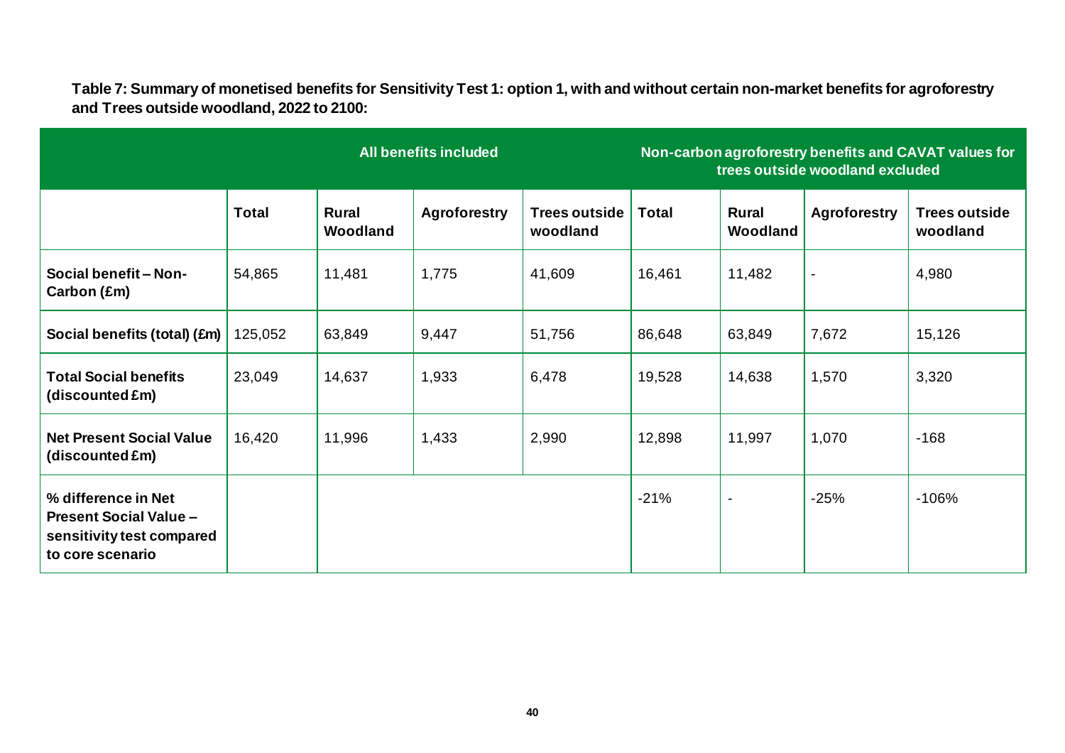**Table 7: Summary of monetised benefits for Sensitivity Test 1: option 1, with and without certain non-market benefits for agroforestry and Trees outside woodland, 2022 to 2100:**

| | All benefits included | | | | Non-carbon agroforestry benefits and CAVAT values for trees outside woodland excluded | | | |
|---|---|---|---|---|---|---|---|---|
| | **Total** | **Rural Woodland** | **Agroforestry** | **Trees outside woodland** | **Total** | **Rural Woodland** | **Agroforestry** | **Trees outside woodland** |
| **Social benefit – Non-Carbon (£m)** | 54,865 | 11,481 | 1,775 | 41,609 | 16,461 | 11,482 | - | 4,980 |
| **Social benefits (total) (£m)** | 125,052 | 63,849 | 9,447 | 51,756 | 86,648 | 63,849 | 7,672 | 15,126 |
| **Total Social benefits (discounted £m)** | 23,049 | 14,637 | 1,933 | 6,478 | 19,528 | 14,638 | 1,570 | 3,320 |
| **Net Present Social Value (discounted £m)** | 16,420 | 11,996 | 1,433 | 2,990 | 12,898 | 11,997 | 1,070 | -168 |
| **% difference in Net Present Social Value – sensitivity test compared to core scenario** | | | | | -21% | - | -25% | -106% |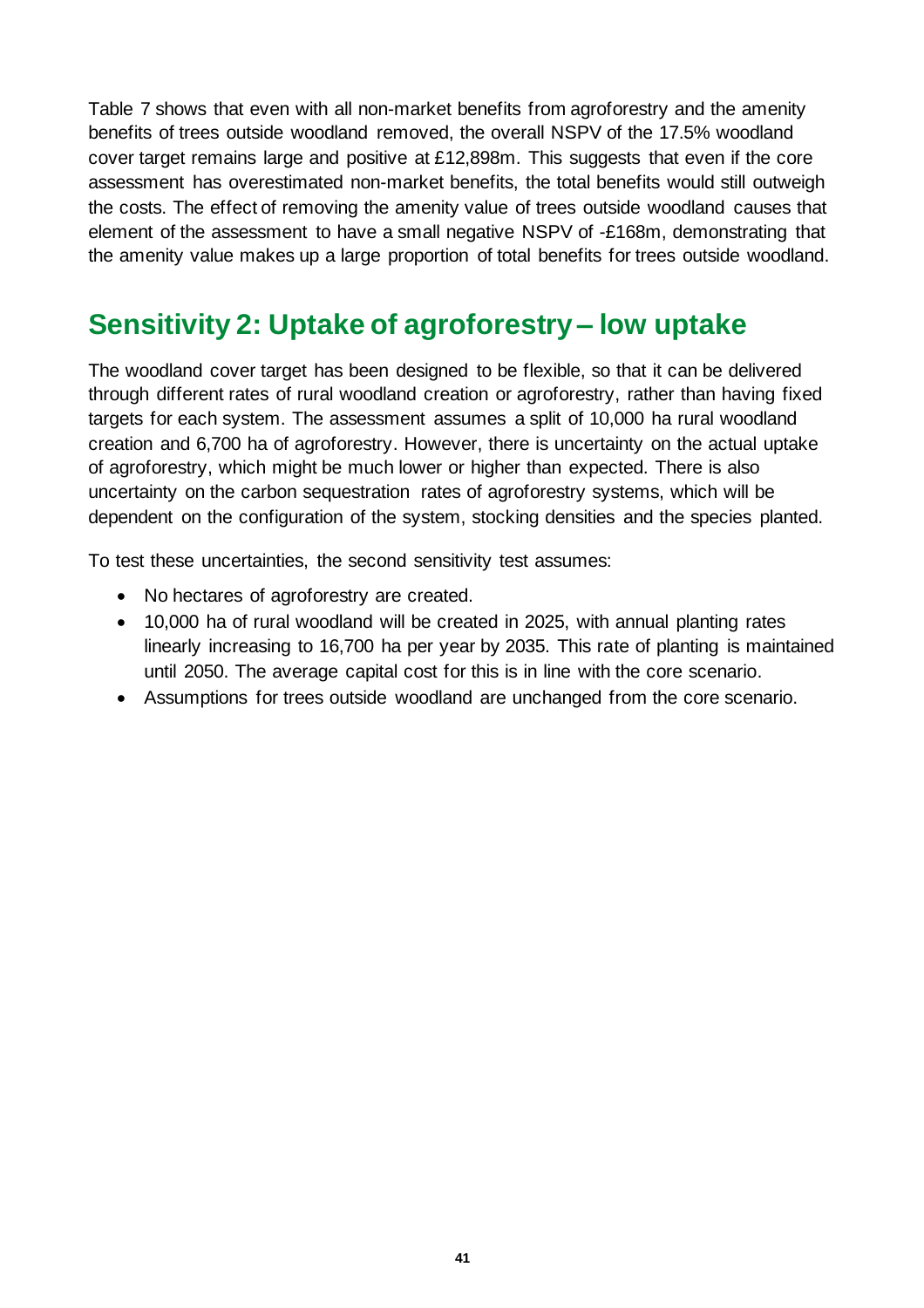Table 7 shows that even with all non-market benefits from agroforestry and the amenity benefits of trees outside woodland removed, the overall NSPV of the 17.5% woodland cover target remains large and positive at £12,898m. This suggests that even if the core assessment has overestimated non-market benefits, the total benefits would still outweigh the costs. The effect of removing the amenity value of trees outside woodland causes that element of the assessment to have a small negative NSPV of -£168m, demonstrating that the amenity value makes up a large proportion of total benefits for trees outside woodland.

## Sensitivity 2: Uptake of agroforestry – low uptake

The woodland cover target has been designed to be flexible, so that it can be delivered through different rates of rural woodland creation or agroforestry, rather than having fixed targets for each system. The assessment assumes a split of 10,000 ha rural woodland creation and 6,700 ha of agroforestry. However, there is uncertainty on the actual uptake of agroforestry, which might be much lower or higher than expected. There is also uncertainty on the carbon sequestration rates of agroforestry systems, which will be dependent on the configuration of the system, stocking densities and the species planted.

To test these uncertainties, the second sensitivity test assumes:

- No hectares of agroforestry are created.
- 10,000 ha of rural woodland will be created in 2025, with annual planting rates linearly increasing to 16,700 ha per year by 2035. This rate of planting is maintained until 2050. The average capital cost for this is in line with the core scenario.
- Assumptions for trees outside woodland are unchanged from the core scenario.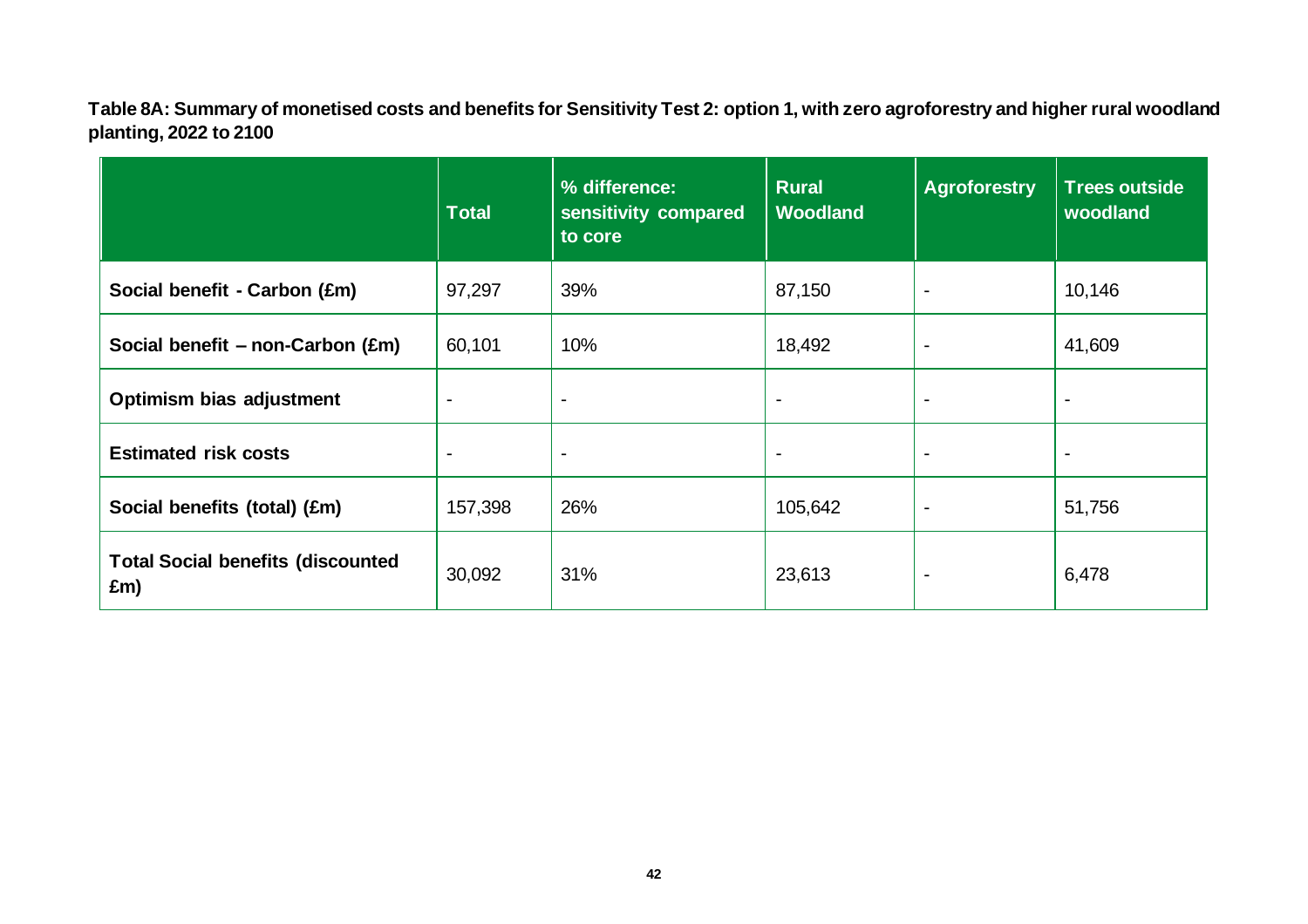**Table 8A: Summary of monetised costs and benefits for Sensitivity Test 2: option 1, with zero agroforestry and higher rural woodland planting, 2022 to 2100**

| | Total | % difference: sensitivity compared to core | Rural Woodland | Agroforestry | Trees outside woodland |
|---|---|---|---|---|---|
| **Social benefit - Carbon (£m)** | 97,297 | 39% | 87,150 | - | 10,146 |
| **Social benefit – non-Carbon (£m)** | 60,101 | 10% | 18,492 | - | 41,609 |
| **Optimism bias adjustment** | - | - | - | - | - |
| **Estimated risk costs** | - | - | - | - | - |
| **Social benefits (total) (£m)** | 157,398 | 26% | 105,642 | - | 51,756 |
| **Total Social benefits (discounted £m)** | 30,092 | 31% | 23,613 | - | 6,478 |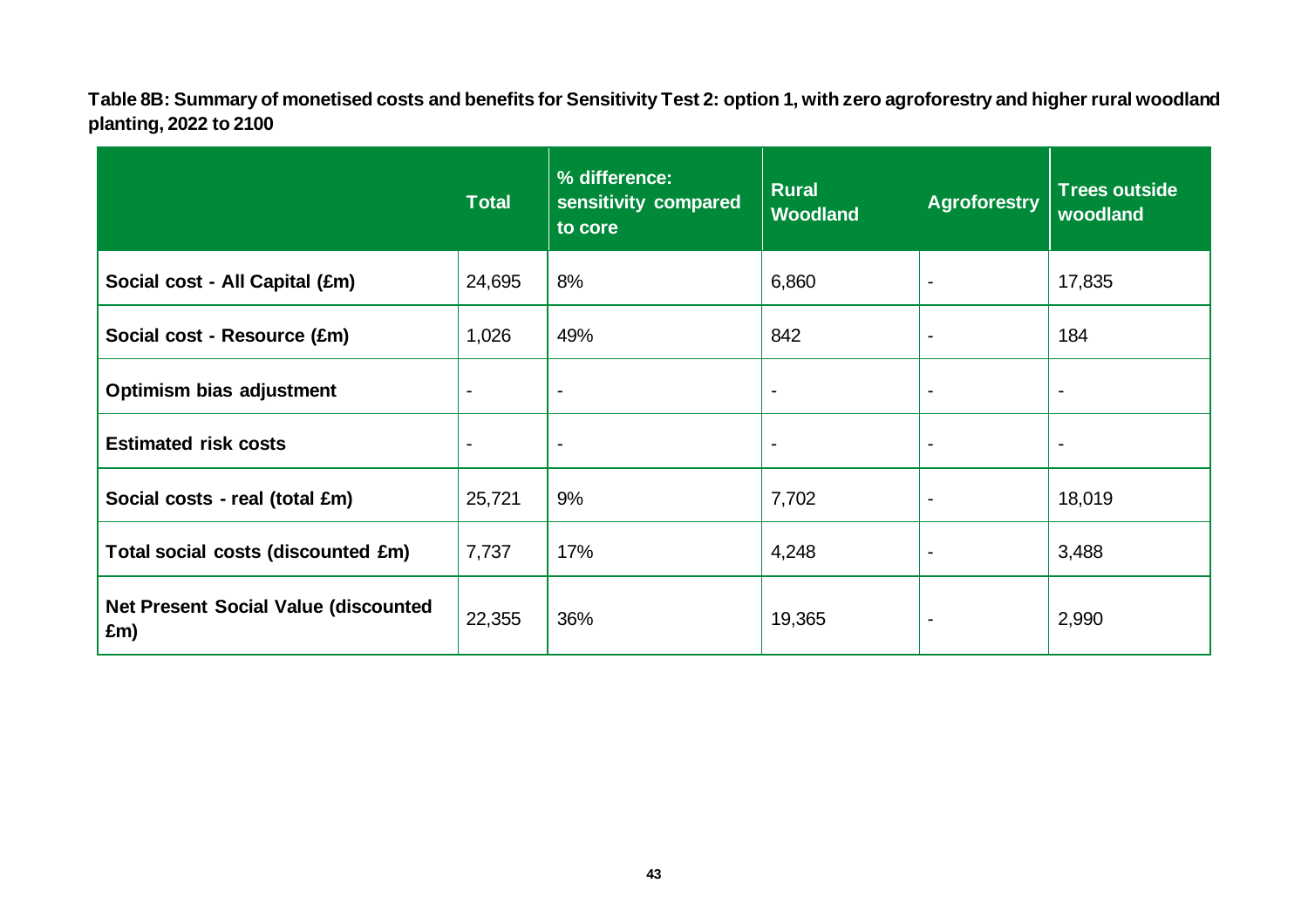**Table 8B: Summary of monetised costs and benefits for Sensitivity Test 2: option 1, with zero agroforestry and higher rural woodland planting, 2022 to 2100**

| | Total | % difference: sensitivity compared to core | Rural Woodland | Agroforestry | Trees outside woodland |
|---|---|---|---|---|---|
| **Social cost - All Capital (£m)** | 24,695 | 8% | 6,860 | - | 17,835 |
| **Social cost - Resource (£m)** | 1,026 | 49% | 842 | - | 184 |
| **Optimism bias adjustment** | - | - | - | - | - |
| **Estimated risk costs** | - | - | - | - | - |
| **Social costs - real (total £m)** | 25,721 | 9% | 7,702 | - | 18,019 |
| **Total social costs (discounted £m)** | 7,737 | 17% | 4,248 | - | 3,488 |
| **Net Present Social Value (discounted £m)** | 22,355 | 36% | 19,365 | - | 2,990 |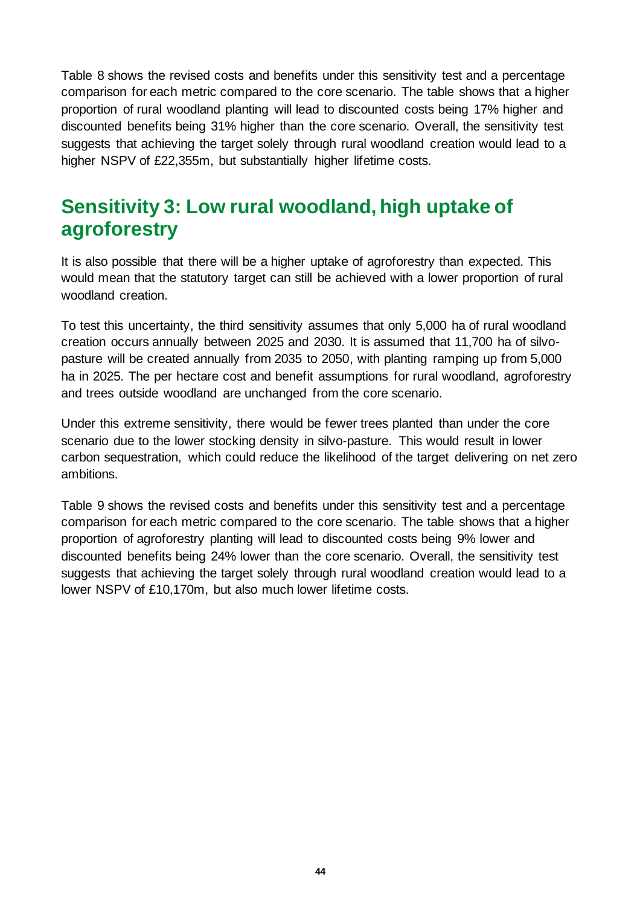Table 8 shows the revised costs and benefits under this sensitivity test and a percentage comparison for each metric compared to the core scenario. The table shows that a higher proportion of rural woodland planting will lead to discounted costs being 17% higher and discounted benefits being 31% higher than the core scenario. Overall, the sensitivity test suggests that achieving the target solely through rural woodland creation would lead to a higher NSPV of £22,355m, but substantially higher lifetime costs.

## Sensitivity 3: Low rural woodland, high uptake of agroforestry

It is also possible that there will be a higher uptake of agroforestry than expected. This would mean that the statutory target can still be achieved with a lower proportion of rural woodland creation.

To test this uncertainty, the third sensitivity assumes that only 5,000 ha of rural woodland creation occurs annually between 2025 and 2030. It is assumed that 11,700 ha of silvo-pasture will be created annually from 2035 to 2050, with planting ramping up from 5,000 ha in 2025. The per hectare cost and benefit assumptions for rural woodland, agroforestry and trees outside woodland are unchanged from the core scenario.

Under this extreme sensitivity, there would be fewer trees planted than under the core scenario due to the lower stocking density in silvo-pasture. This would result in lower carbon sequestration, which could reduce the likelihood of the target delivering on net zero ambitions.

Table 9 shows the revised costs and benefits under this sensitivity test and a percentage comparison for each metric compared to the core scenario. The table shows that a higher proportion of agroforestry planting will lead to discounted costs being 9% lower and discounted benefits being 24% lower than the core scenario. Overall, the sensitivity test suggests that achieving the target solely through rural woodland creation would lead to a lower NSPV of £10,170m, but also much lower lifetime costs.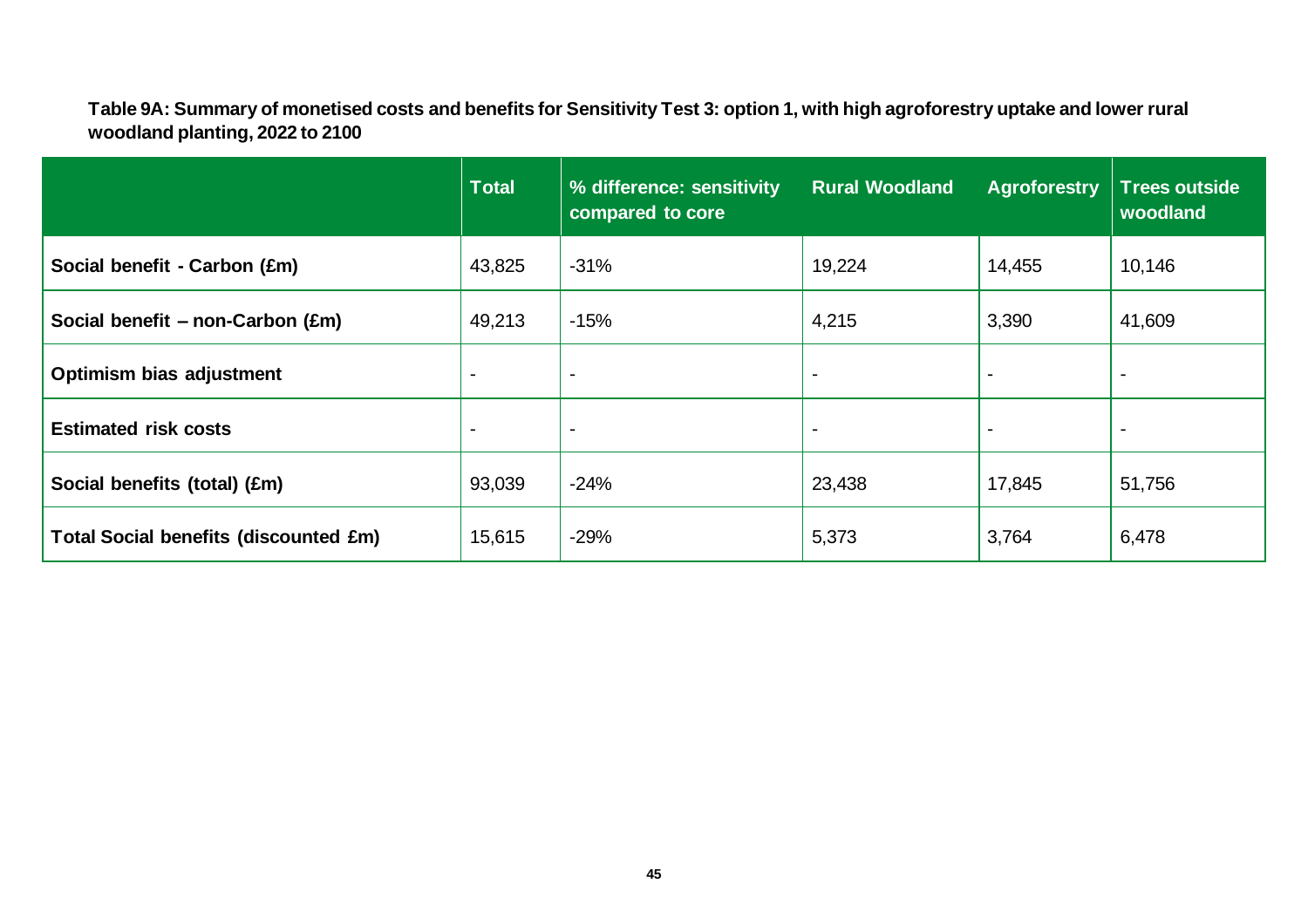**Table 9A: Summary of monetised costs and benefits for Sensitivity Test 3: option 1, with high agroforestry uptake and lower rural woodland planting, 2022 to 2100**

| | Total | % difference: sensitivity compared to core | Rural Woodland | Agroforestry | Trees outside woodland |
|---|---|---|---|---|---|
| **Social benefit - Carbon (£m)** | 43,825 | -31% | 19,224 | 14,455 | 10,146 |
| **Social benefit – non-Carbon (£m)** | 49,213 | -15% | 4,215 | 3,390 | 41,609 |
| **Optimism bias adjustment** | - | - | - | - | - |
| **Estimated risk costs** | - | - | - | - | - |
| **Social benefits (total) (£m)** | 93,039 | -24% | 23,438 | 17,845 | 51,756 |
| **Total Social benefits (discounted £m)** | 15,615 | -29% | 5,373 | 3,764 | 6,478 |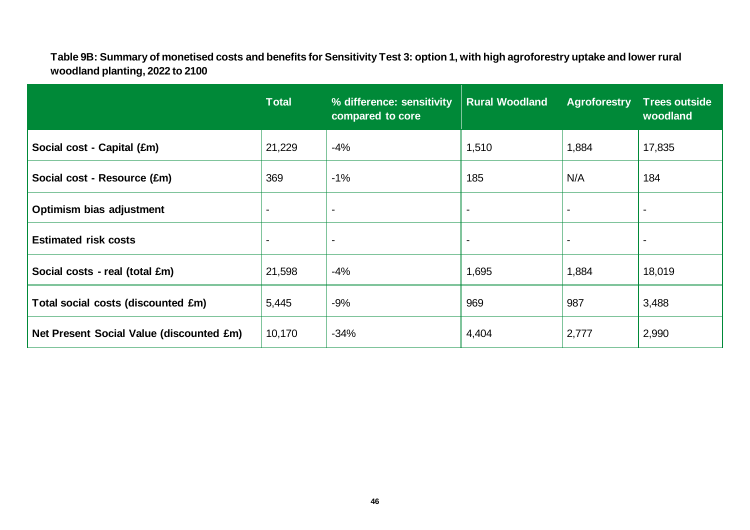**Table 9B: Summary of monetised costs and benefits for Sensitivity Test 3: option 1, with high agroforestry uptake and lower rural woodland planting, 2022 to 2100**

| | Total | % difference: sensitivity compared to core | Rural Woodland | Agroforestry | Trees outside woodland |
|---|---|---|---|---|---|
| **Social cost - Capital (£m)** | 21,229 | -4% | 1,510 | 1,884 | 17,835 |
| **Social cost - Resource (£m)** | 369 | -1% | 185 | N/A | 184 |
| **Optimism bias adjustment** | - | - | - | - | - |
| **Estimated risk costs** | - | - | - | - | - |
| **Social costs - real (total £m)** | 21,598 | -4% | 1,695 | 1,884 | 18,019 |
| **Total social costs (discounted £m)** | 5,445 | -9% | 969 | 987 | 3,488 |
| **Net Present Social Value (discounted £m)** | 10,170 | -34% | 4,404 | 2,777 | 2,990 |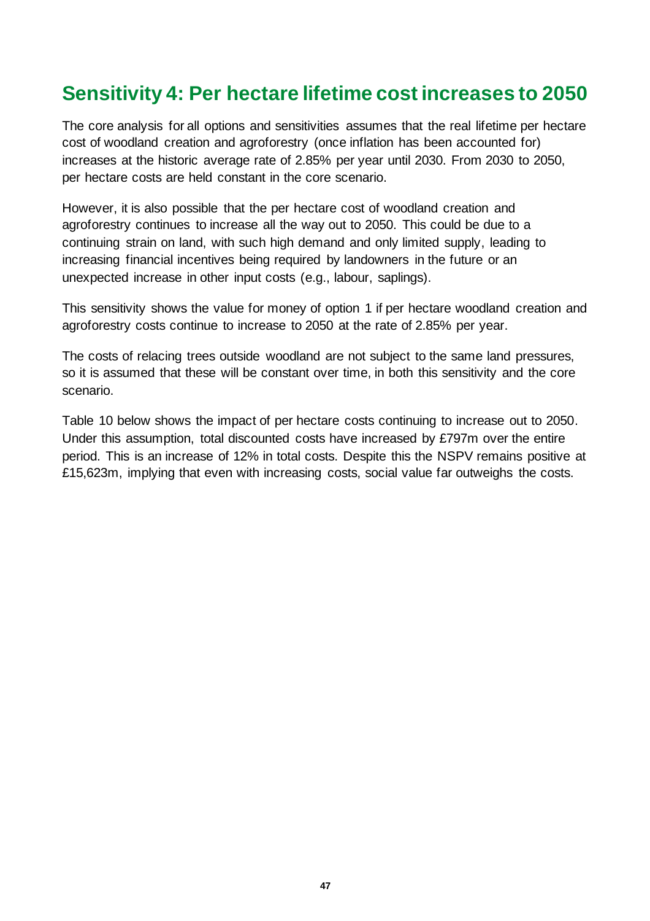## Sensitivity 4: Per hectare lifetime cost increases to 2050

The core analysis for all options and sensitivities assumes that the real lifetime per hectare cost of woodland creation and agroforestry (once inflation has been accounted for) increases at the historic average rate of 2.85% per year until 2030. From 2030 to 2050, per hectare costs are held constant in the core scenario.

However, it is also possible that the per hectare cost of woodland creation and agroforestry continues to increase all the way out to 2050. This could be due to a continuing strain on land, with such high demand and only limited supply, leading to increasing financial incentives being required by landowners in the future or an unexpected increase in other input costs (e.g., labour, saplings).

This sensitivity shows the value for money of option 1 if per hectare woodland creation and agroforestry costs continue to increase to 2050 at the rate of 2.85% per year.

The costs of relacing trees outside woodland are not subject to the same land pressures, so it is assumed that these will be constant over time, in both this sensitivity and the core scenario.

Table 10 below shows the impact of per hectare costs continuing to increase out to 2050. Under this assumption, total discounted costs have increased by £797m over the entire period. This is an increase of 12% in total costs. Despite this the NSPV remains positive at £15,623m, implying that even with increasing costs, social value far outweighs the costs.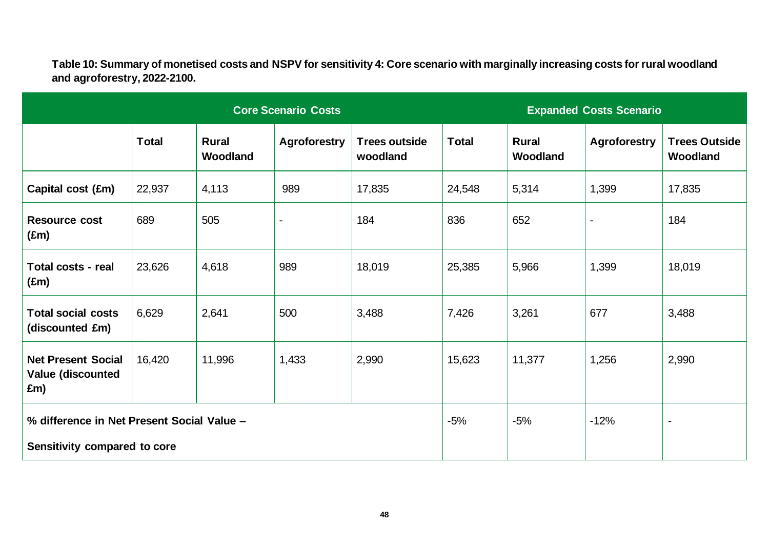**Table 10: Summary of monetised costs and NSPV for sensitivity 4: Core scenario with marginally increasing costs for rural woodland and agroforestry, 2022-2100.**

| | Core Scenario Costs | | | | Expanded Costs Scenario | | | |
|---|---|---|---|---|---|---|---|---|
| | **Total** | **Rural Woodland** | **Agroforestry** | **Trees outside woodland** | **Total** | **Rural Woodland** | **Agroforestry** | **Trees Outside Woodland** |
| **Capital cost (£m)** | 22,937 | 4,113 | 989 | 17,835 | 24,548 | 5,314 | 1,399 | 17,835 |
| **Resource cost (£m)** | 689 | 505 | - | 184 | 836 | 652 | - | 184 |
| **Total costs - real (£m)** | 23,626 | 4,618 | 989 | 18,019 | 25,385 | 5,966 | 1,399 | 18,019 |
| **Total social costs (discounted £m)** | 6,629 | 2,641 | 500 | 3,488 | 7,426 | 3,261 | 677 | 3,488 |
| **Net Present Social Value (discounted £m)** | 16,420 | 11,996 | 1,433 | 2,990 | 15,623 | 11,377 | 1,256 | 2,990 |
| **% difference in Net Present Social Value – Sensitivity compared to core** | | | | | -5% | -5% | -12% | - |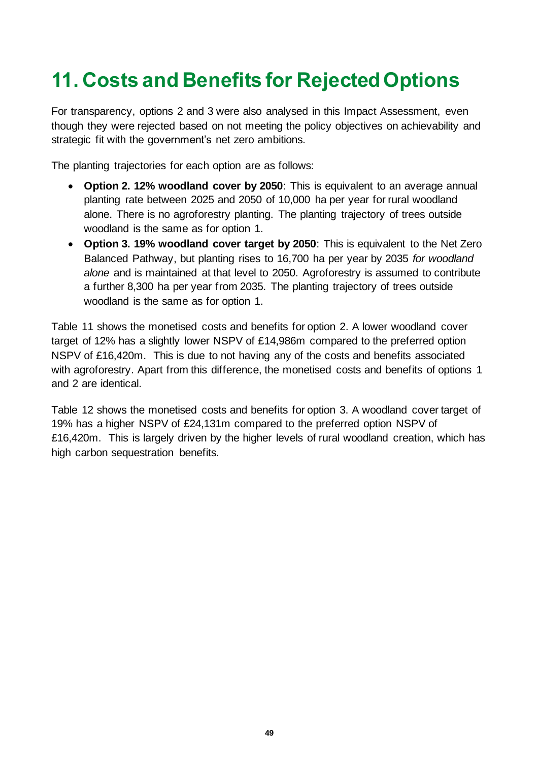# 11. Costs and Benefits for Rejected Options

For transparency, options 2 and 3 were also analysed in this Impact Assessment, even though they were rejected based on not meeting the policy objectives on achievability and strategic fit with the government's net zero ambitions.

The planting trajectories for each option are as follows:

- **Option 2. 12% woodland cover by 2050**: This is equivalent to an average annual planting rate between 2025 and 2050 of 10,000 ha per year for rural woodland alone. There is no agroforestry planting. The planting trajectory of trees outside woodland is the same as for option 1.
- **Option 3. 19% woodland cover target by 2050**: This is equivalent to the Net Zero Balanced Pathway, but planting rises to 16,700 ha per year by 2035 *for woodland alone* and is maintained at that level to 2050. Agroforestry is assumed to contribute a further 8,300 ha per year from 2035. The planting trajectory of trees outside woodland is the same as for option 1.

Table 11 shows the monetised costs and benefits for option 2. A lower woodland cover target of 12% has a slightly lower NSPV of £14,986m compared to the preferred option NSPV of £16,420m. This is due to not having any of the costs and benefits associated with agroforestry. Apart from this difference, the monetised costs and benefits of options 1 and 2 are identical.

Table 12 shows the monetised costs and benefits for option 3. A woodland cover target of 19% has a higher NSPV of £24,131m compared to the preferred option NSPV of £16,420m. This is largely driven by the higher levels of rural woodland creation, which has high carbon sequestration benefits.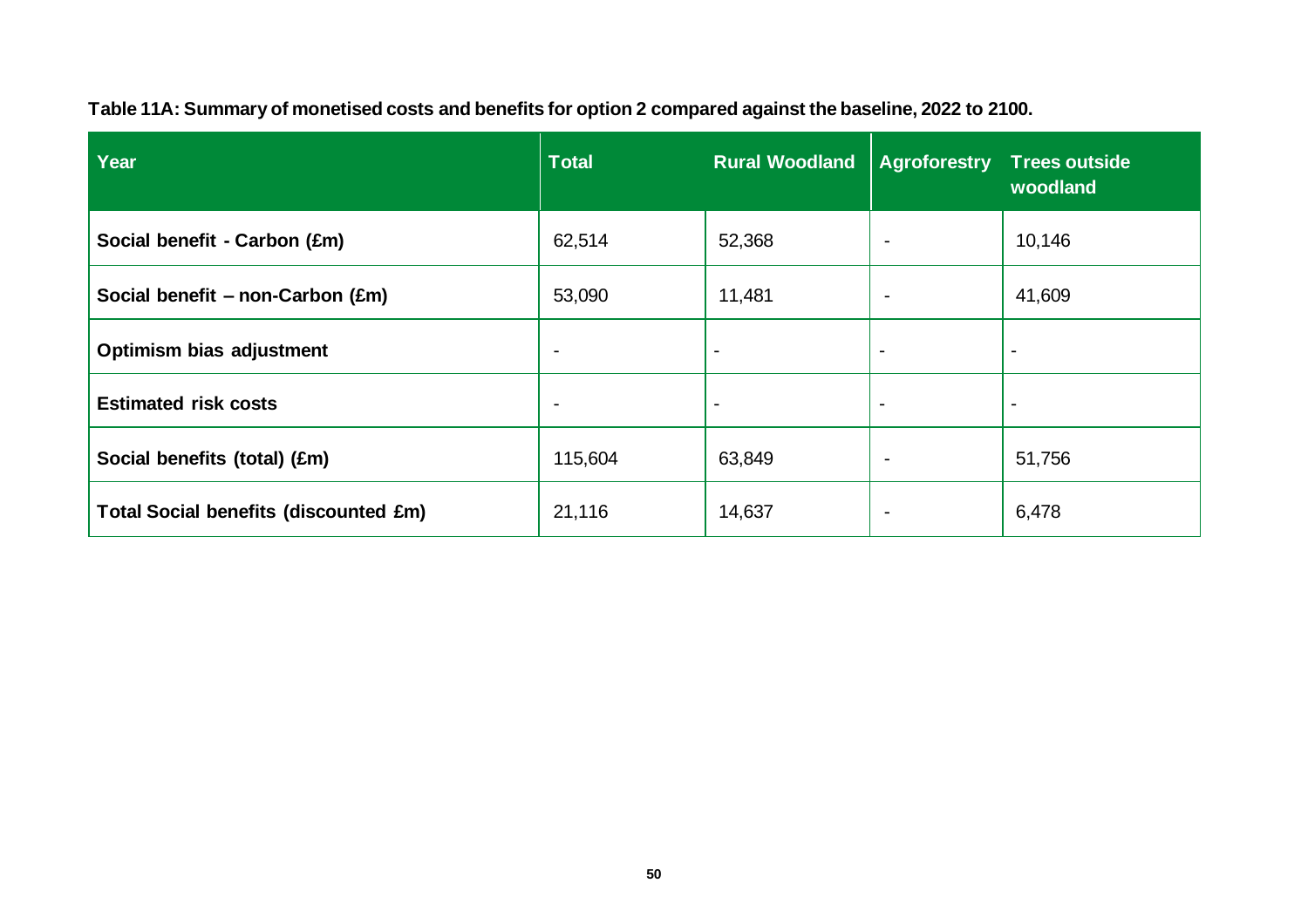**Table 11A: Summary of monetised costs and benefits for option 2 compared against the baseline, 2022 to 2100.**

| Year | Total | Rural Woodland | Agroforestry | Trees outside woodland |
|---|---|---|---|---|
| Social benefit - Carbon (£m) | 62,514 | 52,368 | - | 10,146 |
| Social benefit – non-Carbon (£m) | 53,090 | 11,481 | - | 41,609 |
| Optimism bias adjustment | - | - | - | - |
| Estimated risk costs | - | - | - | - |
| Social benefits (total) (£m) | 115,604 | 63,849 | - | 51,756 |
| Total Social benefits (discounted £m) | 21,116 | 14,637 | - | 6,478 |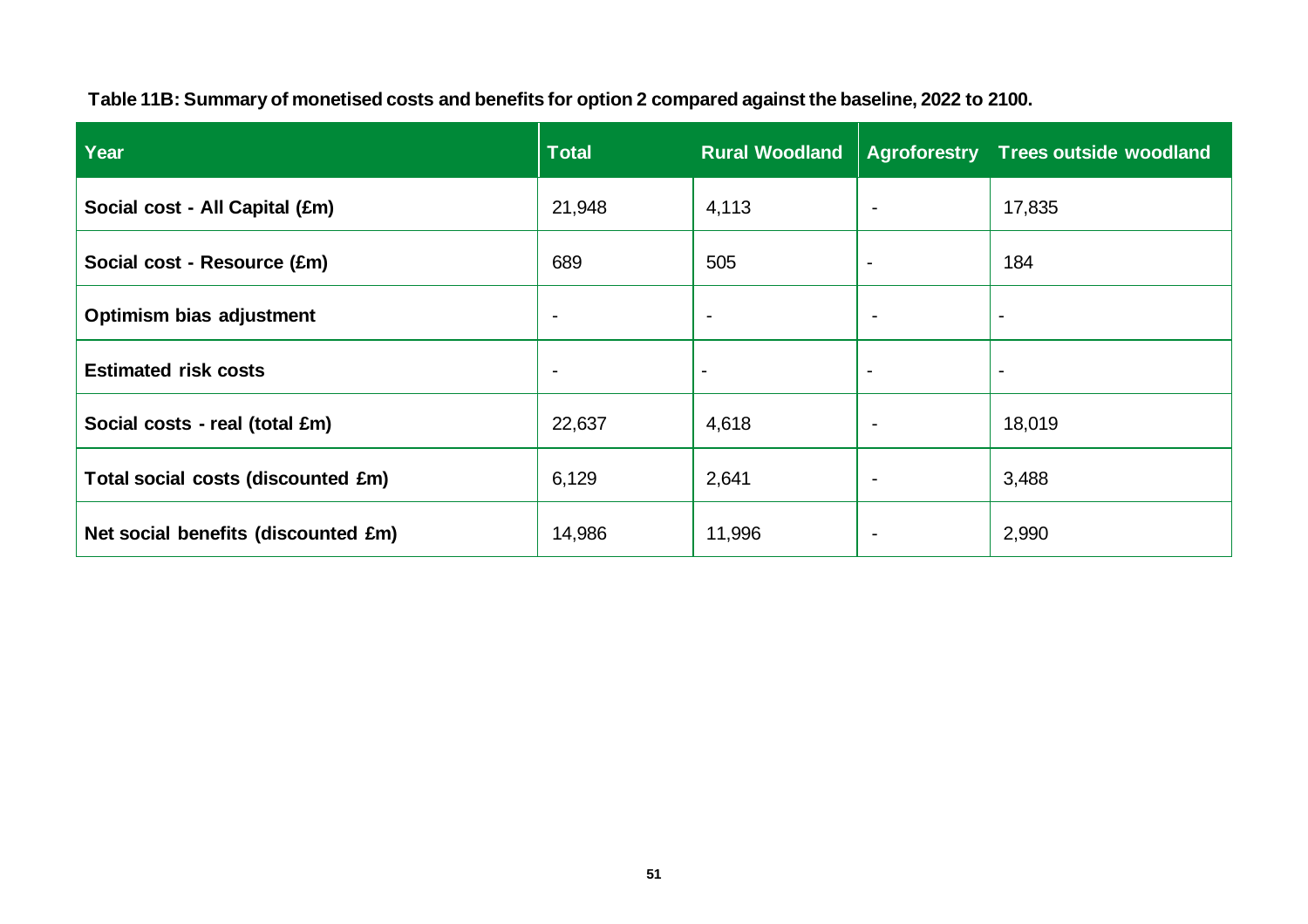**Table 11B: Summary of monetised costs and benefits for option 2 compared against the baseline, 2022 to 2100.**

| Year | Total | Rural Woodland | Agroforestry | Trees outside woodland |
|---|---|---|---|---|
| **Social cost - All Capital (£m)** | 21,948 | 4,113 | - | 17,835 |
| **Social cost - Resource (£m)** | 689 | 505 | - | 184 |
| **Optimism bias adjustment** | - | - | - | - |
| **Estimated risk costs** | - | - | - | - |
| **Social costs - real (total £m)** | 22,637 | 4,618 | - | 18,019 |
| **Total social costs (discounted £m)** | 6,129 | 2,641 | - | 3,488 |
| **Net social benefits (discounted £m)** | 14,986 | 11,996 | - | 2,990 |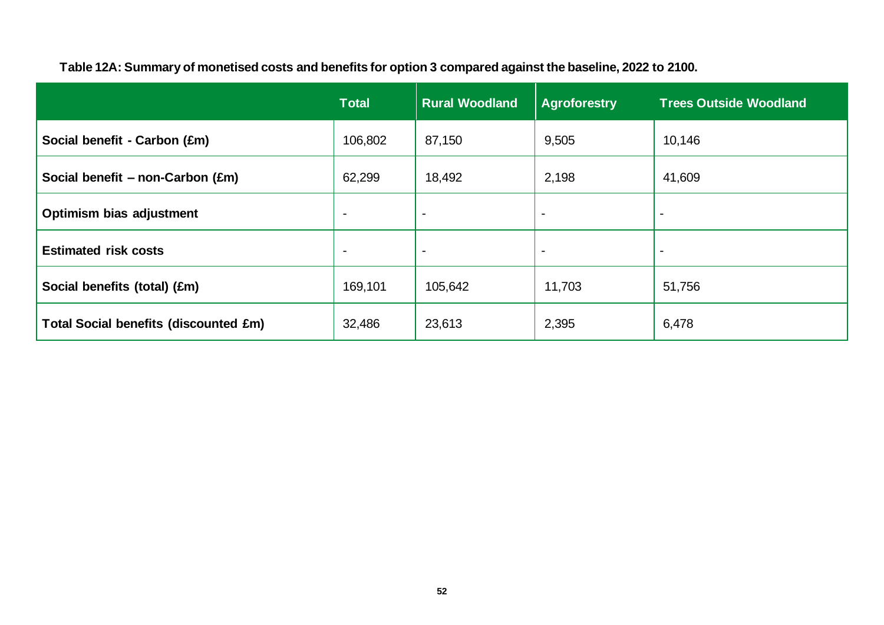**Table 12A: Summary of monetised costs and benefits for option 3 compared against the baseline, 2022 to 2100.**

| | Total | Rural Woodland | Agroforestry | Trees Outside Woodland |
|---|---|---|---|---|
| **Social benefit - Carbon (£m)** | 106,802 | 87,150 | 9,505 | 10,146 |
| **Social benefit – non-Carbon (£m)** | 62,299 | 18,492 | 2,198 | 41,609 |
| **Optimism bias adjustment** | - | - | - | - |
| **Estimated risk costs** | - | - | - | - |
| **Social benefits (total) (£m)** | 169,101 | 105,642 | 11,703 | 51,756 |
| **Total Social benefits (discounted £m)** | 32,486 | 23,613 | 2,395 | 6,478 |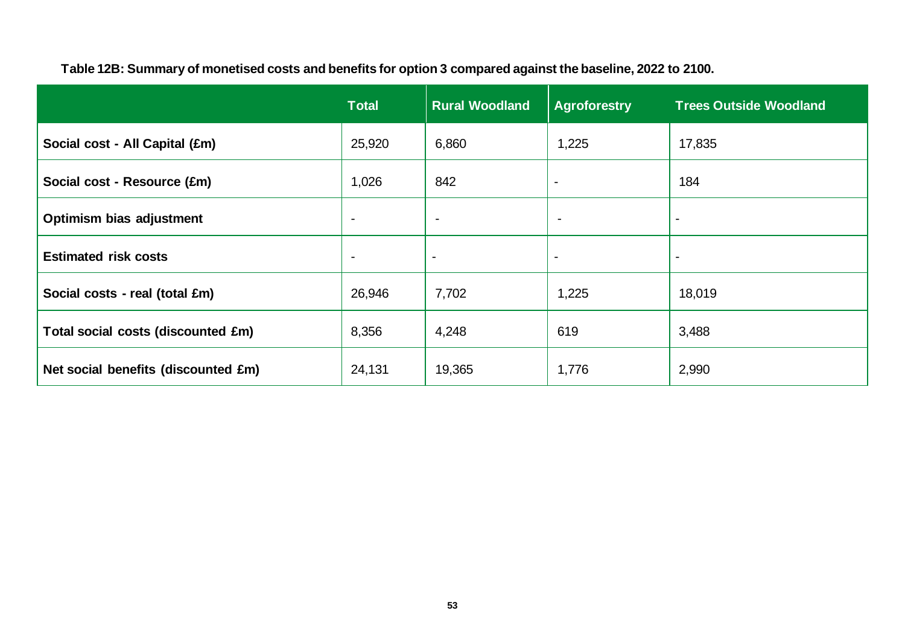**Table 12B: Summary of monetised costs and benefits for option 3 compared against the baseline, 2022 to 2100.**

| | Total | Rural Woodland | Agroforestry | Trees Outside Woodland |
|---|---|---|---|---|
| **Social cost - All Capital (£m)** | 25,920 | 6,860 | 1,225 | 17,835 |
| **Social cost - Resource (£m)** | 1,026 | 842 | - | 184 |
| **Optimism bias adjustment** | - | - | - | - |
| **Estimated risk costs** | - | - | - | - |
| **Social costs - real (total £m)** | 26,946 | 7,702 | 1,225 | 18,019 |
| **Total social costs (discounted £m)** | 8,356 | 4,248 | 619 | 3,488 |
| **Net social benefits (discounted £m)** | 24,131 | 19,365 | 1,776 | 2,990 |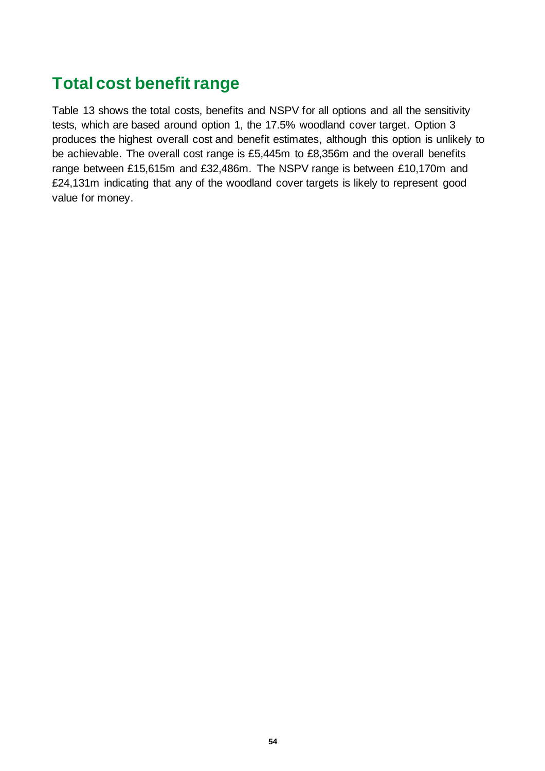## Total cost benefit range

Table 13 shows the total costs, benefits and NSPV for all options and all the sensitivity tests, which are based around option 1, the 17.5% woodland cover target. Option 3 produces the highest overall cost and benefit estimates, although this option is unlikely to be achievable. The overall cost range is £5,445m to £8,356m and the overall benefits range between £15,615m and £32,486m. The NSPV range is between £10,170m and £24,131m indicating that any of the woodland cover targets is likely to represent good value for money.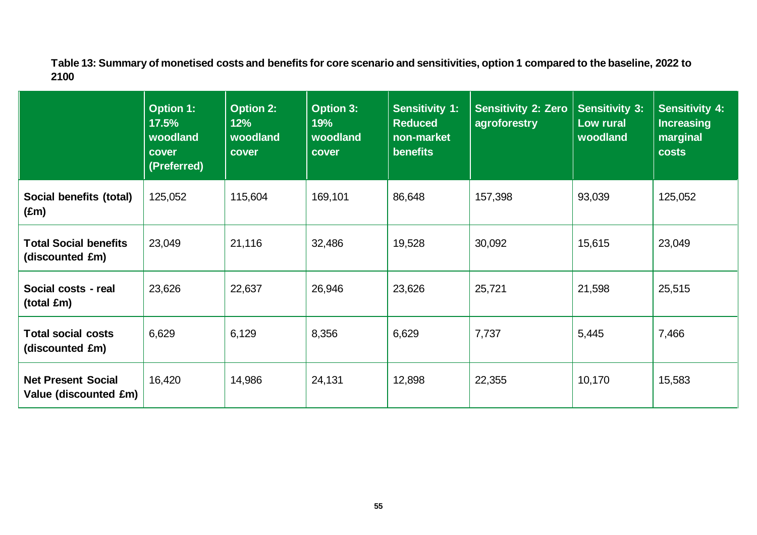**Table 13: Summary of monetised costs and benefits for core scenario and sensitivities, option 1 compared to the baseline, 2022 to 2100**

| | Option 1: 17.5% woodland cover (Preferred) | Option 2: 12% woodland cover | Option 3: 19% woodland cover | Sensitivity 1: Reduced non-market benefits | Sensitivity 2: Zero agroforestry | Sensitivity 3: Low rural woodland | Sensitivity 4: Increasing marginal costs |
|---|---|---|---|---|---|---|---|
| **Social benefits (total) (£m)** | 125,052 | 115,604 | 169,101 | 86,648 | 157,398 | 93,039 | 125,052 |
| **Total Social benefits (discounted £m)** | 23,049 | 21,116 | 32,486 | 19,528 | 30,092 | 15,615 | 23,049 |
| **Social costs - real (total £m)** | 23,626 | 22,637 | 26,946 | 23,626 | 25,721 | 21,598 | 25,515 |
| **Total social costs (discounted £m)** | 6,629 | 6,129 | 8,356 | 6,629 | 7,737 | 5,445 | 7,466 |
| **Net Present Social Value (discounted £m)** | 16,420 | 14,986 | 24,131 | 12,898 | 22,355 | 10,170 | 15,583 |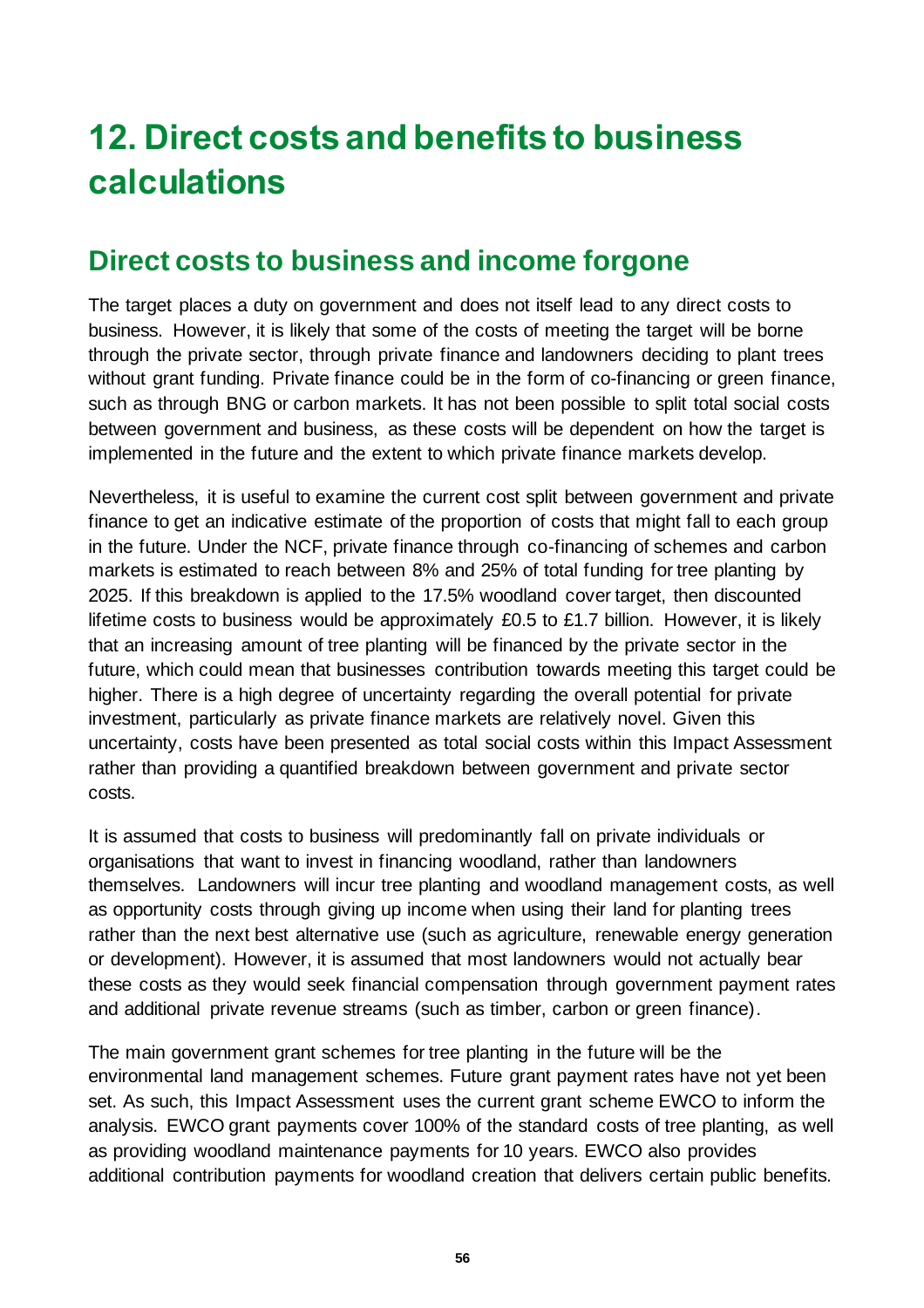# 12. Direct costs and benefits to business calculations

## Direct costs to business and income forgone

The target places a duty on government and does not itself lead to any direct costs to business. However, it is likely that some of the costs of meeting the target will be borne through the private sector, through private finance and landowners deciding to plant trees without grant funding. Private finance could be in the form of co-financing or green finance, such as through BNG or carbon markets. It has not been possible to split total social costs between government and business, as these costs will be dependent on how the target is implemented in the future and the extent to which private finance markets develop.

Nevertheless, it is useful to examine the current cost split between government and private finance to get an indicative estimate of the proportion of costs that might fall to each group in the future. Under the NCF, private finance through co-financing of schemes and carbon markets is estimated to reach between 8% and 25% of total funding for tree planting by 2025. If this breakdown is applied to the 17.5% woodland cover target, then discounted lifetime costs to business would be approximately £0.5 to £1.7 billion. However, it is likely that an increasing amount of tree planting will be financed by the private sector in the future, which could mean that businesses contribution towards meeting this target could be higher. There is a high degree of uncertainty regarding the overall potential for private investment, particularly as private finance markets are relatively novel. Given this uncertainty, costs have been presented as total social costs within this Impact Assessment rather than providing a quantified breakdown between government and private sector costs.

It is assumed that costs to business will predominantly fall on private individuals or organisations that want to invest in financing woodland, rather than landowners themselves. Landowners will incur tree planting and woodland management costs, as well as opportunity costs through giving up income when using their land for planting trees rather than the next best alternative use (such as agriculture, renewable energy generation or development). However, it is assumed that most landowners would not actually bear these costs as they would seek financial compensation through government payment rates and additional private revenue streams (such as timber, carbon or green finance).

The main government grant schemes for tree planting in the future will be the environmental land management schemes. Future grant payment rates have not yet been set. As such, this Impact Assessment uses the current grant scheme EWCO to inform the analysis. EWCO grant payments cover 100% of the standard costs of tree planting, as well as providing woodland maintenance payments for 10 years. EWCO also provides additional contribution payments for woodland creation that delivers certain public benefits.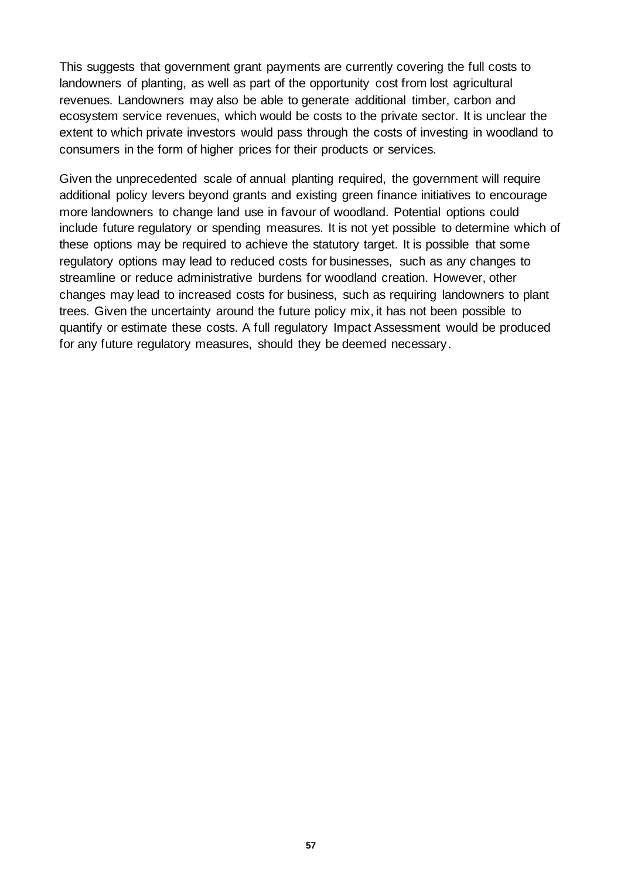This suggests that government grant payments are currently covering the full costs to landowners of planting, as well as part of the opportunity cost from lost agricultural revenues. Landowners may also be able to generate additional timber, carbon and ecosystem service revenues, which would be costs to the private sector. It is unclear the extent to which private investors would pass through the costs of investing in woodland to consumers in the form of higher prices for their products or services.

Given the unprecedented scale of annual planting required, the government will require additional policy levers beyond grants and existing green finance initiatives to encourage more landowners to change land use in favour of woodland. Potential options could include future regulatory or spending measures. It is not yet possible to determine which of these options may be required to achieve the statutory target. It is possible that some regulatory options may lead to reduced costs for businesses, such as any changes to streamline or reduce administrative burdens for woodland creation. However, other changes may lead to increased costs for business, such as requiring landowners to plant trees. Given the uncertainty around the future policy mix, it has not been possible to quantify or estimate these costs. A full regulatory Impact Assessment would be produced for any future regulatory measures, should they be deemed necessary.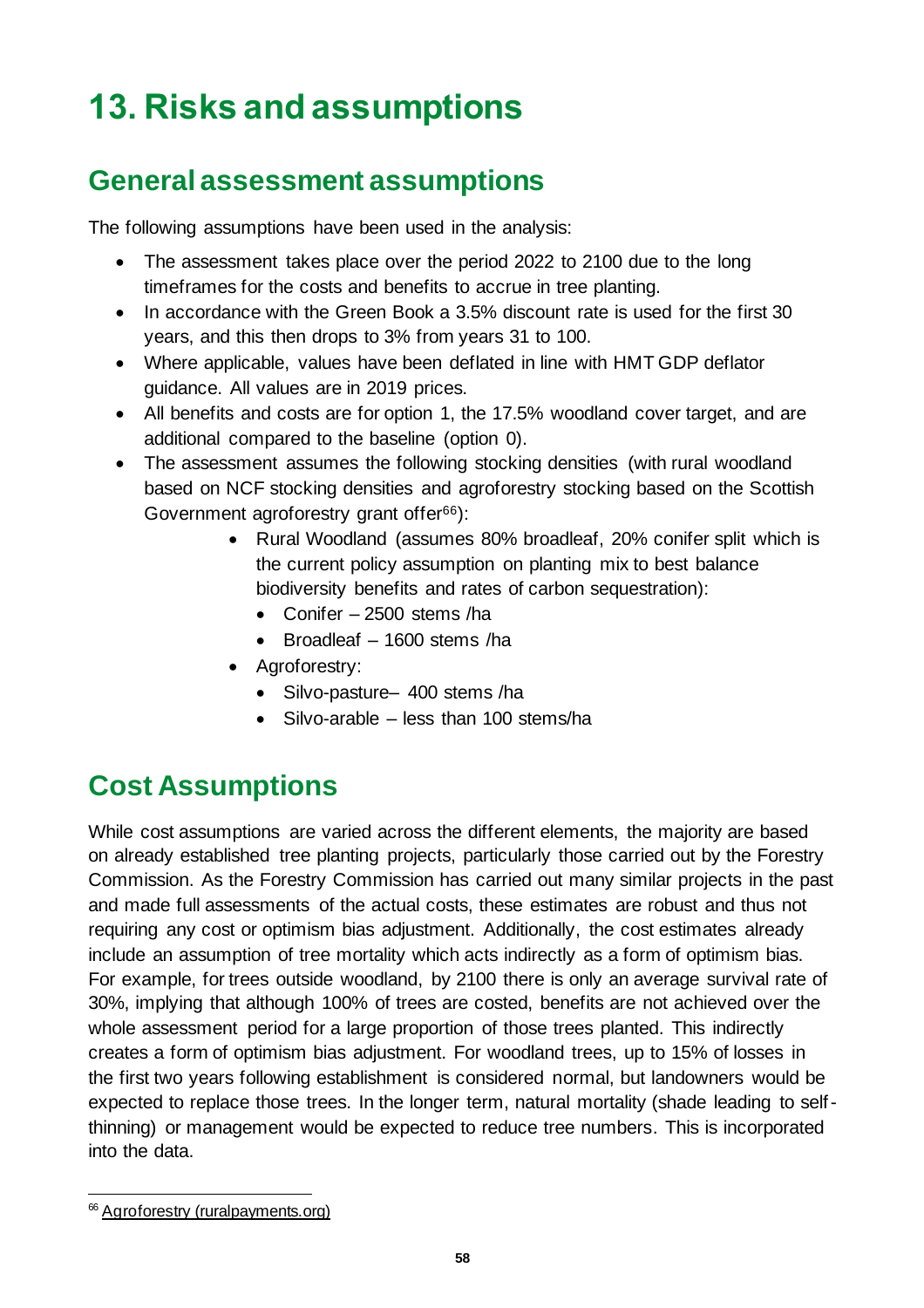# 13. Risks and assumptions

## General assessment assumptions

The following assumptions have been used in the analysis:

- The assessment takes place over the period 2022 to 2100 due to the long timeframes for the costs and benefits to accrue in tree planting.
- In accordance with the Green Book a 3.5% discount rate is used for the first 30 years, and this then drops to 3% from years 31 to 100.
- Where applicable, values have been deflated in line with HMT GDP deflator guidance. All values are in 2019 prices.
- All benefits and costs are for option 1, the 17.5% woodland cover target, and are additional compared to the baseline (option 0).
- The assessment assumes the following stocking densities (with rural woodland based on NCF stocking densities and agroforestry stocking based on the Scottish Government agroforestry grant offer[66]):
    - Rural Woodland (assumes 80% broadleaf, 20% conifer split which is the current policy assumption on planting mix to best balance biodiversity benefits and rates of carbon sequestration):
        - Conifer – 2500 stems /ha
        - Broadleaf – 1600 stems /ha
    - Agroforestry:
        - Silvo-pasture– 400 stems /ha
        - Silvo-arable – less than 100 stems/ha

## Cost Assumptions

While cost assumptions are varied across the different elements, the majority are based on already established tree planting projects, particularly those carried out by the Forestry Commission. As the Forestry Commission has carried out many similar projects in the past and made full assessments of the actual costs, these estimates are robust and thus not requiring any cost or optimism bias adjustment. Additionally, the cost estimates already include an assumption of tree mortality which acts indirectly as a form of optimism bias. For example, for trees outside woodland, by 2100 there is only an average survival rate of 30%, implying that although 100% of trees are costed, benefits are not achieved over the whole assessment period for a large proportion of those trees planted. This indirectly creates a form of optimism bias adjustment. For woodland trees, up to 15% of losses in the first two years following establishment is considered normal, but landowners would be expected to replace those trees. In the longer term, natural mortality (shade leading to self-thinning) or management would be expected to reduce tree numbers. This is incorporated into the data.

---

[66] Agroforestry (ruralpayments.org)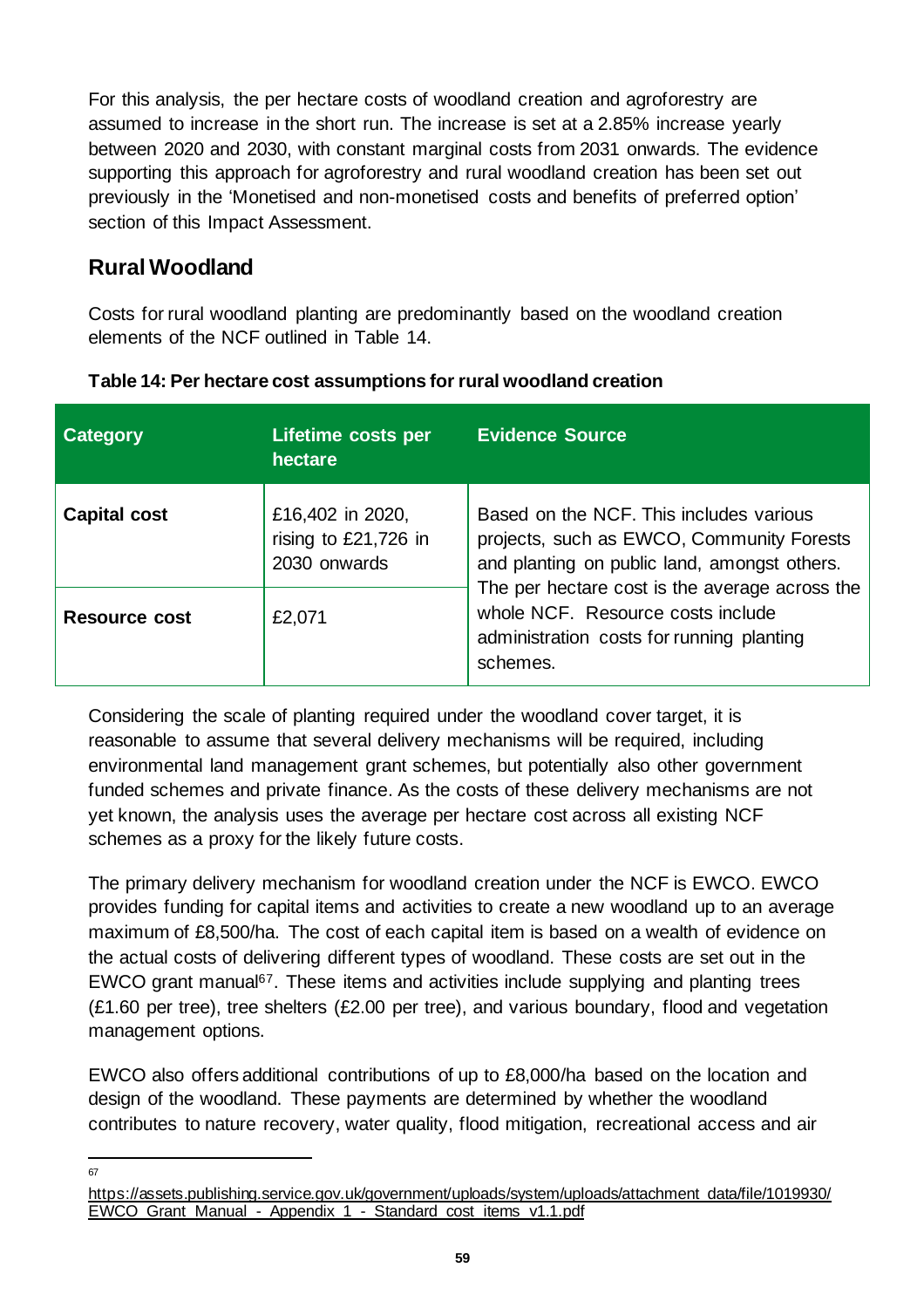For this analysis, the per hectare costs of woodland creation and agroforestry are assumed to increase in the short run. The increase is set at a 2.85% increase yearly between 2020 and 2030, with constant marginal costs from 2031 onwards. The evidence supporting this approach for agroforestry and rural woodland creation has been set out previously in the 'Monetised and non-monetised costs and benefits of preferred option' section of this Impact Assessment.

## Rural Woodland

Costs for rural woodland planting are predominantly based on the woodland creation elements of the NCF outlined in Table 14.

**Table 14: Per hectare cost assumptions for rural woodland creation**

| Category | Lifetime costs per hectare | Evidence Source |
|---|---|---|
| **Capital cost** | £16,402 in 2020, rising to £21,726 in 2030 onwards | Based on the NCF. This includes various projects, such as EWCO, Community Forests and planting on public land, amongst others. The per hectare cost is the average across the whole NCF. Resource costs include administration costs for running planting schemes. |
| **Resource cost** | £2,071 | |

Considering the scale of planting required under the woodland cover target, it is reasonable to assume that several delivery mechanisms will be required, including environmental land management grant schemes, but potentially also other government funded schemes and private finance. As the costs of these delivery mechanisms are not yet known, the analysis uses the average per hectare cost across all existing NCF schemes as a proxy for the likely future costs.

The primary delivery mechanism for woodland creation under the NCF is EWCO. EWCO provides funding for capital items and activities to create a new woodland up to an average maximum of £8,500/ha. The cost of each capital item is based on a wealth of evidence on the actual costs of delivering different types of woodland. These costs are set out in the EWCO grant manual[67]. These items and activities include supplying and planting trees (£1.60 per tree), tree shelters (£2.00 per tree), and various boundary, flood and vegetation management options.

EWCO also offers additional contributions of up to £8,000/ha based on the location and design of the woodland. These payments are determined by whether the woodland contributes to nature recovery, water quality, flood mitigation, recreational access and air

[67] https://assets.publishing.service.gov.uk/government/uploads/system/uploads/attachment_data/file/1019930/EWCO_Grant_Manual_-_Appendix_1_-_Standard_cost_items_v1.1.pdf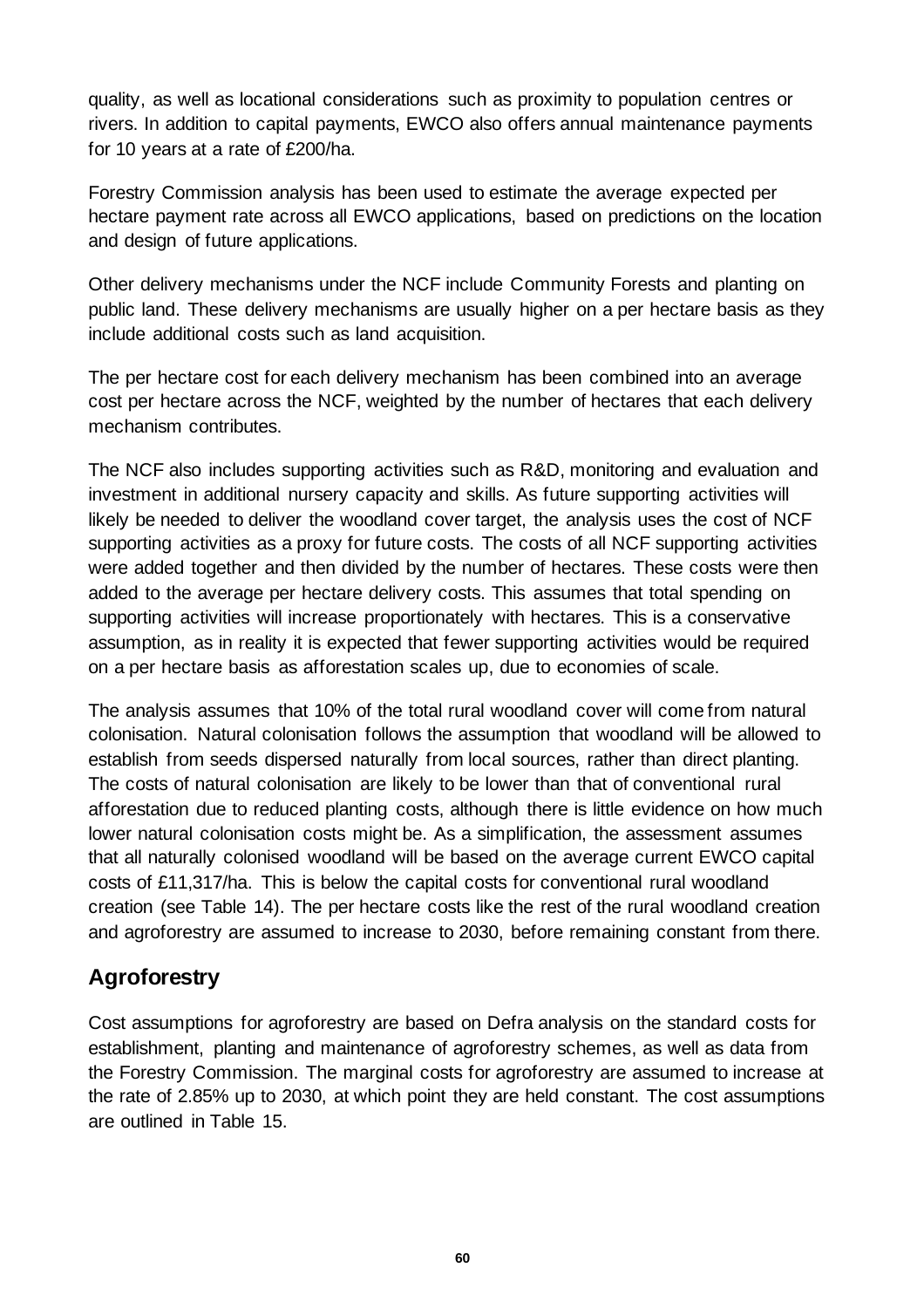quality, as well as locational considerations such as proximity to population centres or rivers. In addition to capital payments, EWCO also offers annual maintenance payments for 10 years at a rate of £200/ha.

Forestry Commission analysis has been used to estimate the average expected per hectare payment rate across all EWCO applications, based on predictions on the location and design of future applications.

Other delivery mechanisms under the NCF include Community Forests and planting on public land. These delivery mechanisms are usually higher on a per hectare basis as they include additional costs such as land acquisition.

The per hectare cost for each delivery mechanism has been combined into an average cost per hectare across the NCF, weighted by the number of hectares that each delivery mechanism contributes.

The NCF also includes supporting activities such as R&D, monitoring and evaluation and investment in additional nursery capacity and skills. As future supporting activities will likely be needed to deliver the woodland cover target, the analysis uses the cost of NCF supporting activities as a proxy for future costs. The costs of all NCF supporting activities were added together and then divided by the number of hectares. These costs were then added to the average per hectare delivery costs. This assumes that total spending on supporting activities will increase proportionately with hectares. This is a conservative assumption, as in reality it is expected that fewer supporting activities would be required on a per hectare basis as afforestation scales up, due to economies of scale.

The analysis assumes that 10% of the total rural woodland cover will come from natural colonisation. Natural colonisation follows the assumption that woodland will be allowed to establish from seeds dispersed naturally from local sources, rather than direct planting. The costs of natural colonisation are likely to be lower than that of conventional rural afforestation due to reduced planting costs, although there is little evidence on how much lower natural colonisation costs might be. As a simplification, the assessment assumes that all naturally colonised woodland will be based on the average current EWCO capital costs of £11,317/ha. This is below the capital costs for conventional rural woodland creation (see Table 14). The per hectare costs like the rest of the rural woodland creation and agroforestry are assumed to increase to 2030, before remaining constant from there.

## Agroforestry

Cost assumptions for agroforestry are based on Defra analysis on the standard costs for establishment, planting and maintenance of agroforestry schemes, as well as data from the Forestry Commission. The marginal costs for agroforestry are assumed to increase at the rate of 2.85% up to 2030, at which point they are held constant. The cost assumptions are outlined in Table 15.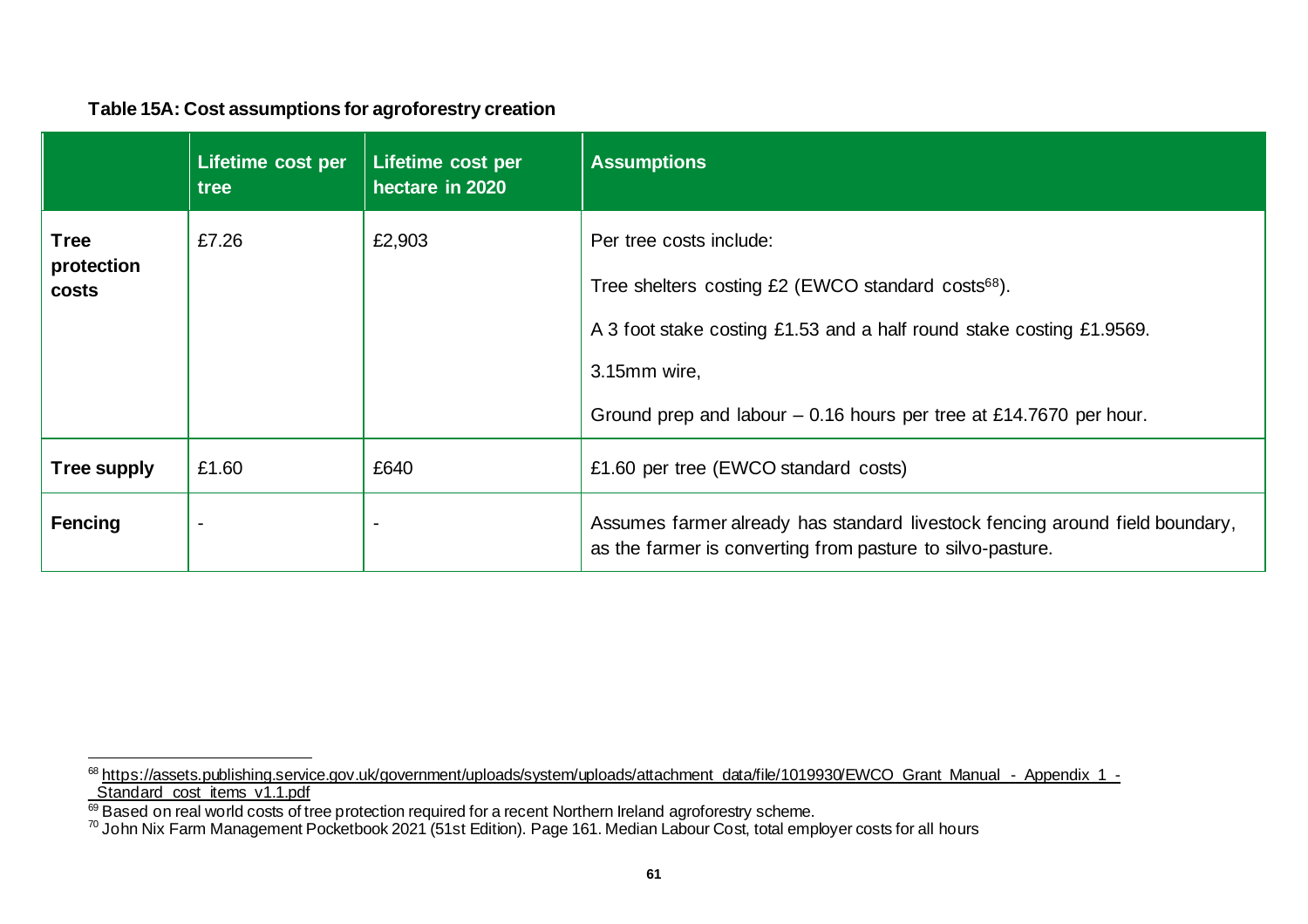**Table 15A: Cost assumptions for agroforestry creation**

| | Lifetime cost per tree | Lifetime cost per hectare in 2020 | Assumptions |
|---|---|---|---|
| **Tree protection costs** | £7.26 | £2,903 | Per tree costs include:<br><br>Tree shelters costing £2 (EWCO standard costs[68]).<br><br>A 3 foot stake costing £1.53 and a half round stake costing £1.95[69].<br><br>3.15mm wire,<br><br>Ground prep and labour – 0.16 hours per tree at £14.76[70] per hour. |
| **Tree supply** | £1.60 | £640 | £1.60 per tree (EWCO standard costs) |
| **Fencing** | - | - | Assumes farmer already has standard livestock fencing around field boundary, as the farmer is converting from pasture to silvo-pasture. |

[68] https://assets.publishing.service.gov.uk/government/uploads/system/uploads/attachment_data/file/1019930/EWCO_Grant_Manual_-_Appendix_1_-_Standard_cost_items_v1.1.pdf

[69] Based on real world costs of tree protection required for a recent Northern Ireland agroforestry scheme.

[70] John Nix Farm Management Pocketbook 2021 (51st Edition). Page 161. Median Labour Cost, total employer costs for all hours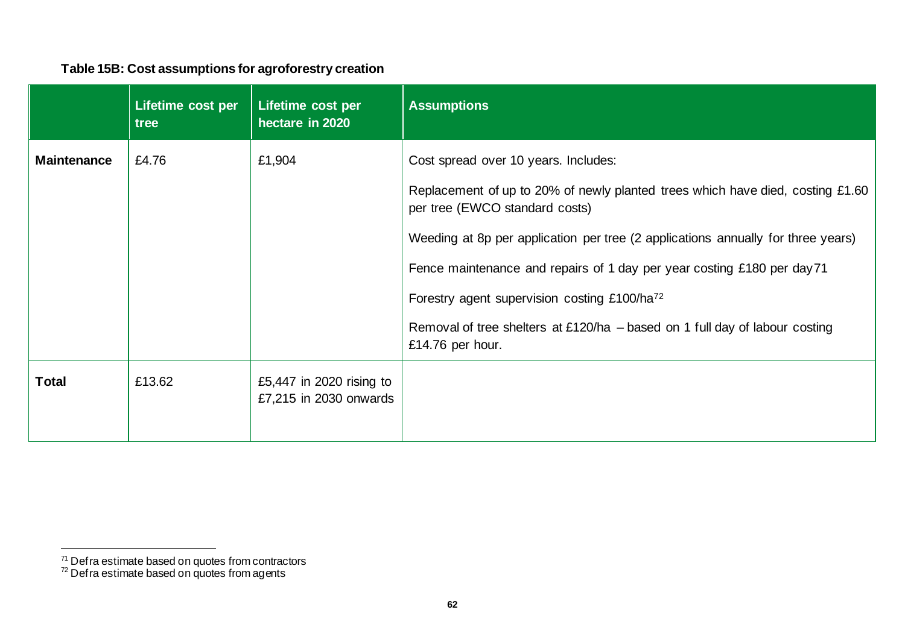**Table 15B: Cost assumptions for agroforestry creation**

| | Lifetime cost per tree | Lifetime cost per hectare in 2020 | Assumptions |
|---|---|---|---|
| **Maintenance** | £4.76 | £1,904 | Cost spread over 10 years. Includes:<br><br>Replacement of up to 20% of newly planted trees which have died, costing £1.60 per tree (EWCO standard costs)<br><br>Weeding at 8p per application per tree (2 applications annually for three years)<br><br>Fence maintenance and repairs of 1 day per year costing £180 per day[71]<br><br>Forestry agent supervision costing £100/ha[72]<br><br>Removal of tree shelters at £120/ha – based on 1 full day of labour costing £14.76 per hour. |
| **Total** | £13.62 | £5,447 in 2020 rising to £7,215 in 2030 onwards | |

[71] Defra estimate based on quotes from contractors

[72] Defra estimate based on quotes from agents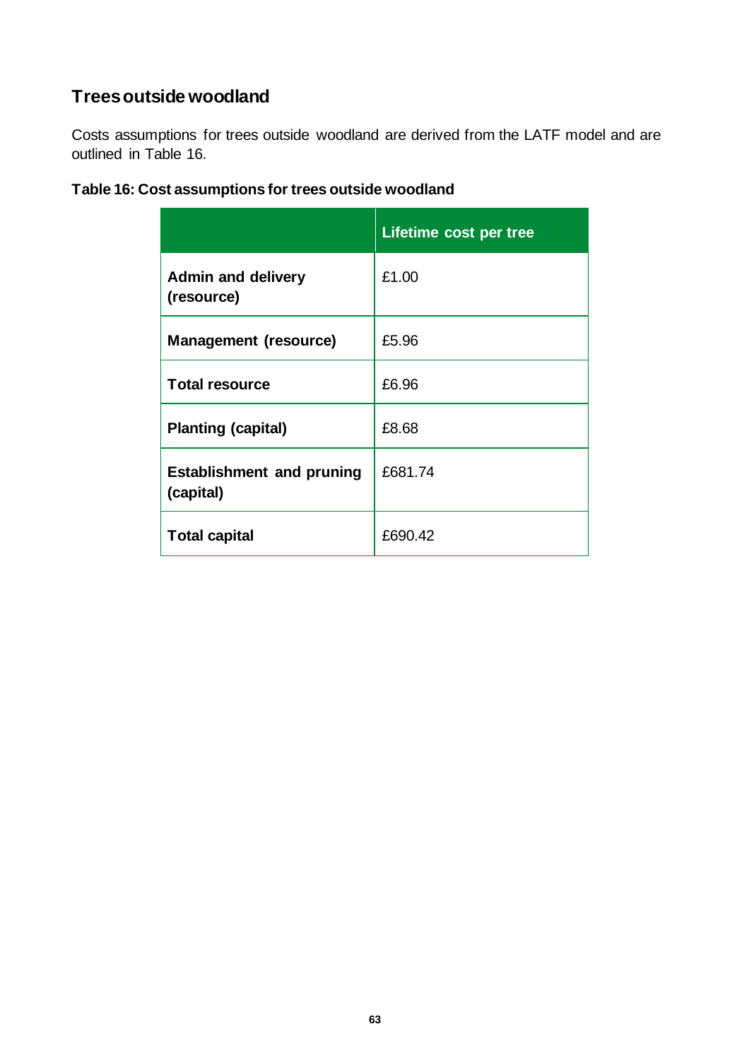## Trees outside woodland

Costs assumptions for trees outside woodland are derived from the LATF model and are outlined in Table 16.

**Table 16: Cost assumptions for trees outside woodland**

| | Lifetime cost per tree |
|---|---|
| **Admin and delivery (resource)** | £1.00 |
| **Management (resource)** | £5.96 |
| **Total resource** | £6.96 |
| **Planting (capital)** | £8.68 |
| **Establishment and pruning (capital)** | £681.74 |
| **Total capital** | £690.42 |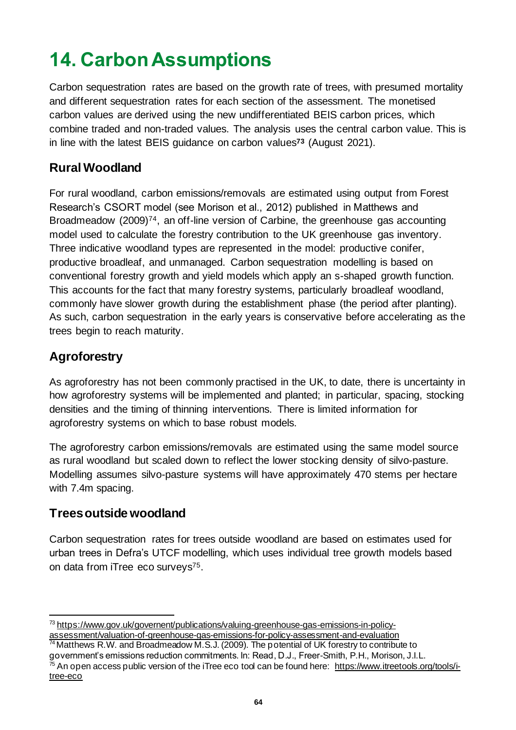# 14. Carbon Assumptions

Carbon sequestration rates are based on the growth rate of trees, with presumed mortality and different sequestration rates for each section of the assessment. The monetised carbon values are derived using the new undifferentiated BEIS carbon prices, which combine traded and non-traded values. The analysis uses the central carbon value. This is in line with the latest BEIS guidance on carbon values[73] (August 2021).

## Rural Woodland

For rural woodland, carbon emissions/removals are estimated using output from Forest Research's CSORT model (see Morison et al., 2012) published in Matthews and Broadmeadow (2009)[74], an off-line version of Carbine, the greenhouse gas accounting model used to calculate the forestry contribution to the UK greenhouse gas inventory. Three indicative woodland types are represented in the model: productive conifer, productive broadleaf, and unmanaged. Carbon sequestration modelling is based on conventional forestry growth and yield models which apply an s-shaped growth function. This accounts for the fact that many forestry systems, particularly broadleaf woodland, commonly have slower growth during the establishment phase (the period after planting). As such, carbon sequestration in the early years is conservative before accelerating as the trees begin to reach maturity.

## Agroforestry

As agroforestry has not been commonly practised in the UK, to date, there is uncertainty in how agroforestry systems will be implemented and planted; in particular, spacing, stocking densities and the timing of thinning interventions. There is limited information for agroforestry systems on which to base robust models.

The agroforestry carbon emissions/removals are estimated using the same model source as rural woodland but scaled down to reflect the lower stocking density of silvo-pasture. Modelling assumes silvo-pasture systems will have approximately 470 stems per hectare with 7.4m spacing.

## Trees outside woodland

Carbon sequestration rates for trees outside woodland are based on estimates used for urban trees in Defra's UTCF modelling, which uses individual tree growth models based on data from iTree eco surveys[75].

---

[73] https://www.gov.uk/govenrent/publications/valuing-greenhouse-gas-emissions-in-policy-assessment/valuation-of-greenhouse-gas-emissions-for-policy-assessment-and-evaluation

[74] Matthews R.W. and Broadmeadow M.S.J. (2009). The potential of UK forestry to contribute to government's emissions reduction commitments. In: Read, D.J., Freer-Smith, P.H., Morison, J.I.L.

[75] An open access public version of the iTree eco tool can be found here: https://www.itreetools.org/tools/i-tree-eco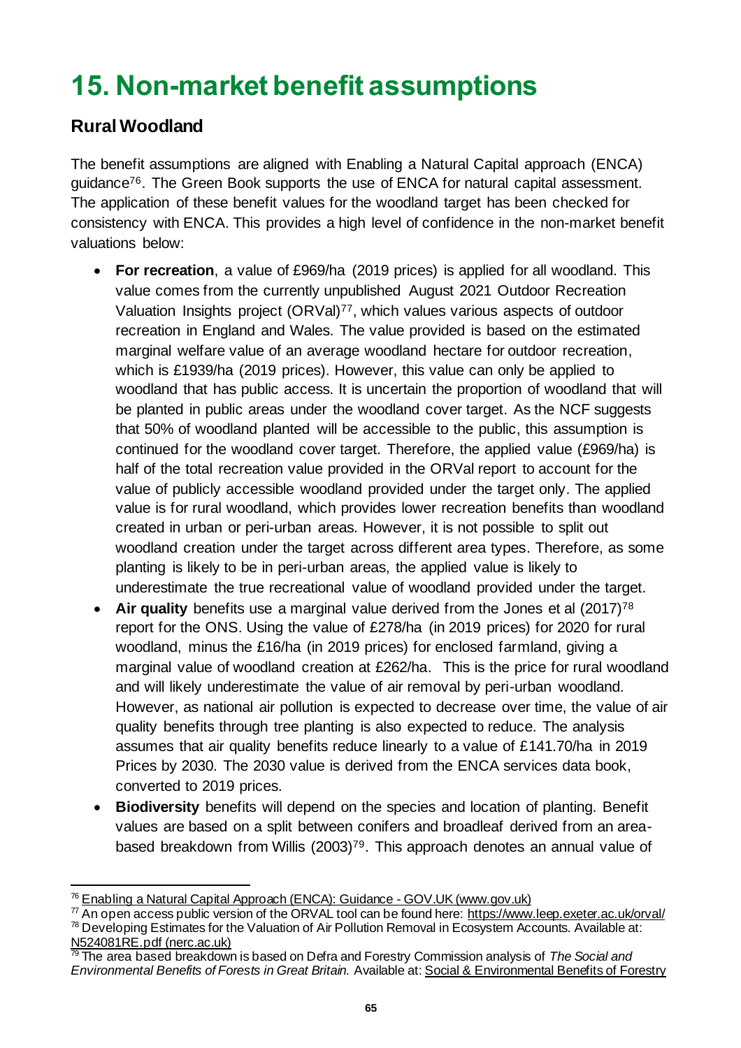# 15. Non-market benefit assumptions

## Rural Woodland

The benefit assumptions are aligned with Enabling a Natural Capital approach (ENCA) guidance[76]. The Green Book supports the use of ENCA for natural capital assessment. The application of these benefit values for the woodland target has been checked for consistency with ENCA. This provides a high level of confidence in the non-market benefit valuations below:

- **For recreation**, a value of £969/ha (2019 prices) is applied for all woodland. This value comes from the currently unpublished August 2021 Outdoor Recreation Valuation Insights project (ORVal)[77], which values various aspects of outdoor recreation in England and Wales. The value provided is based on the estimated marginal welfare value of an average woodland hectare for outdoor recreation, which is £1939/ha (2019 prices). However, this value can only be applied to woodland that has public access. It is uncertain the proportion of woodland that will be planted in public areas under the woodland cover target. As the NCF suggests that 50% of woodland planted will be accessible to the public, this assumption is continued for the woodland cover target. Therefore, the applied value (£969/ha) is half of the total recreation value provided in the ORVal report to account for the value of publicly accessible woodland provided under the target only. The applied value is for rural woodland, which provides lower recreation benefits than woodland created in urban or peri-urban areas. However, it is not possible to split out woodland creation under the target across different area types. Therefore, as some planting is likely to be in peri-urban areas, the applied value is likely to underestimate the true recreational value of woodland provided under the target.
- **Air quality** benefits use a marginal value derived from the Jones et al (2017)[78] report for the ONS. Using the value of £278/ha (in 2019 prices) for 2020 for rural woodland, minus the £16/ha (in 2019 prices) for enclosed farmland, giving a marginal value of woodland creation at £262/ha. This is the price for rural woodland and will likely underestimate the value of air removal by peri-urban woodland. However, as national air pollution is expected to decrease over time, the value of air quality benefits through tree planting is also expected to reduce. The analysis assumes that air quality benefits reduce linearly to a value of £141.70/ha in 2019 Prices by 2030. The 2030 value is derived from the ENCA services data book, converted to 2019 prices.
- **Biodiversity** benefits will depend on the species and location of planting. Benefit values are based on a split between conifers and broadleaf derived from an area-based breakdown from Willis (2003)[79]. This approach denotes an annual value of

---

[76] Enabling a Natural Capital Approach (ENCA): Guidance - GOV.UK (www.gov.uk)

[77] An open access public version of the ORVAL tool can be found here: https://www.leep.exeter.ac.uk/orval/

[78] Developing Estimates for the Valuation of Air Pollution Removal in Ecosystem Accounts. Available at: N524081RE.pdf (nerc.ac.uk)

[79] The area based breakdown is based on Defra and Forestry Commission analysis of *The Social and Environmental Benefits of Forests in Great Britain.* Available at: Social & Environmental Benefits of Forestry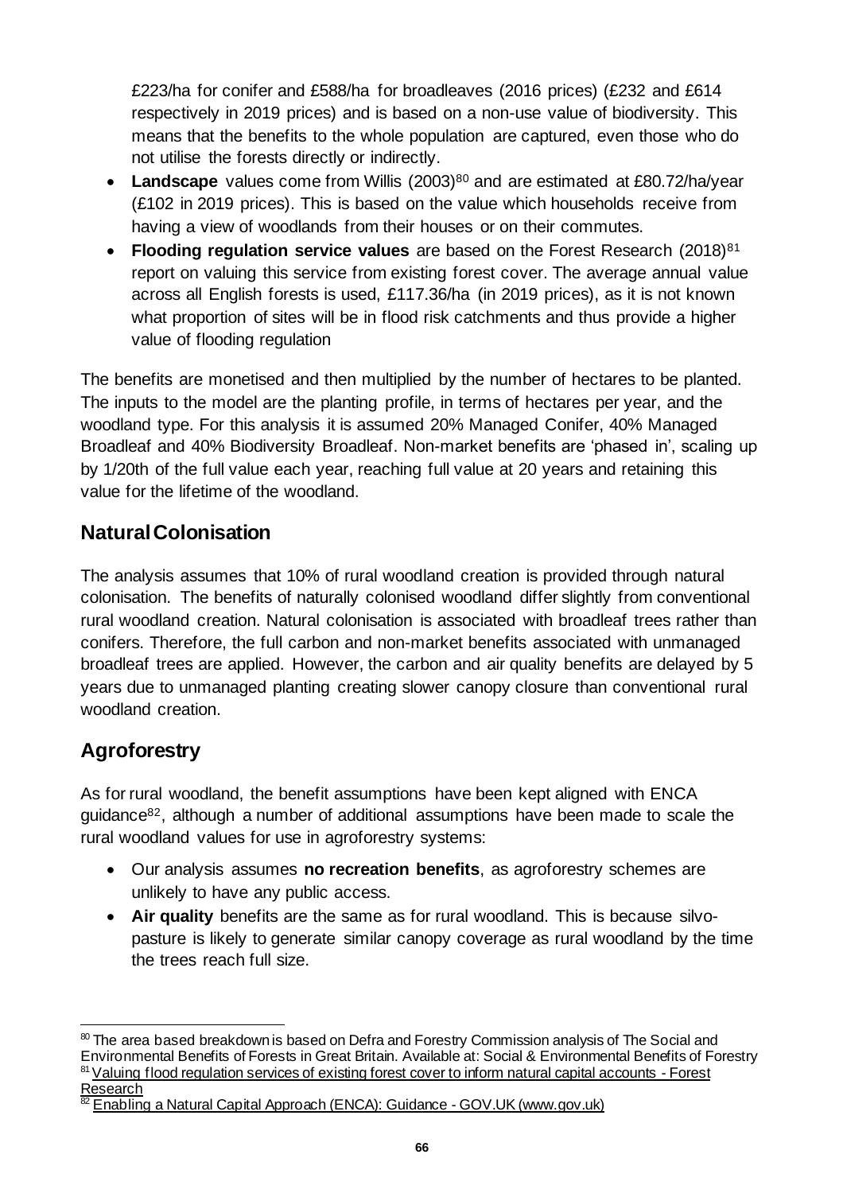£223/ha for conifer and £588/ha for broadleaves (2016 prices) (£232 and £614 respectively in 2019 prices) and is based on a non-use value of biodiversity. This means that the benefits to the whole population are captured, even those who do not utilise the forests directly or indirectly.

- **Landscape** values come from Willis (2003)[80] and are estimated at £80.72/ha/year (£102 in 2019 prices). This is based on the value which households receive from having a view of woodlands from their houses or on their commutes.
- **Flooding regulation service values** are based on the Forest Research (2018)[81] report on valuing this service from existing forest cover. The average annual value across all English forests is used, £117.36/ha (in 2019 prices), as it is not known what proportion of sites will be in flood risk catchments and thus provide a higher value of flooding regulation

The benefits are monetised and then multiplied by the number of hectares to be planted. The inputs to the model are the planting profile, in terms of hectares per year, and the woodland type. For this analysis it is assumed 20% Managed Conifer, 40% Managed Broadleaf and 40% Biodiversity Broadleaf. Non-market benefits are 'phased in', scaling up by 1/20th of the full value each year, reaching full value at 20 years and retaining this value for the lifetime of the woodland.

## Natural Colonisation

The analysis assumes that 10% of rural woodland creation is provided through natural colonisation. The benefits of naturally colonised woodland differ slightly from conventional rural woodland creation. Natural colonisation is associated with broadleaf trees rather than conifers. Therefore, the full carbon and non-market benefits associated with unmanaged broadleaf trees are applied. However, the carbon and air quality benefits are delayed by 5 years due to unmanaged planting creating slower canopy closure than conventional rural woodland creation.

## Agroforestry

As for rural woodland, the benefit assumptions have been kept aligned with ENCA guidance[82], although a number of additional assumptions have been made to scale the rural woodland values for use in agroforestry systems:

- Our analysis assumes **no recreation benefits**, as agroforestry schemes are unlikely to have any public access.
- **Air quality** benefits are the same as for rural woodland. This is because silvo-pasture is likely to generate similar canopy coverage as rural woodland by the time the trees reach full size.

[80] The area based breakdown is based on Defra and Forestry Commission analysis of The Social and Environmental Benefits of Forests in Great Britain. Available at: Social & Environmental Benefits of Forestry

[81] Valuing flood regulation services of existing forest cover to inform natural capital accounts - Forest Research

[82] Enabling a Natural Capital Approach (ENCA): Guidance - GOV.UK (www.gov.uk)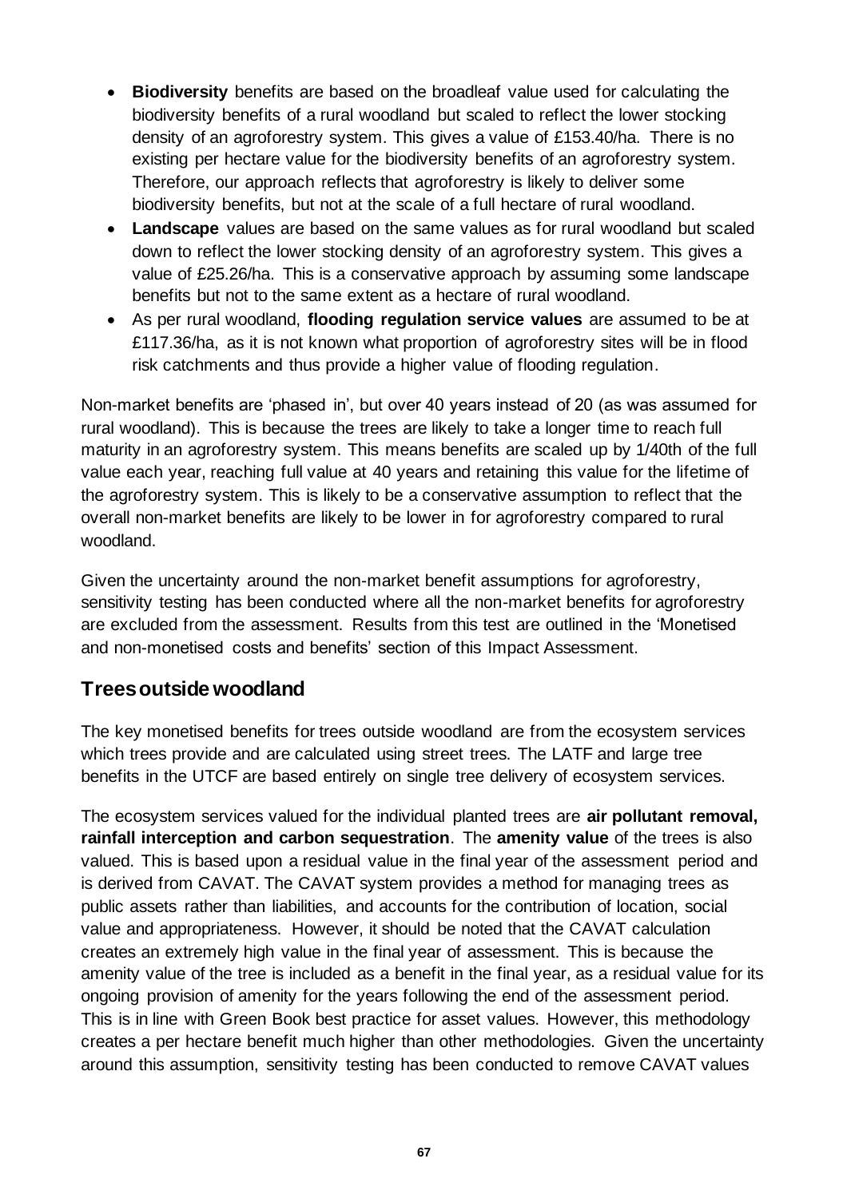- **Biodiversity** benefits are based on the broadleaf value used for calculating the biodiversity benefits of a rural woodland but scaled to reflect the lower stocking density of an agroforestry system. This gives a value of £153.40/ha. There is no existing per hectare value for the biodiversity benefits of an agroforestry system. Therefore, our approach reflects that agroforestry is likely to deliver some biodiversity benefits, but not at the scale of a full hectare of rural woodland.
- **Landscape** values are based on the same values as for rural woodland but scaled down to reflect the lower stocking density of an agroforestry system. This gives a value of £25.26/ha. This is a conservative approach by assuming some landscape benefits but not to the same extent as a hectare of rural woodland.
- As per rural woodland, **flooding regulation service values** are assumed to be at £117.36/ha, as it is not known what proportion of agroforestry sites will be in flood risk catchments and thus provide a higher value of flooding regulation.

Non-market benefits are 'phased in', but over 40 years instead of 20 (as was assumed for rural woodland). This is because the trees are likely to take a longer time to reach full maturity in an agroforestry system. This means benefits are scaled up by 1/40th of the full value each year, reaching full value at 40 years and retaining this value for the lifetime of the agroforestry system. This is likely to be a conservative assumption to reflect that the overall non-market benefits are likely to be lower in for agroforestry compared to rural woodland.

Given the uncertainty around the non-market benefit assumptions for agroforestry, sensitivity testing has been conducted where all the non-market benefits for agroforestry are excluded from the assessment. Results from this test are outlined in the 'Monetised and non-monetised costs and benefits' section of this Impact Assessment.

## Trees outside woodland

The key monetised benefits for trees outside woodland are from the ecosystem services which trees provide and are calculated using street trees. The LATF and large tree benefits in the UTCF are based entirely on single tree delivery of ecosystem services.

The ecosystem services valued for the individual planted trees are **air pollutant removal, rainfall interception and carbon sequestration**. The **amenity value** of the trees is also valued. This is based upon a residual value in the final year of the assessment period and is derived from CAVAT. The CAVAT system provides a method for managing trees as public assets rather than liabilities, and accounts for the contribution of location, social value and appropriateness. However, it should be noted that the CAVAT calculation creates an extremely high value in the final year of assessment. This is because the amenity value of the tree is included as a benefit in the final year, as a residual value for its ongoing provision of amenity for the years following the end of the assessment period. This is in line with Green Book best practice for asset values. However, this methodology creates a per hectare benefit much higher than other methodologies. Given the uncertainty around this assumption, sensitivity testing has been conducted to remove CAVAT values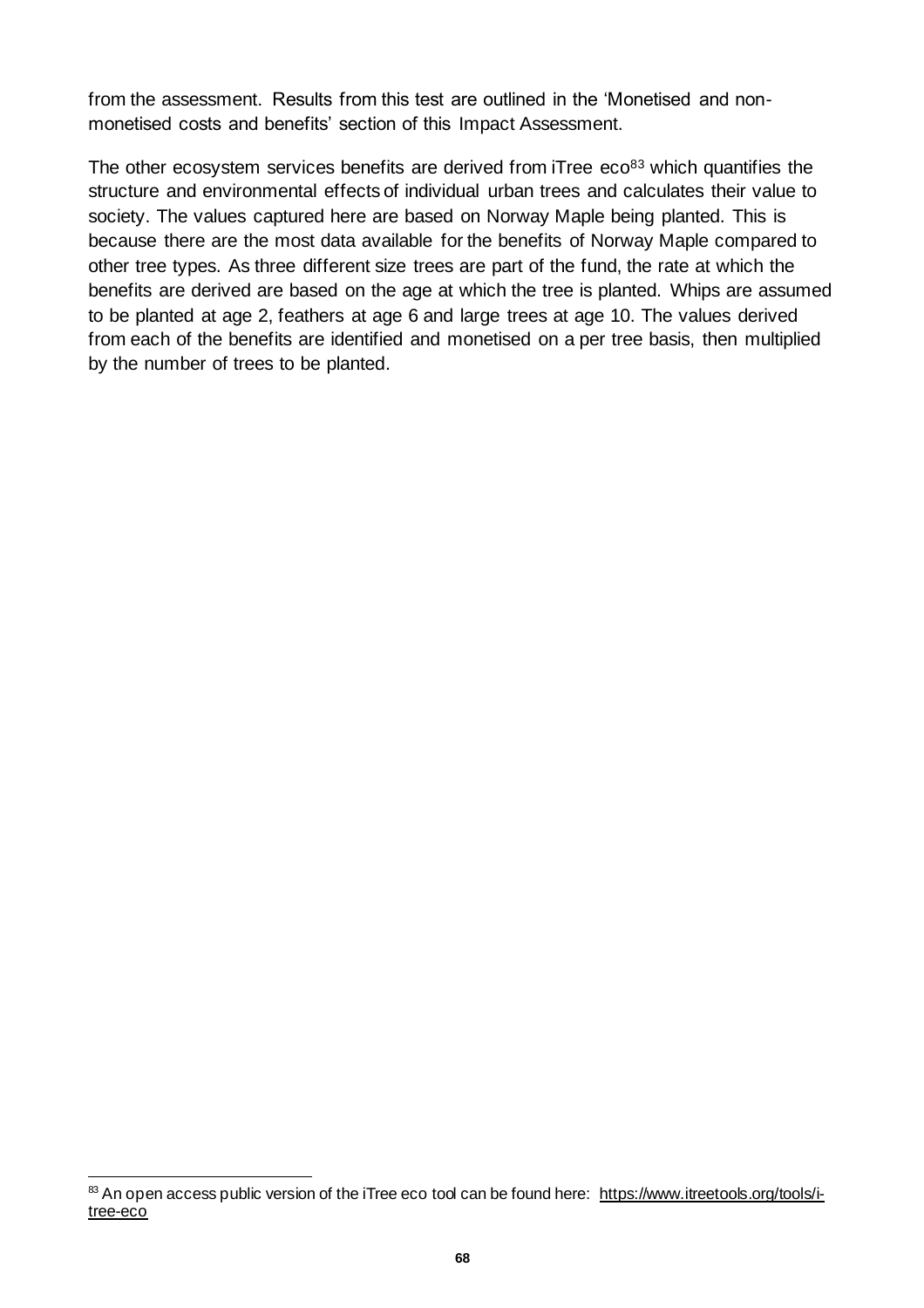from the assessment. Results from this test are outlined in the 'Monetised and non-monetised costs and benefits' section of this Impact Assessment.

The other ecosystem services benefits are derived from iTree eco[83] which quantifies the structure and environmental effects of individual urban trees and calculates their value to society. The values captured here are based on Norway Maple being planted. This is because there are the most data available for the benefits of Norway Maple compared to other tree types. As three different size trees are part of the fund, the rate at which the benefits are derived are based on the age at which the tree is planted. Whips are assumed to be planted at age 2, feathers at age 6 and large trees at age 10. The values derived from each of the benefits are identified and monetised on a per tree basis, then multiplied by the number of trees to be planted.

[83] An open access public version of the iTree eco tool can be found here: https://www.itreetools.org/tools/i-tree-eco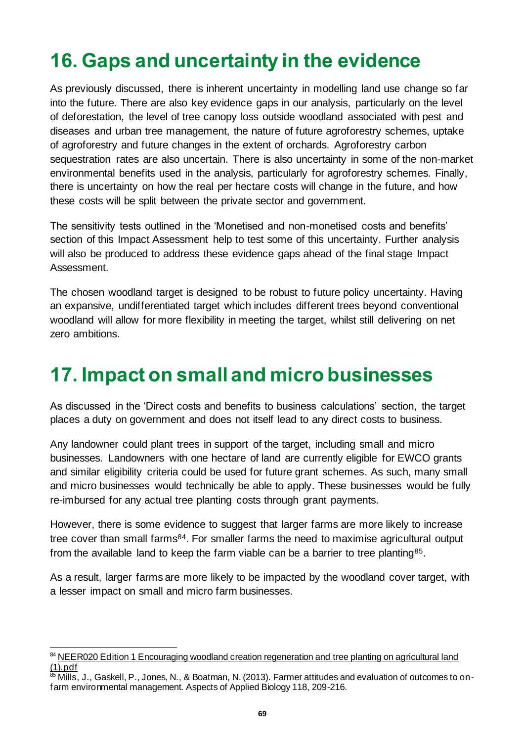# 16. Gaps and uncertainty in the evidence

As previously discussed, there is inherent uncertainty in modelling land use change so far into the future. There are also key evidence gaps in our analysis, particularly on the level of deforestation, the level of tree canopy loss outside woodland associated with pest and diseases and urban tree management, the nature of future agroforestry schemes, uptake of agroforestry and future changes in the extent of orchards. Agroforestry carbon sequestration rates are also uncertain. There is also uncertainty in some of the non-market environmental benefits used in the analysis, particularly for agroforestry schemes. Finally, there is uncertainty on how the real per hectare costs will change in the future, and how these costs will be split between the private sector and government.

The sensitivity tests outlined in the 'Monetised and non-monetised costs and benefits' section of this Impact Assessment help to test some of this uncertainty. Further analysis will also be produced to address these evidence gaps ahead of the final stage Impact Assessment.

The chosen woodland target is designed to be robust to future policy uncertainty. Having an expansive, undifferentiated target which includes different trees beyond conventional woodland will allow for more flexibility in meeting the target, whilst still delivering on net zero ambitions.

# 17. Impact on small and micro businesses

As discussed in the 'Direct costs and benefits to business calculations' section, the target places a duty on government and does not itself lead to any direct costs to business.

Any landowner could plant trees in support of the target, including small and micro businesses. Landowners with one hectare of land are currently eligible for EWCO grants and similar eligibility criteria could be used for future grant schemes. As such, many small and micro businesses would technically be able to apply. These businesses would be fully re-imbursed for any actual tree planting costs through grant payments.

However, there is some evidence to suggest that larger farms are more likely to increase tree cover than small farms[84]. For smaller farms the need to maximise agricultural output from the available land to keep the farm viable can be a barrier to tree planting[85].

As a result, larger farms are more likely to be impacted by the woodland cover target, with a lesser impact on small and micro farm businesses.

---

[84] NEER020 Edition 1 Encouraging woodland creation regeneration and tree planting on agricultural land (1).pdf

[85] Mills, J., Gaskell, P., Jones, N., & Boatman, N. (2013). Farmer attitudes and evaluation of outcomes to on-farm environmental management. Aspects of Applied Biology 118, 209-216.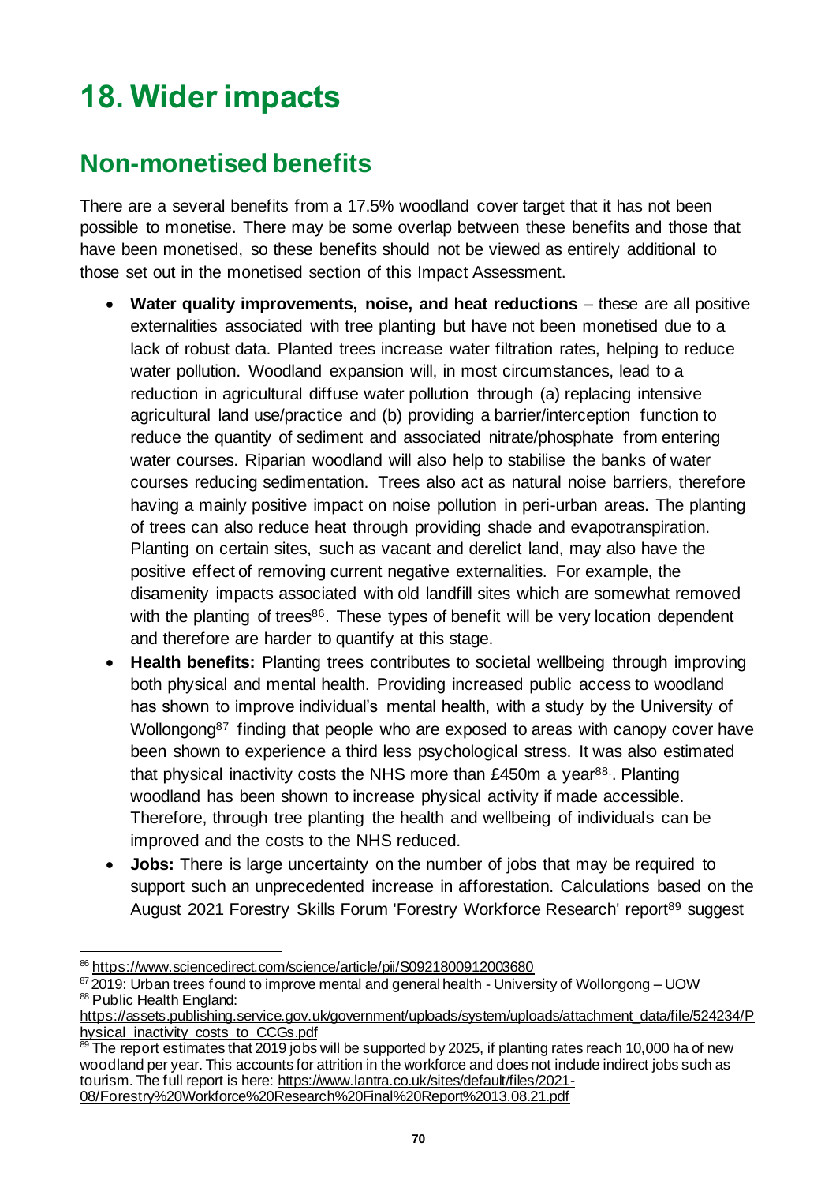# 18. Wider impacts

## Non-monetised benefits

There are a several benefits from a 17.5% woodland cover target that it has not been possible to monetise. There may be some overlap between these benefits and those that have been monetised, so these benefits should not be viewed as entirely additional to those set out in the monetised section of this Impact Assessment.

- **Water quality improvements, noise, and heat reductions** – these are all positive externalities associated with tree planting but have not been monetised due to a lack of robust data. Planted trees increase water filtration rates, helping to reduce water pollution. Woodland expansion will, in most circumstances, lead to a reduction in agricultural diffuse water pollution through (a) replacing intensive agricultural land use/practice and (b) providing a barrier/interception function to reduce the quantity of sediment and associated nitrate/phosphate from entering water courses. Riparian woodland will also help to stabilise the banks of water courses reducing sedimentation. Trees also act as natural noise barriers, therefore having a mainly positive impact on noise pollution in peri-urban areas. The planting of trees can also reduce heat through providing shade and evapotranspiration. Planting on certain sites, such as vacant and derelict land, may also have the positive effect of removing current negative externalities. For example, the disamenity impacts associated with old landfill sites which are somewhat removed with the planting of trees[86]. These types of benefit will be very location dependent and therefore are harder to quantify at this stage.
- **Health benefits:** Planting trees contributes to societal wellbeing through improving both physical and mental health. Providing increased public access to woodland has shown to improve individual's mental health, with a study by the University of Wollongong[87] finding that people who are exposed to areas with canopy cover have been shown to experience a third less psychological stress. It was also estimated that physical inactivity costs the NHS more than £450m a year[88]. Planting woodland has been shown to increase physical activity if made accessible. Therefore, through tree planting the health and wellbeing of individuals can be improved and the costs to the NHS reduced.
- **Jobs:** There is large uncertainty on the number of jobs that may be required to support such an unprecedented increase in afforestation. Calculations based on the August 2021 Forestry Skills Forum 'Forestry Workforce Research' report[89] suggest

---

[86] https://www.sciencedirect.com/science/article/pii/S0921800912003680

[87] 2019: Urban trees found to improve mental and general health - University of Wollongong – UOW

[88] Public Health England: https://assets.publishing.service.gov.uk/government/uploads/system/uploads/attachment_data/file/524234/Physical_inactivity_costs_to_CCGs.pdf

[89] The report estimates that 2019 jobs will be supported by 2025, if planting rates reach 10,000 ha of new woodland per year. This accounts for attrition in the workforce and does not include indirect jobs such as tourism. The full report is here: https://www.lantra.co.uk/sites/default/files/2021-08/Forestry%20Workforce%20Research%20Final%20Report%2013.08.21.pdf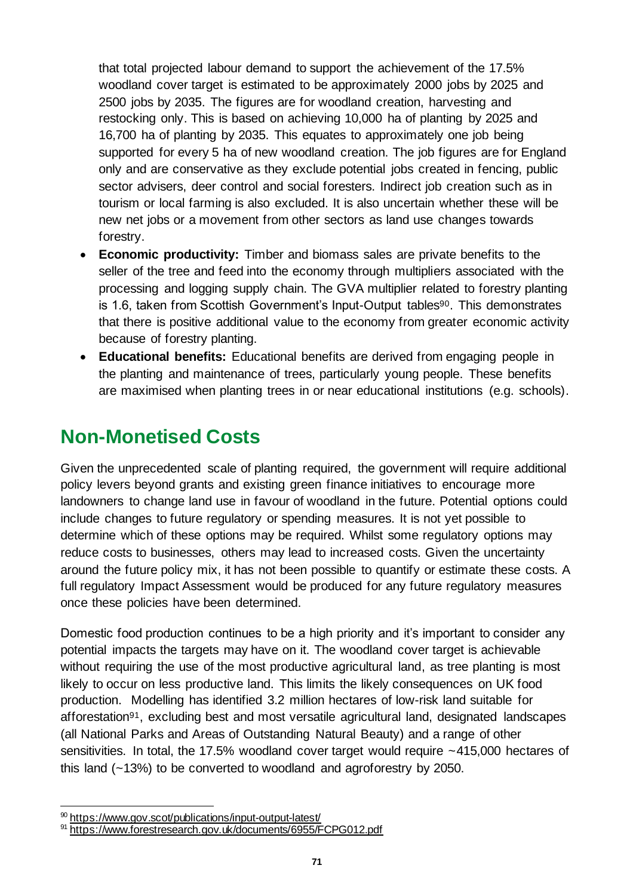that total projected labour demand to support the achievement of the 17.5% woodland cover target is estimated to be approximately 2000 jobs by 2025 and 2500 jobs by 2035. The figures are for woodland creation, harvesting and restocking only. This is based on achieving 10,000 ha of planting by 2025 and 16,700 ha of planting by 2035. This equates to approximately one job being supported for every 5 ha of new woodland creation. The job figures are for England only and are conservative as they exclude potential jobs created in fencing, public sector advisers, deer control and social foresters. Indirect job creation such as in tourism or local farming is also excluded. It is also uncertain whether these will be new net jobs or a movement from other sectors as land use changes towards forestry.

- **Economic productivity:** Timber and biomass sales are private benefits to the seller of the tree and feed into the economy through multipliers associated with the processing and logging supply chain. The GVA multiplier related to forestry planting is 1.6, taken from Scottish Government's Input-Output tables[90]. This demonstrates that there is positive additional value to the economy from greater economic activity because of forestry planting.
- **Educational benefits:** Educational benefits are derived from engaging people in the planting and maintenance of trees, particularly young people. These benefits are maximised when planting trees in or near educational institutions (e.g. schools).

## Non-Monetised Costs

Given the unprecedented scale of planting required, the government will require additional policy levers beyond grants and existing green finance initiatives to encourage more landowners to change land use in favour of woodland in the future. Potential options could include changes to future regulatory or spending measures. It is not yet possible to determine which of these options may be required. Whilst some regulatory options may reduce costs to businesses, others may lead to increased costs. Given the uncertainty around the future policy mix, it has not been possible to quantify or estimate these costs. A full regulatory Impact Assessment would be produced for any future regulatory measures once these policies have been determined.

Domestic food production continues to be a high priority and it's important to consider any potential impacts the targets may have on it. The woodland cover target is achievable without requiring the use of the most productive agricultural land, as tree planting is most likely to occur on less productive land. This limits the likely consequences on UK food production. Modelling has identified 3.2 million hectares of low-risk land suitable for afforestation[91], excluding best and most versatile agricultural land, designated landscapes (all National Parks and Areas of Outstanding Natural Beauty) and a range of other sensitivities. In total, the 17.5% woodland cover target would require ~415,000 hectares of this land (~13%) to be converted to woodland and agroforestry by 2050.

---

[90] https://www.gov.scot/publications/input-output-latest/

[91] https://www.forestresearch.gov.uk/documents/6955/FCPG012.pdf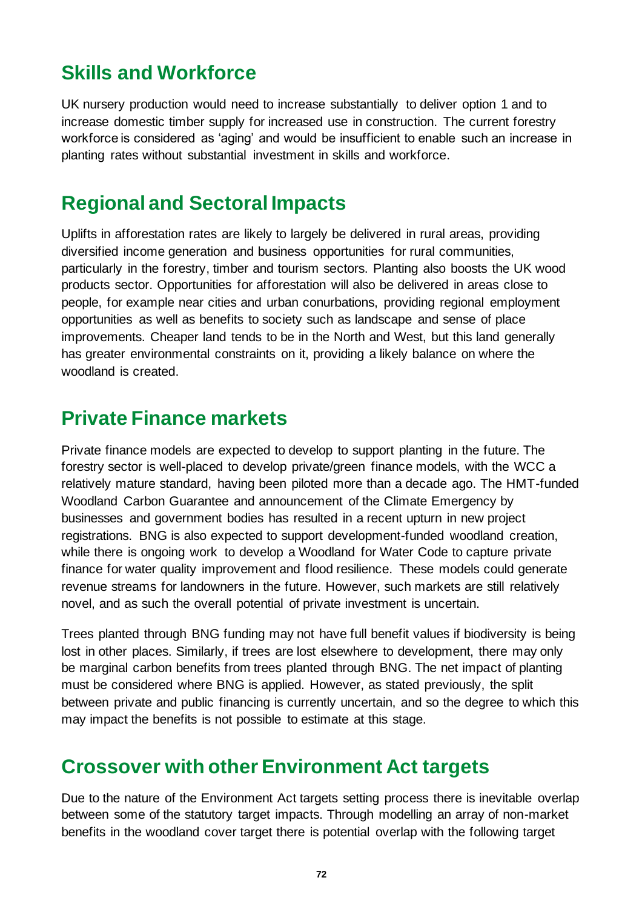## Skills and Workforce

UK nursery production would need to increase substantially to deliver option 1 and to increase domestic timber supply for increased use in construction. The current forestry workforce is considered as 'aging' and would be insufficient to enable such an increase in planting rates without substantial investment in skills and workforce.

## Regional and Sectoral Impacts

Uplifts in afforestation rates are likely to largely be delivered in rural areas, providing diversified income generation and business opportunities for rural communities, particularly in the forestry, timber and tourism sectors. Planting also boosts the UK wood products sector. Opportunities for afforestation will also be delivered in areas close to people, for example near cities and urban conurbations, providing regional employment opportunities as well as benefits to society such as landscape and sense of place improvements. Cheaper land tends to be in the North and West, but this land generally has greater environmental constraints on it, providing a likely balance on where the woodland is created.

## Private Finance markets

Private finance models are expected to develop to support planting in the future. The forestry sector is well-placed to develop private/green finance models, with the WCC a relatively mature standard, having been piloted more than a decade ago. The HMT-funded Woodland Carbon Guarantee and announcement of the Climate Emergency by businesses and government bodies has resulted in a recent upturn in new project registrations. BNG is also expected to support development-funded woodland creation, while there is ongoing work to develop a Woodland for Water Code to capture private finance for water quality improvement and flood resilience. These models could generate revenue streams for landowners in the future. However, such markets are still relatively novel, and as such the overall potential of private investment is uncertain.

Trees planted through BNG funding may not have full benefit values if biodiversity is being lost in other places. Similarly, if trees are lost elsewhere to development, there may only be marginal carbon benefits from trees planted through BNG. The net impact of planting must be considered where BNG is applied. However, as stated previously, the split between private and public financing is currently uncertain, and so the degree to which this may impact the benefits is not possible to estimate at this stage.

## Crossover with other Environment Act targets

Due to the nature of the Environment Act targets setting process there is inevitable overlap between some of the statutory target impacts. Through modelling an array of non-market benefits in the woodland cover target there is potential overlap with the following target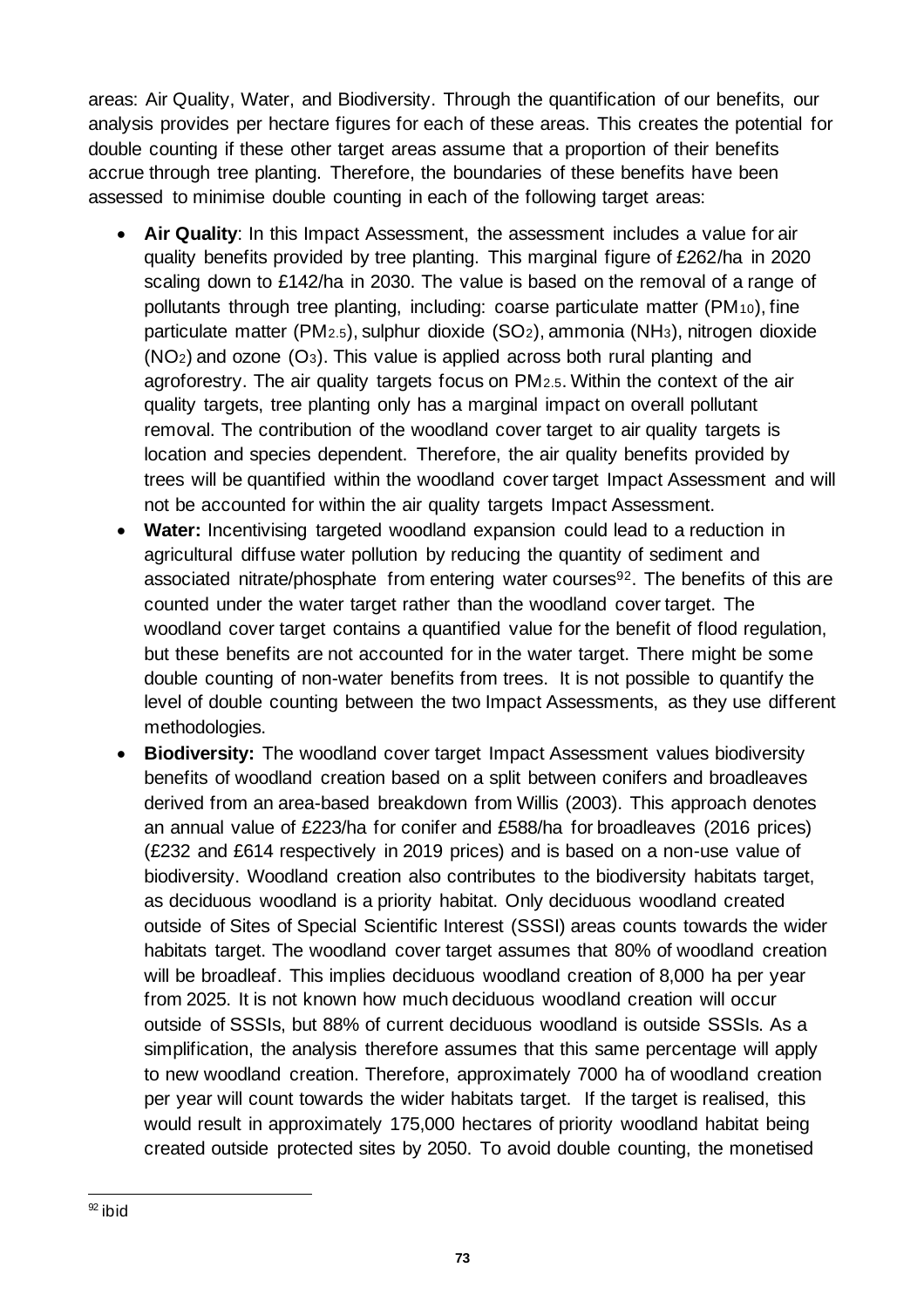areas: Air Quality, Water, and Biodiversity. Through the quantification of our benefits, our analysis provides per hectare figures for each of these areas. This creates the potential for double counting if these other target areas assume that a proportion of their benefits accrue through tree planting. Therefore, the boundaries of these benefits have been assessed to minimise double counting in each of the following target areas:

- **Air Quality**: In this Impact Assessment, the assessment includes a value for air quality benefits provided by tree planting. This marginal figure of £262/ha in 2020 scaling down to £142/ha in 2030. The value is based on the removal of a range of pollutants through tree planting, including: coarse particulate matter ($PM_{10}$), fine particulate matter ($PM_{2.5}$), sulphur dioxide ($SO_2$), ammonia ($NH_3$), nitrogen dioxide ($NO_2$) and ozone ($O_3$). This value is applied across both rural planting and agroforestry. The air quality targets focus on $PM_{2.5}$. Within the context of the air quality targets, tree planting only has a marginal impact on overall pollutant removal. The contribution of the woodland cover target to air quality targets is location and species dependent. Therefore, the air quality benefits provided by trees will be quantified within the woodland cover target Impact Assessment and will not be accounted for within the air quality targets Impact Assessment.
- **Water:** Incentivising targeted woodland expansion could lead to a reduction in agricultural diffuse water pollution by reducing the quantity of sediment and associated nitrate/phosphate from entering water courses[92]. The benefits of this are counted under the water target rather than the woodland cover target. The woodland cover target contains a quantified value for the benefit of flood regulation, but these benefits are not accounted for in the water target. There might be some double counting of non-water benefits from trees. It is not possible to quantify the level of double counting between the two Impact Assessments, as they use different methodologies.
- **Biodiversity:** The woodland cover target Impact Assessment values biodiversity benefits of woodland creation based on a split between conifers and broadleaves derived from an area-based breakdown from Willis (2003). This approach denotes an annual value of £223/ha for conifer and £588/ha for broadleaves (2016 prices) (£232 and £614 respectively in 2019 prices) and is based on a non-use value of biodiversity. Woodland creation also contributes to the biodiversity habitats target, as deciduous woodland is a priority habitat. Only deciduous woodland created outside of Sites of Special Scientific Interest (SSSI) areas counts towards the wider habitats target. The woodland cover target assumes that 80% of woodland creation will be broadleaf. This implies deciduous woodland creation of 8,000 ha per year from 2025. It is not known how much deciduous woodland creation will occur outside of SSSIs, but 88% of current deciduous woodland is outside SSSIs. As a simplification, the analysis therefore assumes that this same percentage will apply to new woodland creation. Therefore, approximately 7000 ha of woodland creation per year will count towards the wider habitats target. If the target is realised, this would result in approximately 175,000 hectares of priority woodland habitat being created outside protected sites by 2050. To avoid double counting, the monetised

[92] ibid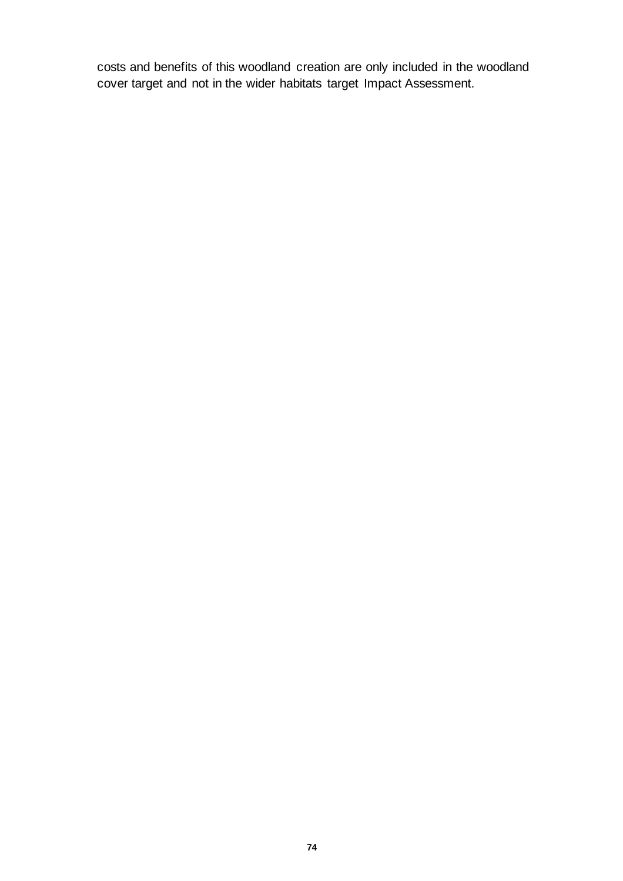costs and benefits of this woodland creation are only included in the woodland cover target and not in the wider habitats target Impact Assessment.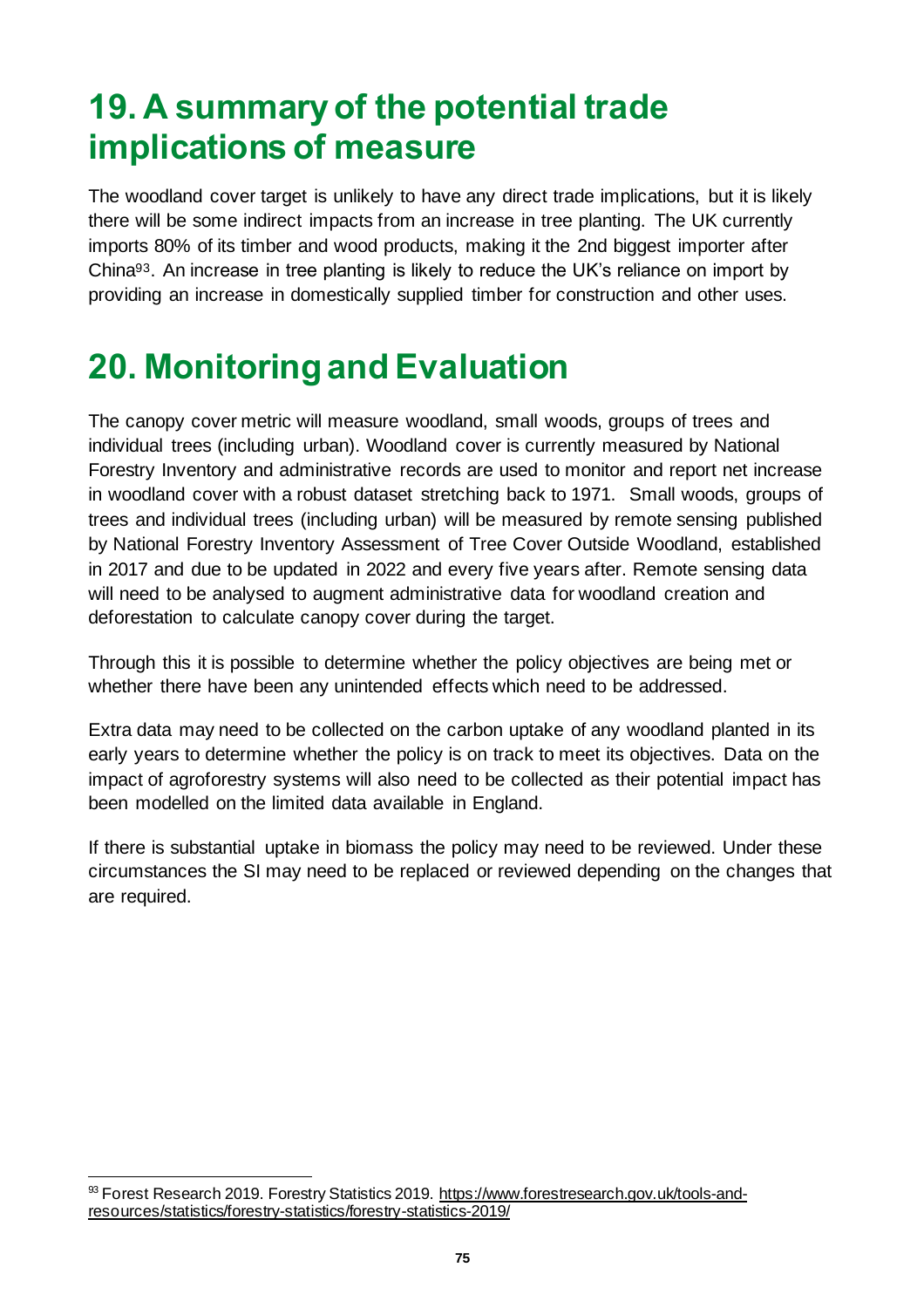# 19. A summary of the potential trade implications of measure

The woodland cover target is unlikely to have any direct trade implications, but it is likely there will be some indirect impacts from an increase in tree planting. The UK currently imports 80% of its timber and wood products, making it the 2nd biggest importer after China[93]. An increase in tree planting is likely to reduce the UK's reliance on import by providing an increase in domestically supplied timber for construction and other uses.

# 20. Monitoring and Evaluation

The canopy cover metric will measure woodland, small woods, groups of trees and individual trees (including urban). Woodland cover is currently measured by National Forestry Inventory and administrative records are used to monitor and report net increase in woodland cover with a robust dataset stretching back to 1971. Small woods, groups of trees and individual trees (including urban) will be measured by remote sensing published by National Forestry Inventory Assessment of Tree Cover Outside Woodland, established in 2017 and due to be updated in 2022 and every five years after. Remote sensing data will need to be analysed to augment administrative data for woodland creation and deforestation to calculate canopy cover during the target.

Through this it is possible to determine whether the policy objectives are being met or whether there have been any unintended effects which need to be addressed.

Extra data may need to be collected on the carbon uptake of any woodland planted in its early years to determine whether the policy is on track to meet its objectives. Data on the impact of agroforestry systems will also need to be collected as their potential impact has been modelled on the limited data available in England.

If there is substantial uptake in biomass the policy may need to be reviewed. Under these circumstances the SI may need to be replaced or reviewed depending on the changes that are required.

---

[93] Forest Research 2019. Forestry Statistics 2019. https://www.forestresearch.gov.uk/tools-and-resources/statistics/forestry-statistics/forestry-statistics-2019/